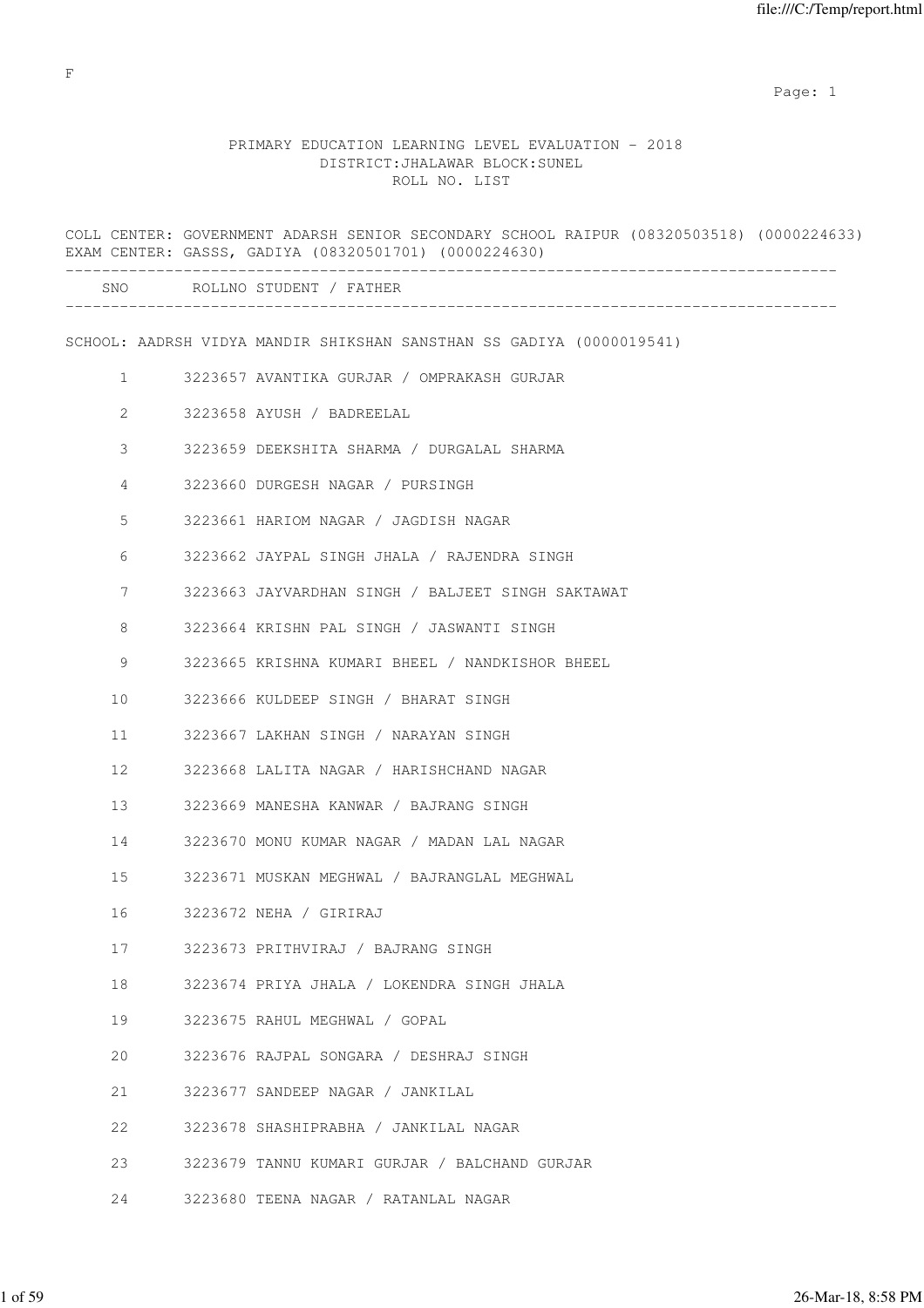F

# PRIMARY EDUCATION LEARNING LEVEL EVALUATION - 2018

DISTRICT:JHALAWAR BLOCK:SUNEL

ROLL NO. LIST

COLL CENTER: GOVERNMENT ADARSH SENIOR SECONDARY SCHOOL RAIPUR (08320503518) (0000224633)
EXAM CENTER: GASSS, GADIYA (08320501701) (0000224630)

SCHOOL: AADRSH VIDYA MANDIR SHIKSHAN SANSTHAN SS GADIYA (0000019541)

| SNO | ROLLNO | STUDENT / FATHER |
|---|---|---|
| 1 | 3223657 | AVANTIKA GURJAR / OMPRAKASH GURJAR |
| 2 | 3223658 | AYUSH / BADREELAL |
| 3 | 3223659 | DEEKSHITA SHARMA / DURGALAL SHARMA |
| 4 | 3223660 | DURGESH NAGAR / PURSINGH |
| 5 | 3223661 | HARIOM NAGAR / JAGDISH NAGAR |
| 6 | 3223662 | JAYPAL SINGH JHALA / RAJENDRA SINGH |
| 7 | 3223663 | JAYVARDHAN SINGH / BALJEET SINGH SAKTAWAT |
| 8 | 3223664 | KRISHN PAL SINGH / JASWANTI SINGH |
| 9 | 3223665 | KRISHNA KUMARI BHEEL / NANDKISHOR BHEEL |
| 10 | 3223666 | KULDEEP SINGH / BHARAT SINGH |
| 11 | 3223667 | LAKHAN SINGH / NARAYAN SINGH |
| 12 | 3223668 | LALITA NAGAR / HARISHCHAND NAGAR |
| 13 | 3223669 | MANESHA KANWAR / BAJRANG SINGH |
| 14 | 3223670 | MONU KUMAR NAGAR / MADAN LAL NAGAR |
| 15 | 3223671 | MUSKAN MEGHWAL / BAJRANGLAL MEGHWAL |
| 16 | 3223672 | NEHA / GIRIRAJ |
| 17 | 3223673 | PRITHVIRAJ / BAJRANG SINGH |
| 18 | 3223674 | PRIYA JHALA / LOKENDRA SINGH JHALA |
| 19 | 3223675 | RAHUL MEGHWAL / GOPAL |
| 20 | 3223676 | RAJPAL SONGARA / DESHRAJ SINGH |
| 21 | 3223677 | SANDEEP NAGAR / JANKILAL |
| 22 | 3223678 | SHASHIPRABHA / JANKILAL NAGAR |
| 23 | 3223679 | TANNU KUMARI GURJAR / BALCHAND GURJAR |
| 24 | 3223680 | TEENA NAGAR / RATANLAL NAGAR |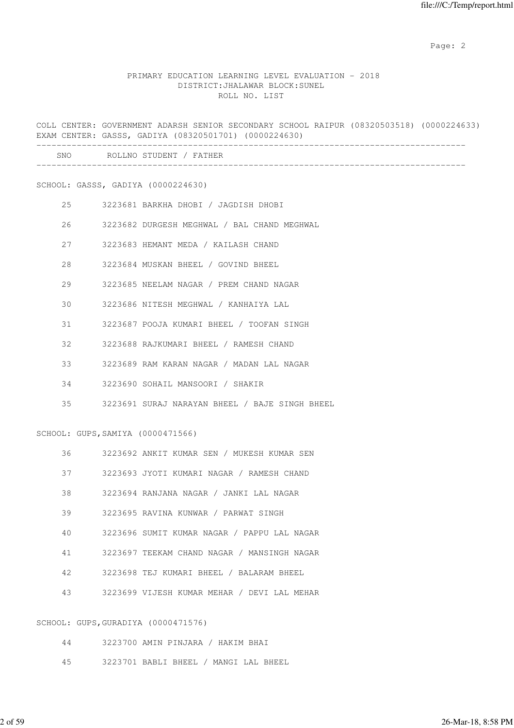PRIMARY EDUCATION LEARNING LEVEL EVALUATION - 2018
DISTRICT:JHALAWAR BLOCK:SUNEL
ROLL NO. LIST

COLL CENTER: GOVERNMENT ADARSH SENIOR SECONDARY SCHOOL RAIPUR (08320503518) (0000224633)
EXAM CENTER: GASSS, GADIYA (08320501701) (0000224630)

SCHOOL: GASSS, GADIYA (0000224630)

| SNO | ROLLNO | STUDENT / FATHER |
|---|---|---|
| 25 | 3223681 | BARKHA DHOBI / JAGDISH DHOBI |
| 26 | 3223682 | DURGESH MEGHWAL / BAL CHAND MEGHWAL |
| 27 | 3223683 | HEMANT MEDA / KAILASH CHAND |
| 28 | 3223684 | MUSKAN BHEEL / GOVIND BHEEL |
| 29 | 3223685 | NEELAM NAGAR / PREM CHAND NAGAR |
| 30 | 3223686 | NITESH MEGHWAL / KANHAIYA LAL |
| 31 | 3223687 | POOJA KUMARI BHEEL / TOOFAN SINGH |
| 32 | 3223688 | RAJKUMARI BHEEL / RAMESH CHAND |
| 33 | 3223689 | RAM KARAN NAGAR / MADAN LAL NAGAR |
| 34 | 3223690 | SOHAIL MANSOORI / SHAKIR |
| 35 | 3223691 | SURAJ NARAYAN BHEEL / BAJE SINGH BHEEL |

SCHOOL: GUPS,SAMIYA (0000471566)

| SNO | ROLLNO | STUDENT / FATHER |
|---|---|---|
| 36 | 3223692 | ANKIT KUMAR SEN / MUKESH KUMAR SEN |
| 37 | 3223693 | JYOTI KUMARI NAGAR / RAMESH CHAND |
| 38 | 3223694 | RANJANA NAGAR / JANKI LAL NAGAR |
| 39 | 3223695 | RAVINA KUNWAR / PARWAT SINGH |
| 40 | 3223696 | SUMIT KUMAR NAGAR / PAPPU LAL NAGAR |
| 41 | 3223697 | TEEKAM CHAND NAGAR / MANSINGH NAGAR |
| 42 | 3223698 | TEJ KUMARI BHEEL / BALARAM BHEEL |
| 43 | 3223699 | VIJESH KUMAR MEHAR / DEVI LAL MEHAR |

SCHOOL: GUPS,GURADIYA (0000471576)

| SNO | ROLLNO | STUDENT / FATHER |
|---|---|---|
| 44 | 3223700 | AMIN PINJARA / HAKIM BHAI |
| 45 | 3223701 | BABLI BHEEL / MANGI LAL BHEEL |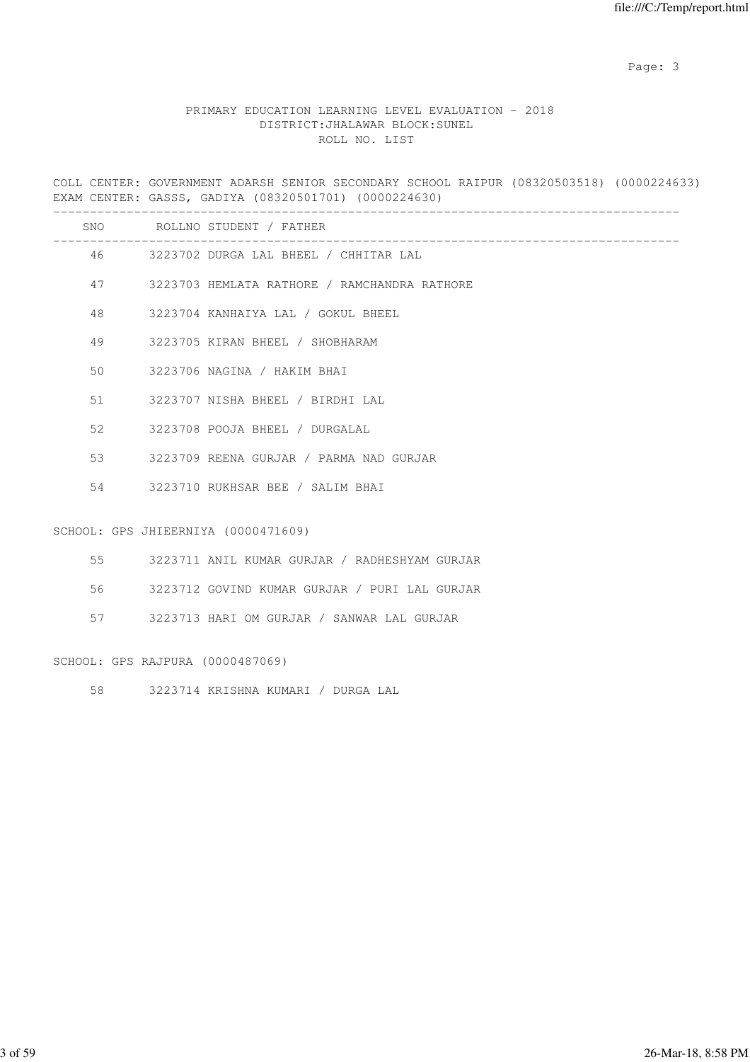PRIMARY EDUCATION LEARNING LEVEL EVALUATION - 2018
DISTRICT:JHALAWAR BLOCK:SUNEL
ROLL NO. LIST

COLL CENTER: GOVERNMENT ADARSH SENIOR SECONDARY SCHOOL RAIPUR (08320503518) (0000224633)
EXAM CENTER: GASSS, GADIYA (08320501701) (0000224630)

| SNO | ROLLNO | STUDENT / FATHER |
|---|---|---|
| 46 | 3223702 | DURGA LAL BHEEL / CHHITAR LAL |
| 47 | 3223703 | HEMLATA RATHORE / RAMCHANDRA RATHORE |
| 48 | 3223704 | KANHAIYA LAL / GOKUL BHEEL |
| 49 | 3223705 | KIRAN BHEEL / SHOBHARAM |
| 50 | 3223706 | NAGINA / HAKIM BHAI |
| 51 | 3223707 | NISHA BHEEL / BIRDHI LAL |
| 52 | 3223708 | POOJA BHEEL / DURGALAL |
| 53 | 3223709 | REENA GURJAR / PARMA NAD GURJAR |
| 54 | 3223710 | RUKHSAR BEE / SALIM BHAI |

SCHOOL: GPS JHIEERNIYA (0000471609)

| SNO | ROLLNO | STUDENT / FATHER |
|---|---|---|
| 55 | 3223711 | ANIL KUMAR GURJAR / RADHESHYAM GURJAR |
| 56 | 3223712 | GOVIND KUMAR GURJAR / PURI LAL GURJAR |
| 57 | 3223713 | HARI OM GURJAR / SANWAR LAL GURJAR |

SCHOOL: GPS RAJPURA (0000487069)

| SNO | ROLLNO | STUDENT / FATHER |
|---|---|---|
| 58 | 3223714 | KRISHNA KUMARI / DURGA LAL |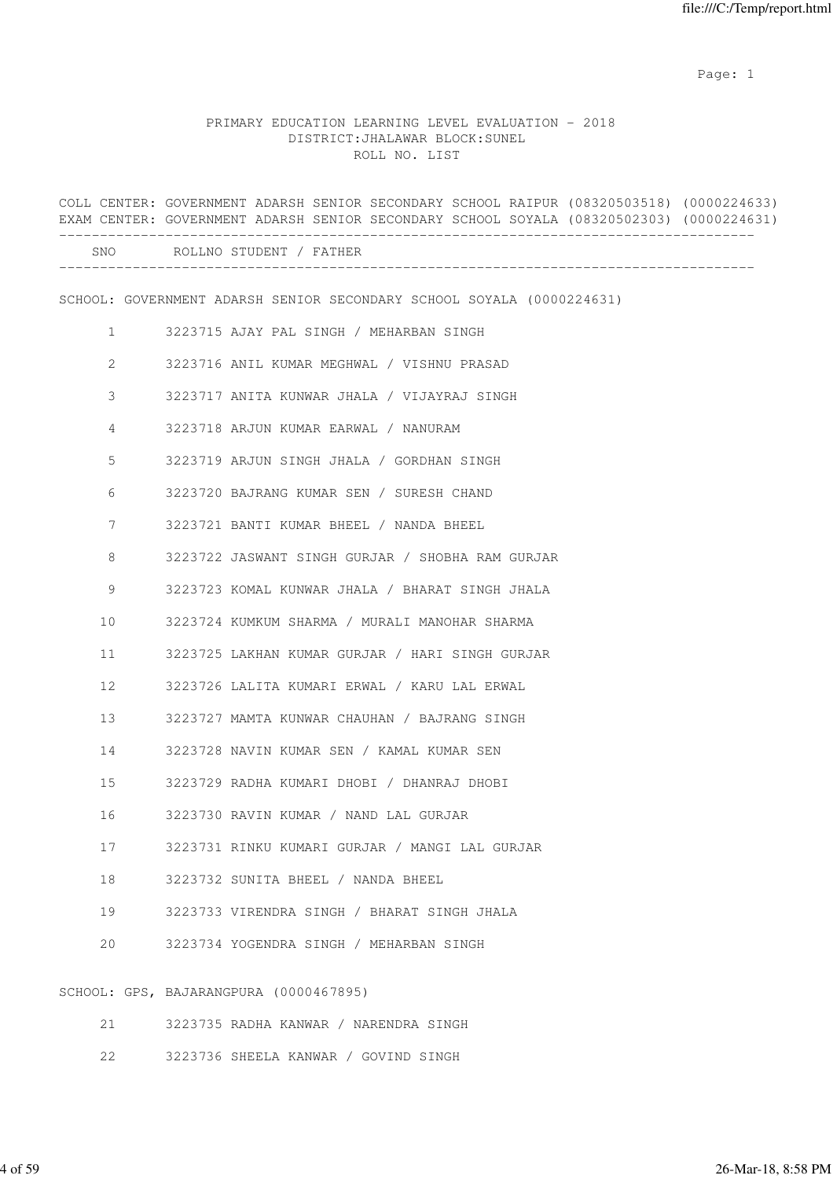PRIMARY EDUCATION LEARNING LEVEL EVALUATION - 2018
DISTRICT:JHALAWAR BLOCK:SUNEL
ROLL NO. LIST

COLL CENTER: GOVERNMENT ADARSH SENIOR SECONDARY SCHOOL RAIPUR (08320503518) (0000224633)
EXAM CENTER: GOVERNMENT ADARSH SENIOR SECONDARY SCHOOL SOYALA (08320502303) (0000224631)

| SNO | ROLLNO | STUDENT / FATHER |
|---|---|---|

SCHOOL: GOVERNMENT ADARSH SENIOR SECONDARY SCHOOL SOYALA (0000224631)

| SNO | ROLLNO | STUDENT / FATHER |
|---|---|---|
| 1 | 3223715 | AJAY PAL SINGH / MEHARBAN SINGH |
| 2 | 3223716 | ANIL KUMAR MEGHWAL / VISHNU PRASAD |
| 3 | 3223717 | ANITA KUNWAR JHALA / VIJAYRAJ SINGH |
| 4 | 3223718 | ARJUN KUMAR EARWAL / NANURAM |
| 5 | 3223719 | ARJUN SINGH JHALA / GORDHAN SINGH |
| 6 | 3223720 | BAJRANG KUMAR SEN / SURESH CHAND |
| 7 | 3223721 | BANTI KUMAR BHEEL / NANDA BHEEL |
| 8 | 3223722 | JASWANT SINGH GURJAR / SHOBHA RAM GURJAR |
| 9 | 3223723 | KOMAL KUNWAR JHALA / BHARAT SINGH JHALA |
| 10 | 3223724 | KUMKUM SHARMA / MURALI MANOHAR SHARMA |
| 11 | 3223725 | LAKHAN KUMAR GURJAR / HARI SINGH GURJAR |
| 12 | 3223726 | LALITA KUMARI ERWAL / KARU LAL ERWAL |
| 13 | 3223727 | MAMTA KUNWAR CHAUHAN / BAJRANG SINGH |
| 14 | 3223728 | NAVIN KUMAR SEN / KAMAL KUMAR SEN |
| 15 | 3223729 | RADHA KUMARI DHOBI / DHANRAJ DHOBI |
| 16 | 3223730 | RAVIN KUMAR / NAND LAL GURJAR |
| 17 | 3223731 | RINKU KUMARI GURJAR / MANGI LAL GURJAR |
| 18 | 3223732 | SUNITA BHEEL / NANDA BHEEL |
| 19 | 3223733 | VIRENDRA SINGH / BHARAT SINGH JHALA |
| 20 | 3223734 | YOGENDRA SINGH / MEHARBAN SINGH |

SCHOOL: GPS, BAJARANGPURA (0000467895)

| SNO | ROLLNO | STUDENT / FATHER |
|---|---|---|
| 21 | 3223735 | RADHA KANWAR / NARENDRA SINGH |
| 22 | 3223736 | SHEELA KANWAR / GOVIND SINGH |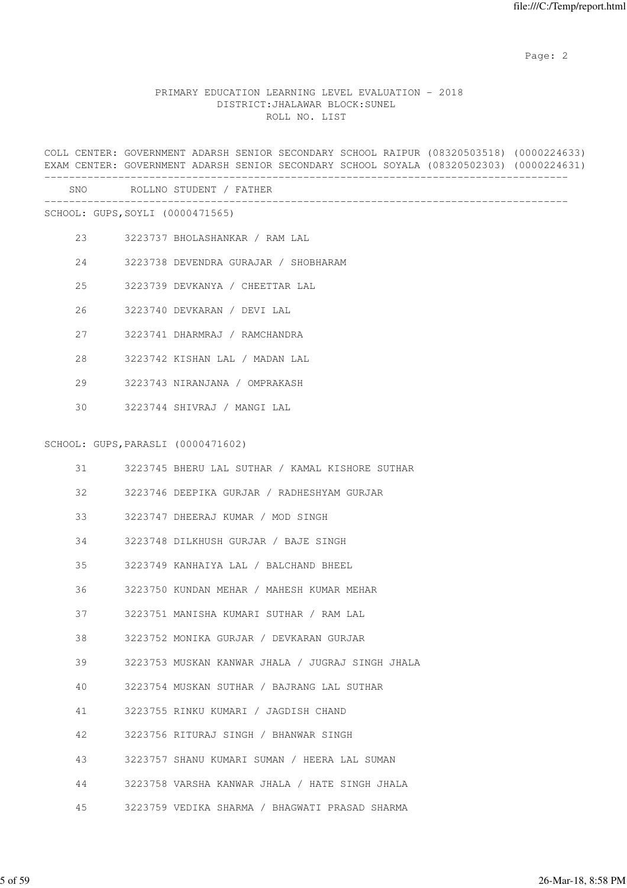PRIMARY EDUCATION LEARNING LEVEL EVALUATION - 2018
DISTRICT:JHALAWAR BLOCK:SUNEL
ROLL NO. LIST

COLL CENTER: GOVERNMENT ADARSH SENIOR SECONDARY SCHOOL RAIPUR (08320503518) (0000224633)
EXAM CENTER: GOVERNMENT ADARSH SENIOR SECONDARY SCHOOL SOYALA (08320502303) (0000224631)

| SNO | ROLLNO | STUDENT / FATHER |
|---|---|---|

SCHOOL: GUPS,SOYLI (0000471565)

| SNO | ROLLNO | STUDENT / FATHER |
|---|---|---|
| 23 | 3223737 | BHOLASHANKAR / RAM LAL |
| 24 | 3223738 | DEVENDRA GURAJAR / SHOBHARAM |
| 25 | 3223739 | DEVKANYA / CHEETTAR LAL |
| 26 | 3223740 | DEVKARAN / DEVI LAL |
| 27 | 3223741 | DHARMRAJ / RAMCHANDRA |
| 28 | 3223742 | KISHAN LAL / MADAN LAL |
| 29 | 3223743 | NIRANJANA / OMPRAKASH |
| 30 | 3223744 | SHIVRAJ / MANGI LAL |

SCHOOL: GUPS,PARASLI (0000471602)

| SNO | ROLLNO | STUDENT / FATHER |
|---|---|---|
| 31 | 3223745 | BHERU LAL SUTHAR / KAMAL KISHORE SUTHAR |
| 32 | 3223746 | DEEPIKA GURJAR / RADHESHYAM GURJAR |
| 33 | 3223747 | DHEERAJ KUMAR / MOD SINGH |
| 34 | 3223748 | DILKHUSH GURJAR / BAJE SINGH |
| 35 | 3223749 | KANHAIYA LAL / BALCHAND BHEEL |
| 36 | 3223750 | KUNDAN MEHAR / MAHESH KUMAR MEHAR |
| 37 | 3223751 | MANISHA KUMARI SUTHAR / RAM LAL |
| 38 | 3223752 | MONIKA GURJAR / DEVKARAN GURJAR |
| 39 | 3223753 | MUSKAN KANWAR JHALA / JUGRAJ SINGH JHALA |
| 40 | 3223754 | MUSKAN SUTHAR / BAJRANG LAL SUTHAR |
| 41 | 3223755 | RINKU KUMARI / JAGDISH CHAND |
| 42 | 3223756 | RITURAJ SINGH / BHANWAR SINGH |
| 43 | 3223757 | SHANU KUMARI SUMAN / HEERA LAL SUMAN |
| 44 | 3223758 | VARSHA KANWAR JHALA / HATE SINGH JHALA |
| 45 | 3223759 | VEDIKA SHARMA / BHAGWATI PRASAD SHARMA |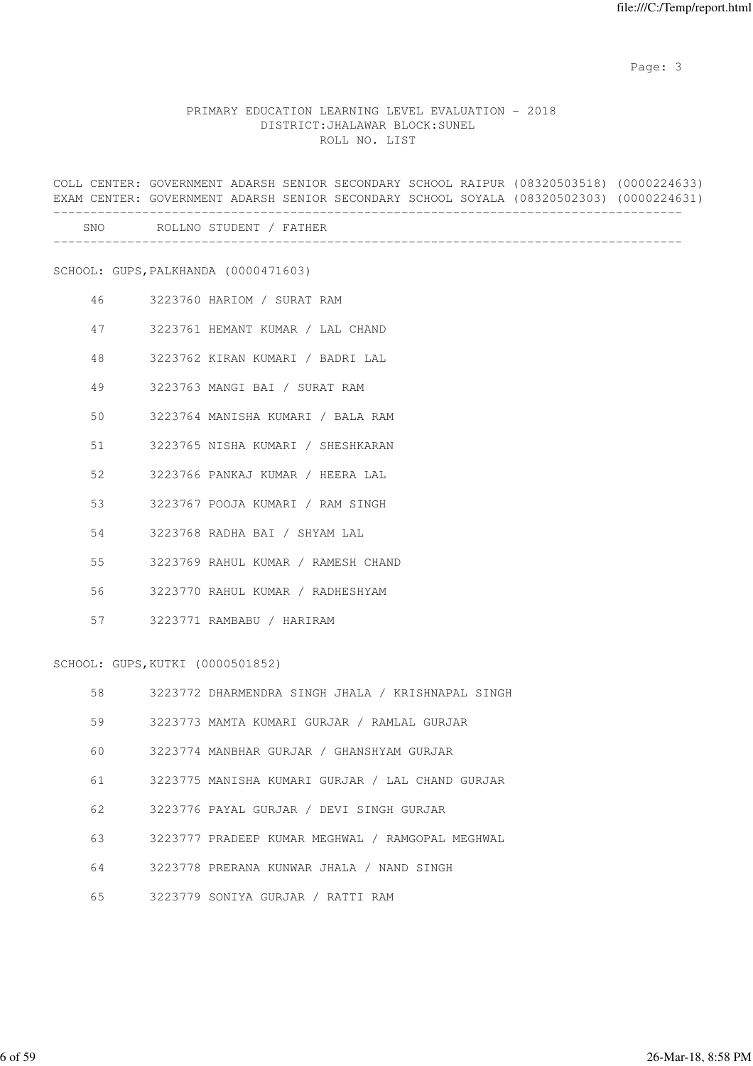PRIMARY EDUCATION LEARNING LEVEL EVALUATION - 2018
DISTRICT:JHALAWAR BLOCK:SUNEL
ROLL NO. LIST

COLL CENTER: GOVERNMENT ADARSH SENIOR SECONDARY SCHOOL RAIPUR (08320503518) (0000224633)
EXAM CENTER: GOVERNMENT ADARSH SENIOR SECONDARY SCHOOL SOYALA (08320502303) (0000224631)

| SNO | ROLLNO | STUDENT / FATHER |
|---|---|---|

SCHOOL: GUPS,PALKHANDA (0000471603)

| SNO | ROLLNO | STUDENT / FATHER |
|---|---|---|
| 46 | 3223760 | HARIOM / SURAT RAM |
| 47 | 3223761 | HEMANT KUMAR / LAL CHAND |
| 48 | 3223762 | KIRAN KUMARI / BADRI LAL |
| 49 | 3223763 | MANGI BAI / SURAT RAM |
| 50 | 3223764 | MANISHA KUMARI / BALA RAM |
| 51 | 3223765 | NISHA KUMARI / SHESHKARAN |
| 52 | 3223766 | PANKAJ KUMAR / HEERA LAL |
| 53 | 3223767 | POOJA KUMARI / RAM SINGH |
| 54 | 3223768 | RADHA BAI / SHYAM LAL |
| 55 | 3223769 | RAHUL KUMAR / RAMESH CHAND |
| 56 | 3223770 | RAHUL KUMAR / RADHESHYAM |
| 57 | 3223771 | RAMBABU / HARIRAM |

SCHOOL: GUPS,KUTKI (0000501852)

| SNO | ROLLNO | STUDENT / FATHER |
|---|---|---|
| 58 | 3223772 | DHARMENDRA SINGH JHALA / KRISHNAPAL SINGH |
| 59 | 3223773 | MAMTA KUMARI GURJAR / RAMLAL GURJAR |
| 60 | 3223774 | MANBHAR GURJAR / GHANSHYAM GURJAR |
| 61 | 3223775 | MANISHA KUMARI GURJAR / LAL CHAND GURJAR |
| 62 | 3223776 | PAYAL GURJAR / DEVI SINGH GURJAR |
| 63 | 3223777 | PRADEEP KUMAR MEGHWAL / RAMGOPAL MEGHWAL |
| 64 | 3223778 | PRERANA KUNWAR JHALA / NAND SINGH |
| 65 | 3223779 | SONIYA GURJAR / RATTI RAM |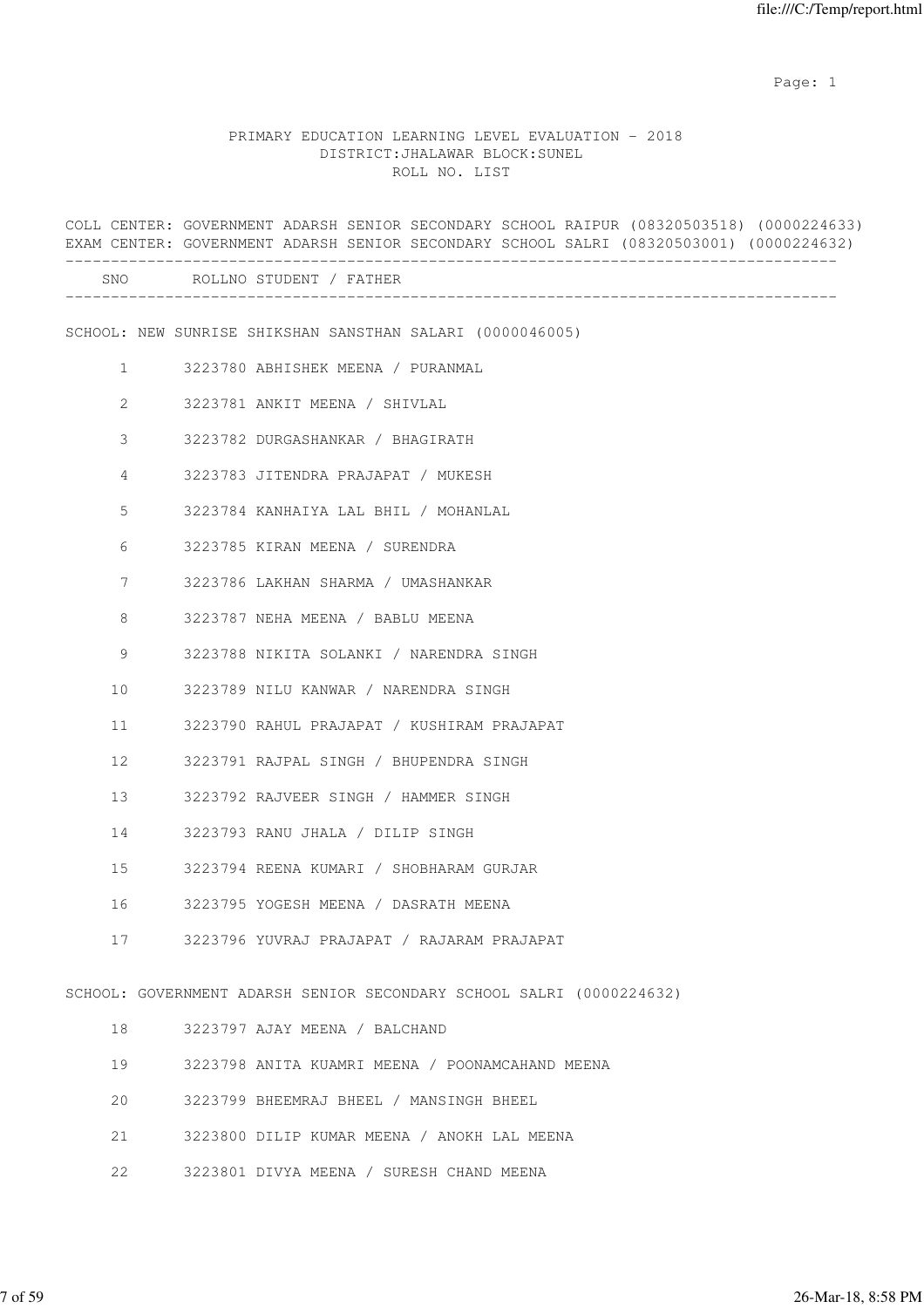PRIMARY EDUCATION LEARNING LEVEL EVALUATION - 2018
DISTRICT:JHALAWAR BLOCK:SUNEL
ROLL NO. LIST

COLL CENTER: GOVERNMENT ADARSH SENIOR SECONDARY SCHOOL RAIPUR (08320503518) (0000224633)
EXAM CENTER: GOVERNMENT ADARSH SENIOR SECONDARY SCHOOL SALRI (08320503001) (0000224632)

| SNO | ROLLNO | STUDENT / FATHER |
|---|---|---|
| | | **SCHOOL: NEW SUNRISE SHIKSHAN SANSTHAN SALARI (0000046005)** |
| 1 | 3223780 | ABHISHEK MEENA / PURANMAL |
| 2 | 3223781 | ANKIT MEENA / SHIVLAL |
| 3 | 3223782 | DURGASHANKAR / BHAGIRATH |
| 4 | 3223783 | JITENDRA PRAJAPAT / MUKESH |
| 5 | 3223784 | KANHAIYA LAL BHIL / MOHANLAL |
| 6 | 3223785 | KIRAN MEENA / SURENDRA |
| 7 | 3223786 | LAKHAN SHARMA / UMASHANKAR |
| 8 | 3223787 | NEHA MEENA / BABLU MEENA |
| 9 | 3223788 | NIKITA SOLANKI / NARENDRA SINGH |
| 10 | 3223789 | NILU KANWAR / NARENDRA SINGH |
| 11 | 3223790 | RAHUL PRAJAPAT / KUSHIRAM PRAJAPAT |
| 12 | 3223791 | RAJPAL SINGH / BHUPENDRA SINGH |
| 13 | 3223792 | RAJVEER SINGH / HAMMER SINGH |
| 14 | 3223793 | RANU JHALA / DILIP SINGH |
| 15 | 3223794 | REENA KUMARI / SHOBHARAM GURJAR |
| 16 | 3223795 | YOGESH MEENA / DASRATH MEENA |
| 17 | 3223796 | YUVRAJ PRAJAPAT / RAJARAM PRAJAPAT |
| | | **SCHOOL: GOVERNMENT ADARSH SENIOR SECONDARY SCHOOL SALRI (0000224632)** |
| 18 | 3223797 | AJAY MEENA / BALCHAND |
| 19 | 3223798 | ANITA KUAMRI MEENA / POONAMCAHAND MEENA |
| 20 | 3223799 | BHEEMRAJ BHEEL / MANSINGH BHEEL |
| 21 | 3223800 | DILIP KUMAR MEENA / ANOKH LAL MEENA |
| 22 | 3223801 | DIVYA MEENA / SURESH CHAND MEENA |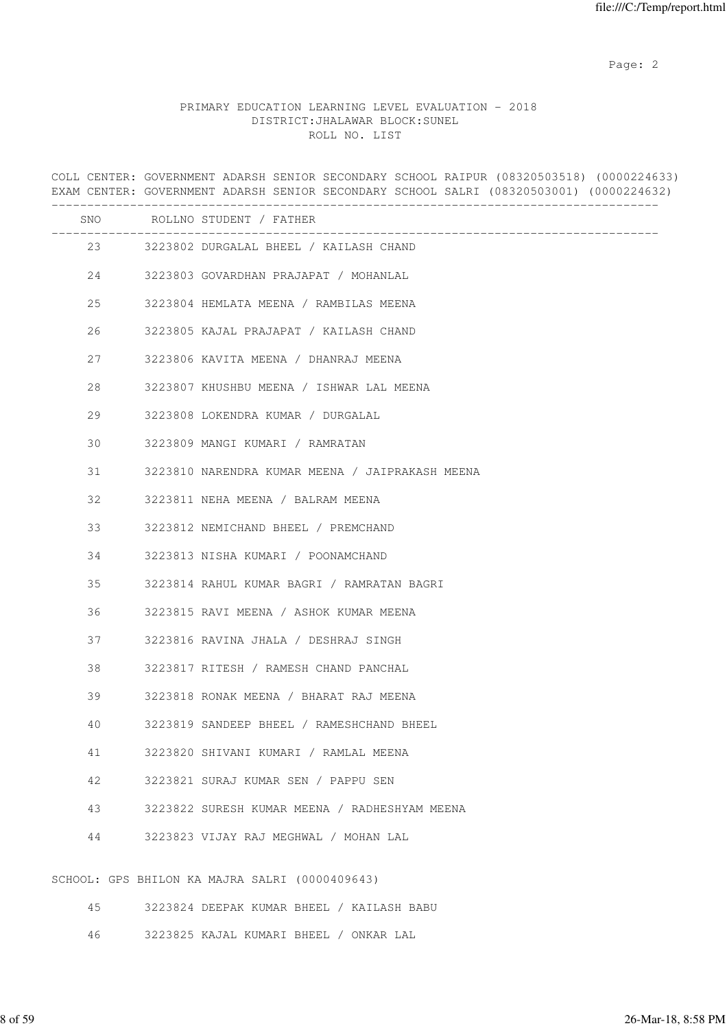PRIMARY EDUCATION LEARNING LEVEL EVALUATION - 2018
DISTRICT:JHALAWAR BLOCK:SUNEL
ROLL NO. LIST

COLL CENTER: GOVERNMENT ADARSH SENIOR SECONDARY SCHOOL RAIPUR (08320503518) (0000224633)
EXAM CENTER: GOVERNMENT ADARSH SENIOR SECONDARY SCHOOL SALRI (08320503001) (0000224632)

| SNO | ROLLNO | STUDENT / FATHER |
|---|---|---|
| 23 | 3223802 | DURGALAL BHEEL / KAILASH CHAND |
| 24 | 3223803 | GOVARDHAN PRAJAPAT / MOHANLAL |
| 25 | 3223804 | HEMLATA MEENA / RAMBILAS MEENA |
| 26 | 3223805 | KAJAL PRAJAPAT / KAILASH CHAND |
| 27 | 3223806 | KAVITA MEENA / DHANRAJ MEENA |
| 28 | 3223807 | KHUSHBU MEENA / ISHWAR LAL MEENA |
| 29 | 3223808 | LOKENDRA KUMAR / DURGALAL |
| 30 | 3223809 | MANGI KUMARI / RAMRATAN |
| 31 | 3223810 | NARENDRA KUMAR MEENA / JAIPRAKASH MEENA |
| 32 | 3223811 | NEHA MEENA / BALRAM MEENA |
| 33 | 3223812 | NEMICHAND BHEEL / PREMCHAND |
| 34 | 3223813 | NISHA KUMARI / POONAMCHAND |
| 35 | 3223814 | RAHUL KUMAR BAGRI / RAMRATAN BAGRI |
| 36 | 3223815 | RAVI MEENA / ASHOK KUMAR MEENA |
| 37 | 3223816 | RAVINA JHALA / DESHRAJ SINGH |
| 38 | 3223817 | RITESH / RAMESH CHAND PANCHAL |
| 39 | 3223818 | RONAK MEENA / BHARAT RAJ MEENA |
| 40 | 3223819 | SANDEEP BHEEL / RAMESHCHAND BHEEL |
| 41 | 3223820 | SHIVANI KUMARI / RAMLAL MEENA |
| 42 | 3223821 | SURAJ KUMAR SEN / PAPPU SEN |
| 43 | 3223822 | SURESH KUMAR MEENA / RADHESHYAM MEENA |
| 44 | 3223823 | VIJAY RAJ MEGHWAL / MOHAN LAL |

SCHOOL: GPS BHILON KA MAJRA SALRI (0000409643)

| SNO | ROLLNO | STUDENT / FATHER |
|---|---|---|
| 45 | 3223824 | DEEPAK KUMAR BHEEL / KAILASH BABU |
| 46 | 3223825 | KAJAL KUMARI BHEEL / ONKAR LAL |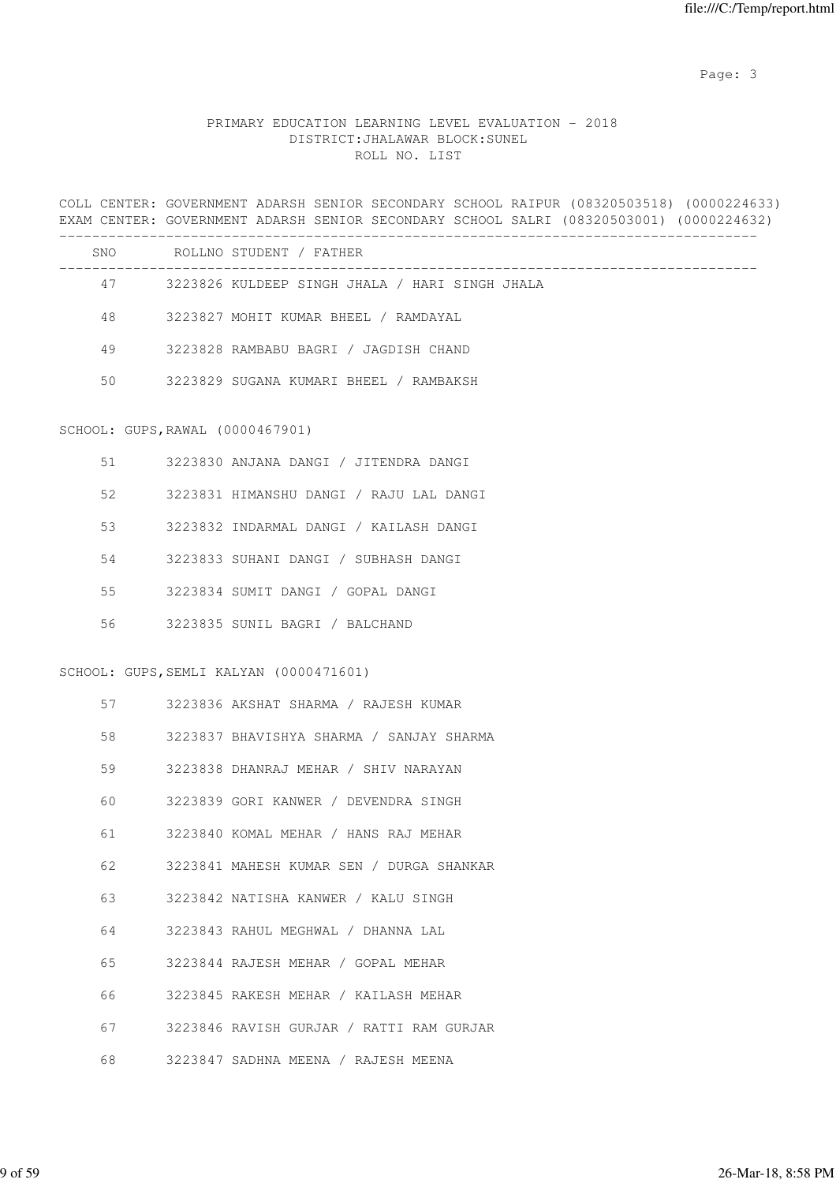PRIMARY EDUCATION LEARNING LEVEL EVALUATION - 2018
DISTRICT:JHALAWAR BLOCK:SUNEL
ROLL NO. LIST

COLL CENTER: GOVERNMENT ADARSH SENIOR SECONDARY SCHOOL RAIPUR (08320503518) (0000224633)
EXAM CENTER: GOVERNMENT ADARSH SENIOR SECONDARY SCHOOL SALRI (08320503001) (0000224632)

| SNO | ROLLNO | STUDENT / FATHER |
|---|---|---|
| 47 | 3223826 | KULDEEP SINGH JHALA / HARI SINGH JHALA |
| 48 | 3223827 | MOHIT KUMAR BHEEL / RAMDAYAL |
| 49 | 3223828 | RAMBABU BAGRI / JAGDISH CHAND |
| 50 | 3223829 | SUGANA KUMARI BHEEL / RAMBAKSH |

SCHOOL: GUPS,RAWAL (0000467901)

| SNO | ROLLNO | STUDENT / FATHER |
|---|---|---|
| 51 | 3223830 | ANJANA DANGI / JITENDRA DANGI |
| 52 | 3223831 | HIMANSHU DANGI / RAJU LAL DANGI |
| 53 | 3223832 | INDARMAL DANGI / KAILASH DANGI |
| 54 | 3223833 | SUHANI DANGI / SUBHASH DANGI |
| 55 | 3223834 | SUMIT DANGI / GOPAL DANGI |
| 56 | 3223835 | SUNIL BAGRI / BALCHAND |

SCHOOL: GUPS,SEMLI KALYAN (0000471601)

| SNO | ROLLNO | STUDENT / FATHER |
|---|---|---|
| 57 | 3223836 | AKSHAT SHARMA / RAJESH KUMAR |
| 58 | 3223837 | BHAVISHYA SHARMA / SANJAY SHARMA |
| 59 | 3223838 | DHANRAJ MEHAR / SHIV NARAYAN |
| 60 | 3223839 | GORI KANWER / DEVENDRA SINGH |
| 61 | 3223840 | KOMAL MEHAR / HANS RAJ MEHAR |
| 62 | 3223841 | MAHESH KUMAR SEN / DURGA SHANKAR |
| 63 | 3223842 | NATISHA KANWER / KALU SINGH |
| 64 | 3223843 | RAHUL MEGHWAL / DHANNA LAL |
| 65 | 3223844 | RAJESH MEHAR / GOPAL MEHAR |
| 66 | 3223845 | RAKESH MEHAR / KAILASH MEHAR |
| 67 | 3223846 | RAVISH GURJAR / RATTI RAM GURJAR |
| 68 | 3223847 | SADHNA MEENA / RAJESH MEENA |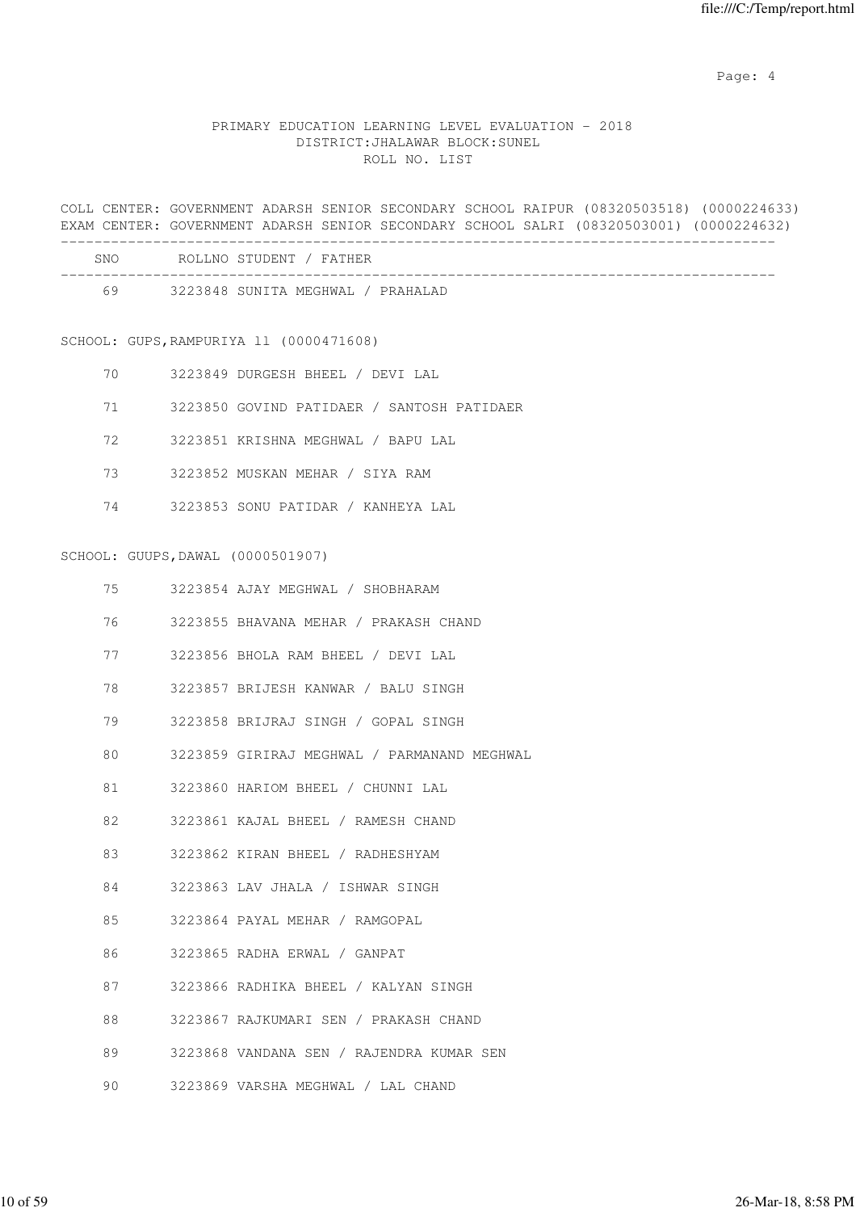PRIMARY EDUCATION LEARNING LEVEL EVALUATION - 2018
DISTRICT:JHALAWAR BLOCK:SUNEL
ROLL NO. LIST

COLL CENTER: GOVERNMENT ADARSH SENIOR SECONDARY SCHOOL RAIPUR (08320503518) (0000224633)
EXAM CENTER: GOVERNMENT ADARSH SENIOR SECONDARY SCHOOL SALRI (08320503001) (0000224632)

| SNO | ROLLNO | STUDENT / FATHER |
|---|---|---|
| 69 | 3223848 | SUNITA MEGHWAL / PRAHALAD |

SCHOOL: GUPS,RAMPURIYA ll (0000471608)

| SNO | ROLLNO | STUDENT / FATHER |
|---|---|---|
| 70 | 3223849 | DURGESH BHEEL / DEVI LAL |
| 71 | 3223850 | GOVIND PATIDAER / SANTOSH PATIDAER |
| 72 | 3223851 | KRISHNA MEGHWAL / BAPU LAL |
| 73 | 3223852 | MUSKAN MEHAR / SIYA RAM |
| 74 | 3223853 | SONU PATIDAR / KANHEYA LAL |

SCHOOL: GUUPS,DAWAL (0000501907)

| SNO | ROLLNO | STUDENT / FATHER |
|---|---|---|
| 75 | 3223854 | AJAY MEGHWAL / SHOBHARAM |
| 76 | 3223855 | BHAVANA MEHAR / PRAKASH CHAND |
| 77 | 3223856 | BHOLA RAM BHEEL / DEVI LAL |
| 78 | 3223857 | BRIJESH KANWAR / BALU SINGH |
| 79 | 3223858 | BRIJRAJ SINGH / GOPAL SINGH |
| 80 | 3223859 | GIRIRAJ MEGHWAL / PARMANAND MEGHWAL |
| 81 | 3223860 | HARIOM BHEEL / CHUNNI LAL |
| 82 | 3223861 | KAJAL BHEEL / RAMESH CHAND |
| 83 | 3223862 | KIRAN BHEEL / RADHESHYAM |
| 84 | 3223863 | LAV JHALA / ISHWAR SINGH |
| 85 | 3223864 | PAYAL MEHAR / RAMGOPAL |
| 86 | 3223865 | RADHA ERWAL / GANPAT |
| 87 | 3223866 | RADHIKA BHEEL / KALYAN SINGH |
| 88 | 3223867 | RAJKUMARI SEN / PRAKASH CHAND |
| 89 | 3223868 | VANDANA SEN / RAJENDRA KUMAR SEN |
| 90 | 3223869 | VARSHA MEGHWAL / LAL CHAND |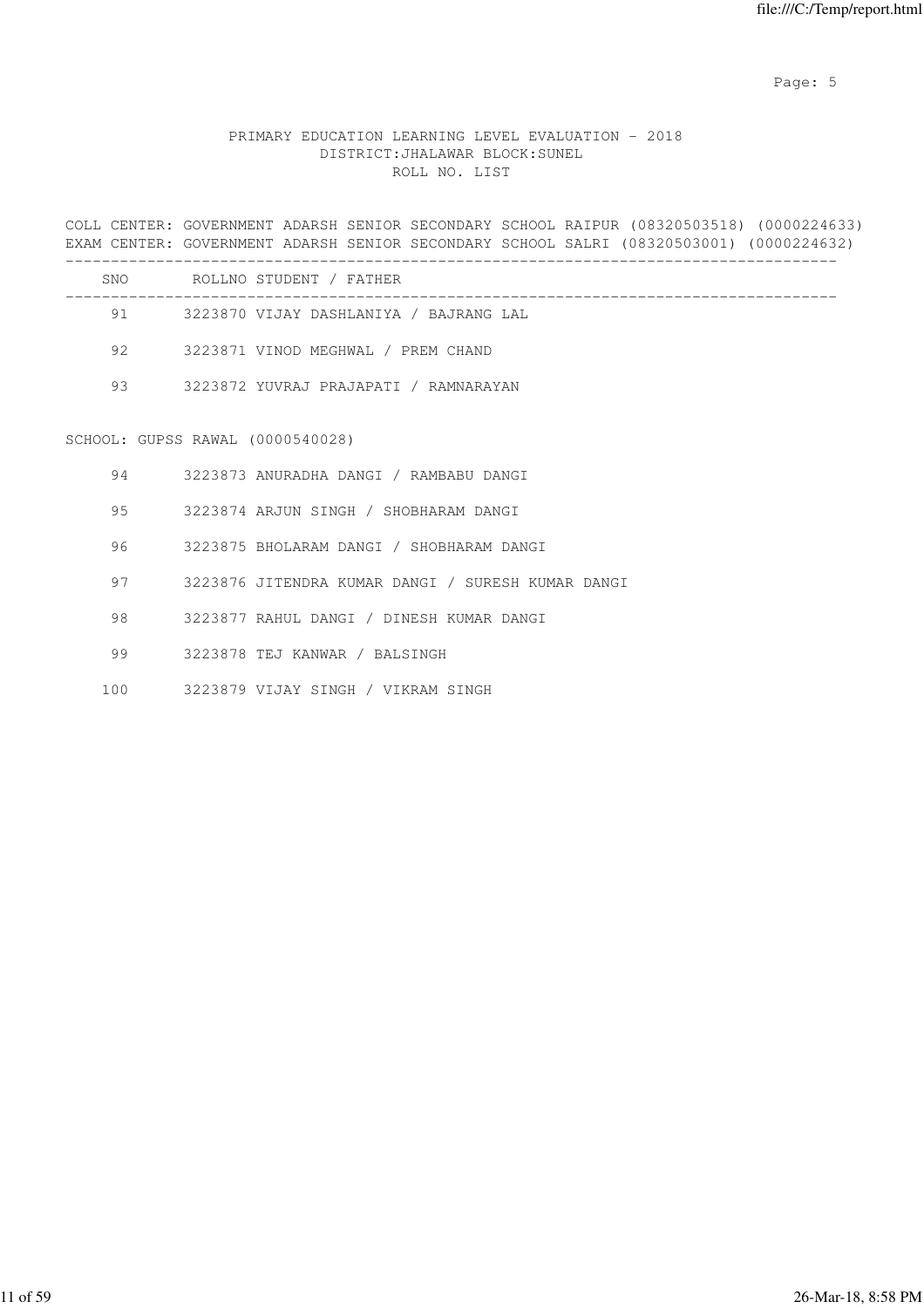PRIMARY EDUCATION LEARNING LEVEL EVALUATION - 2018
DISTRICT:JHALAWAR BLOCK:SUNEL
ROLL NO. LIST

COLL CENTER: GOVERNMENT ADARSH SENIOR SECONDARY SCHOOL RAIPUR (08320503518) (0000224633)
EXAM CENTER: GOVERNMENT ADARSH SENIOR SECONDARY SCHOOL SALRI (08320503001) (0000224632)

| SNO | ROLLNO | STUDENT / FATHER |
|---|---|---|
| 91 | 3223870 | VIJAY DASHLANIYA / BAJRANG LAL |
| 92 | 3223871 | VINOD MEGHWAL / PREM CHAND |
| 93 | 3223872 | YUVRAJ PRAJAPATI / RAMNARAYAN |

SCHOOL: GUPSS RAWAL (0000540028)

| SNO | ROLLNO | STUDENT / FATHER |
|---|---|---|
| 94 | 3223873 | ANURADHA DANGI / RAMBABU DANGI |
| 95 | 3223874 | ARJUN SINGH / SHOBHARAM DANGI |
| 96 | 3223875 | BHOLARAM DANGI / SHOBHARAM DANGI |
| 97 | 3223876 | JITENDRA KUMAR DANGI / SURESH KUMAR DANGI |
| 98 | 3223877 | RAHUL DANGI / DINESH KUMAR DANGI |
| 99 | 3223878 | TEJ KANWAR / BALSINGH |
| 100 | 3223879 | VIJAY SINGH / VIKRAM SINGH |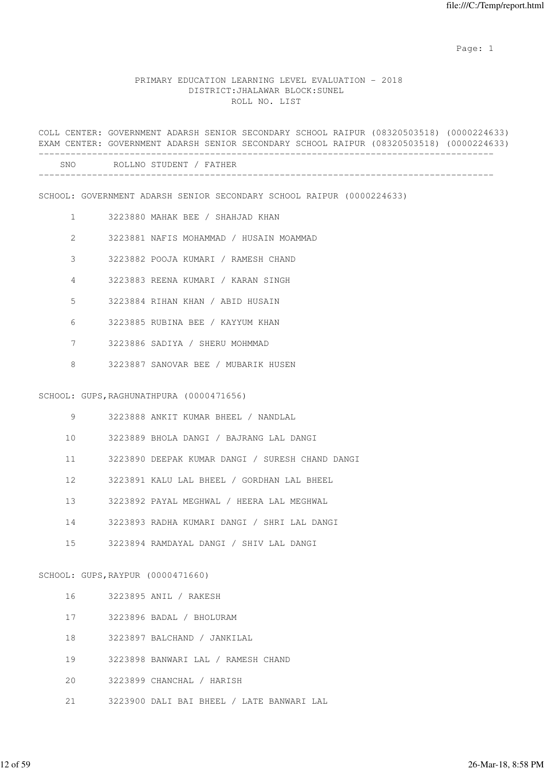PRIMARY EDUCATION LEARNING LEVEL EVALUATION - 2018
DISTRICT:JHALAWAR BLOCK:SUNEL
ROLL NO. LIST

COLL CENTER: GOVERNMENT ADARSH SENIOR SECONDARY SCHOOL RAIPUR (08320503518) (0000224633)
EXAM CENTER: GOVERNMENT ADARSH SENIOR SECONDARY SCHOOL RAIPUR (08320503518) (0000224633)

| SNO | ROLLNO | STUDENT / FATHER |
|---|---|---|

SCHOOL: GOVERNMENT ADARSH SENIOR SECONDARY SCHOOL RAIPUR (0000224633)

| SNO | ROLLNO | STUDENT / FATHER |
|---|---|---|
| 1 | 3223880 | MAHAK BEE / SHAHJAD KHAN |
| 2 | 3223881 | NAFIS MOHAMMAD / HUSAIN MOAMMAD |
| 3 | 3223882 | POOJA KUMARI / RAMESH CHAND |
| 4 | 3223883 | REENA KUMARI / KARAN SINGH |
| 5 | 3223884 | RIHAN KHAN / ABID HUSAIN |
| 6 | 3223885 | RUBINA BEE / KAYYUM KHAN |
| 7 | 3223886 | SADIYA / SHERU MOHMMAD |
| 8 | 3223887 | SANOVAR BEE / MUBARIK HUSEN |

SCHOOL: GUPS,RAGHUNATHPURA (0000471656)

| SNO | ROLLNO | STUDENT / FATHER |
|---|---|---|
| 9 | 3223888 | ANKIT KUMAR BHEEL / NANDLAL |
| 10 | 3223889 | BHOLA DANGI / BAJRANG LAL DANGI |
| 11 | 3223890 | DEEPAK KUMAR DANGI / SURESH CHAND DANGI |
| 12 | 3223891 | KALU LAL BHEEL / GORDHAN LAL BHEEL |
| 13 | 3223892 | PAYAL MEGHWAL / HEERA LAL MEGHWAL |
| 14 | 3223893 | RADHA KUMARI DANGI / SHRI LAL DANGI |
| 15 | 3223894 | RAMDAYAL DANGI / SHIV LAL DANGI |

SCHOOL: GUPS,RAYPUR (0000471660)

| SNO | ROLLNO | STUDENT / FATHER |
|---|---|---|
| 16 | 3223895 | ANIL / RAKESH |
| 17 | 3223896 | BADAL / BHOLURAM |
| 18 | 3223897 | BALCHAND / JANKILAL |
| 19 | 3223898 | BANWARI LAL / RAMESH CHAND |
| 20 | 3223899 | CHANCHAL / HARISH |
| 21 | 3223900 | DALI BAI BHEEL / LATE BANWARI LAL |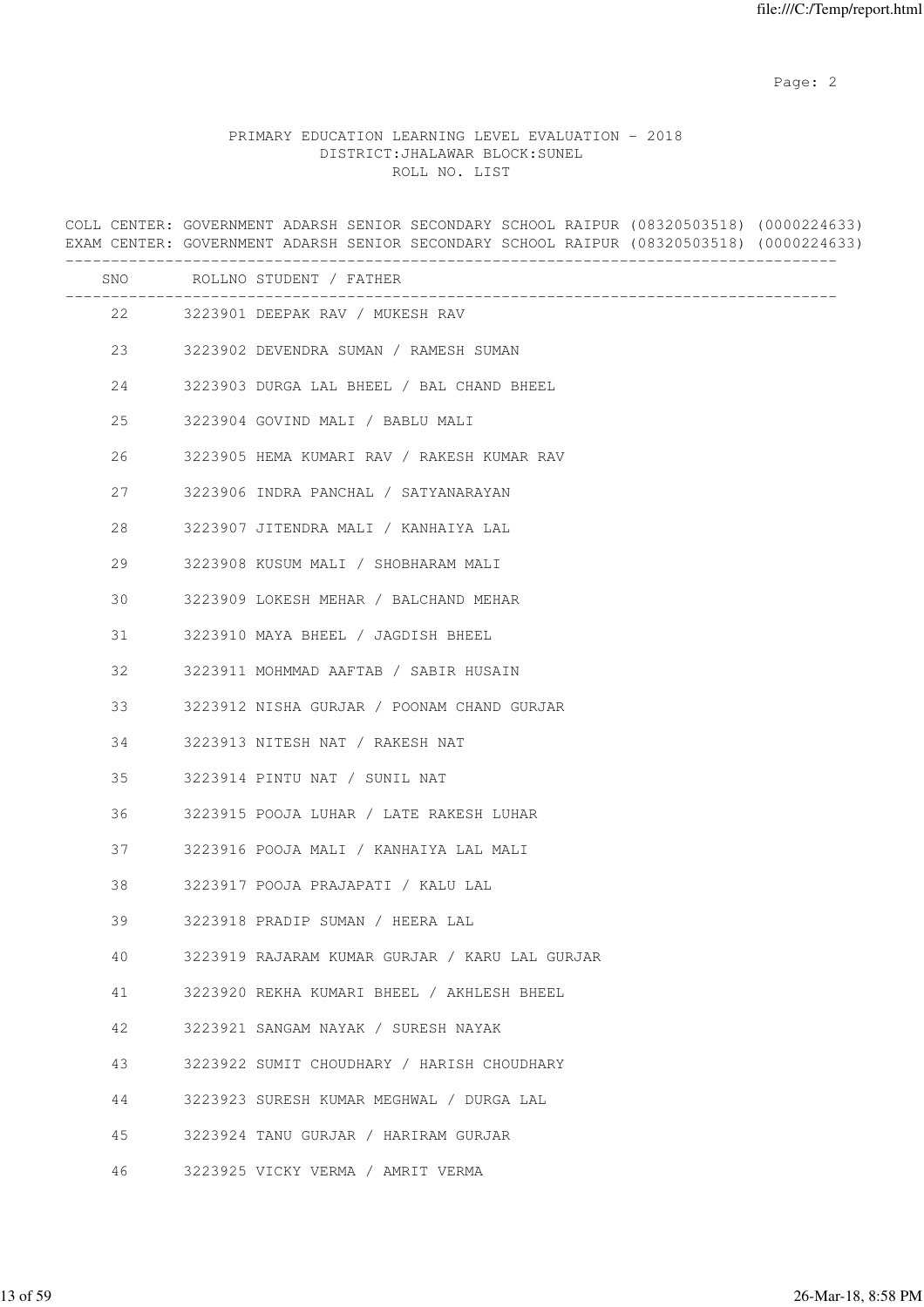# PRIMARY EDUCATION LEARNING LEVEL EVALUATION - 2018
## DISTRICT:JHALAWAR BLOCK:SUNEL
### ROLL NO. LIST

COLL CENTER: GOVERNMENT ADARSH SENIOR SECONDARY SCHOOL RAIPUR (08320503518) (0000224633)
EXAM CENTER: GOVERNMENT ADARSH SENIOR SECONDARY SCHOOL RAIPUR (08320503518) (0000224633)

| SNO | ROLLNO | STUDENT / FATHER |
|---|---|---|
| 22 | 3223901 | DEEPAK RAV / MUKESH RAV |
| 23 | 3223902 | DEVENDRA SUMAN / RAMESH SUMAN |
| 24 | 3223903 | DURGA LAL BHEEL / BAL CHAND BHEEL |
| 25 | 3223904 | GOVIND MALI / BABLU MALI |
| 26 | 3223905 | HEMA KUMARI RAV / RAKESH KUMAR RAV |
| 27 | 3223906 | INDRA PANCHAL / SATYANARAYAN |
| 28 | 3223907 | JITENDRA MALI / KANHAIYA LAL |
| 29 | 3223908 | KUSUM MALI / SHOBHARAM MALI |
| 30 | 3223909 | LOKESH MEHAR / BALCHAND MEHAR |
| 31 | 3223910 | MAYA BHEEL / JAGDISH BHEEL |
| 32 | 3223911 | MOHMMAD AAFTAB / SABIR HUSAIN |
| 33 | 3223912 | NISHA GURJAR / POONAM CHAND GURJAR |
| 34 | 3223913 | NITESH NAT / RAKESH NAT |
| 35 | 3223914 | PINTU NAT / SUNIL NAT |
| 36 | 3223915 | POOJA LUHAR / LATE RAKESH LUHAR |
| 37 | 3223916 | POOJA MALI / KANHAIYA LAL MALI |
| 38 | 3223917 | POOJA PRAJAPATI / KALU LAL |
| 39 | 3223918 | PRADIP SUMAN / HEERA LAL |
| 40 | 3223919 | RAJARAM KUMAR GURJAR / KARU LAL GURJAR |
| 41 | 3223920 | REKHA KUMARI BHEEL / AKHLESH BHEEL |
| 42 | 3223921 | SANGAM NAYAK / SURESH NAYAK |
| 43 | 3223922 | SUMIT CHOUDHARY / HARISH CHOUDHARY |
| 44 | 3223923 | SURESH KUMAR MEGHWAL / DURGA LAL |
| 45 | 3223924 | TANU GURJAR / HARIRAM GURJAR |
| 46 | 3223925 | VICKY VERMA / AMRIT VERMA |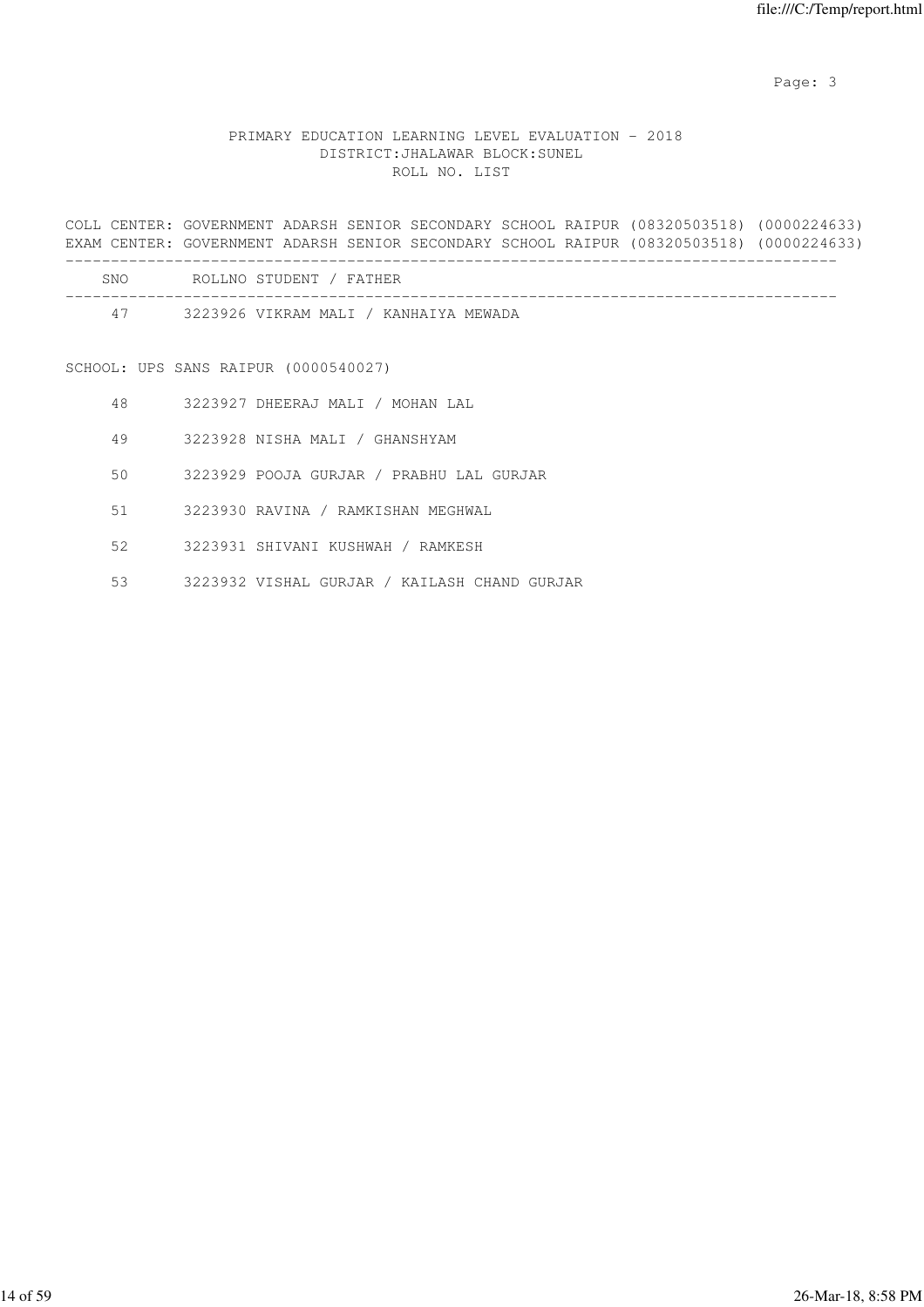PRIMARY EDUCATION LEARNING LEVEL EVALUATION - 2018
DISTRICT:JHALAWAR BLOCK:SUNEL
ROLL NO. LIST

COLL CENTER: GOVERNMENT ADARSH SENIOR SECONDARY SCHOOL RAIPUR (08320503518) (0000224633)
EXAM CENTER: GOVERNMENT ADARSH SENIOR SECONDARY SCHOOL RAIPUR (08320503518) (0000224633)

| SNO | ROLLNO STUDENT / FATHER |
|---|---|
| 47 | 3223926 VIKRAM MALI / KANHAIYA MEWADA |

SCHOOL: UPS SANS RAIPUR (0000540027)

| SNO | ROLLNO STUDENT / FATHER |
|---|---|
| 48 | 3223927 DHEERAJ MALI / MOHAN LAL |
| 49 | 3223928 NISHA MALI / GHANSHYAM |
| 50 | 3223929 POOJA GURJAR / PRABHU LAL GURJAR |
| 51 | 3223930 RAVINA / RAMKISHAN MEGHWAL |
| 52 | 3223931 SHIVANI KUSHWAH / RAMKESH |
| 53 | 3223932 VISHAL GURJAR / KAILASH CHAND GURJAR |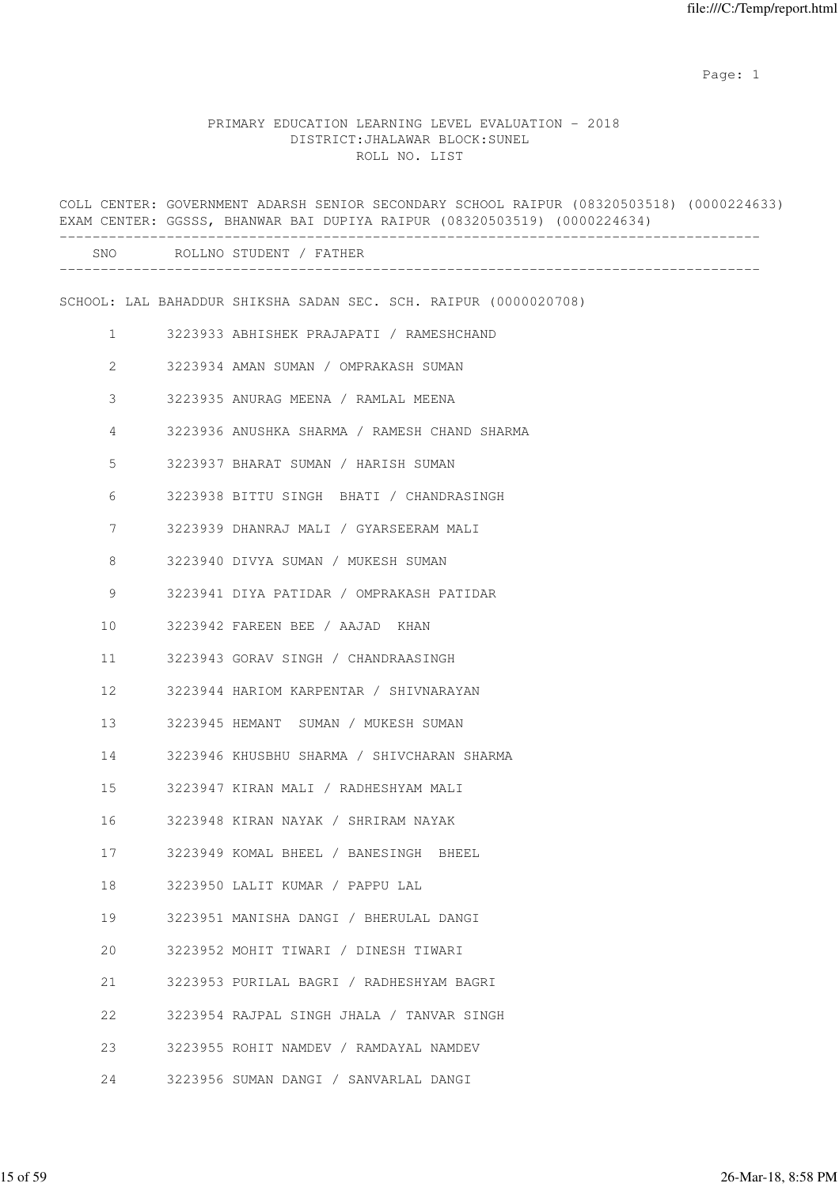PRIMARY EDUCATION LEARNING LEVEL EVALUATION - 2018
DISTRICT:JHALAWAR BLOCK:SUNEL
ROLL NO. LIST

COLL CENTER: GOVERNMENT ADARSH SENIOR SECONDARY SCHOOL RAIPUR (08320503518) (0000224633)
EXAM CENTER: GGSSS, BHANWAR BAI DUPIYA RAIPUR (08320503519) (0000224634)

SCHOOL: LAL BAHADDUR SHIKSHA SADAN SEC. SCH. RAIPUR (0000020708)

| SNO | ROLLNO | STUDENT / FATHER |
|---|---|---|
| 1 | 3223933 | ABHISHEK PRAJAPATI / RAMESHCHAND |
| 2 | 3223934 | AMAN SUMAN / OMPRAKASH SUMAN |
| 3 | 3223935 | ANURAG MEENA / RAMLAL MEENA |
| 4 | 3223936 | ANUSHKA SHARMA / RAMESH CHAND SHARMA |
| 5 | 3223937 | BHARAT SUMAN / HARISH SUMAN |
| 6 | 3223938 | BITTU SINGH BHATI / CHANDRASINGH |
| 7 | 3223939 | DHANRAJ MALI / GYARSEERAM MALI |
| 8 | 3223940 | DIVYA SUMAN / MUKESH SUMAN |
| 9 | 3223941 | DIYA PATIDAR / OMPRAKASH PATIDAR |
| 10 | 3223942 | FAREEN BEE / AAJAD KHAN |
| 11 | 3223943 | GORAV SINGH / CHANDRAASINGH |
| 12 | 3223944 | HARIOM KARPENTAR / SHIVNARAYAN |
| 13 | 3223945 | HEMANT SUMAN / MUKESH SUMAN |
| 14 | 3223946 | KHUSBHU SHARMA / SHIVCHARAN SHARMA |
| 15 | 3223947 | KIRAN MALI / RADHESHYAM MALI |
| 16 | 3223948 | KIRAN NAYAK / SHRIRAM NAYAK |
| 17 | 3223949 | KOMAL BHEEL / BANESINGH BHEEL |
| 18 | 3223950 | LALIT KUMAR / PAPPU LAL |
| 19 | 3223951 | MANISHA DANGI / BHERULAL DANGI |
| 20 | 3223952 | MOHIT TIWARI / DINESH TIWARI |
| 21 | 3223953 | PURILAL BAGRI / RADHESHYAM BAGRI |
| 22 | 3223954 | RAJPAL SINGH JHALA / TANVAR SINGH |
| 23 | 3223955 | ROHIT NAMDEV / RAMDAYAL NAMDEV |
| 24 | 3223956 | SUMAN DANGI / SANVARLAL DANGI |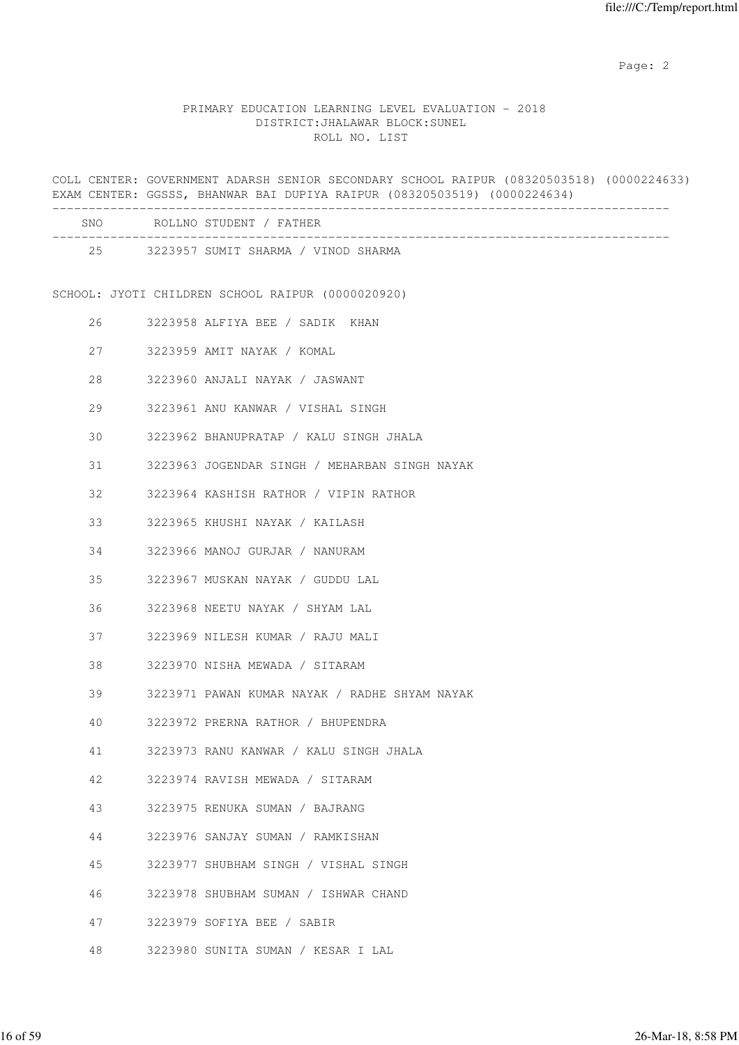PRIMARY EDUCATION LEARNING LEVEL EVALUATION - 2018
DISTRICT:JHALAWAR BLOCK:SUNEL
ROLL NO. LIST

COLL CENTER: GOVERNMENT ADARSH SENIOR SECONDARY SCHOOL RAIPUR (08320503518) (0000224633)
EXAM CENTER: GGSSS, BHANWAR BAI DUPIYA RAIPUR (08320503519) (0000224634)

| SNO | ROLLNO STUDENT / FATHER |
|---|---|
| 25 | 3223957 SUMIT SHARMA / VINOD SHARMA |

SCHOOL: JYOTI CHILDREN SCHOOL RAIPUR (0000020920)

| SNO | ROLLNO STUDENT / FATHER |
|---|---|
| 26 | 3223958 ALFIYA BEE / SADIK KHAN |
| 27 | 3223959 AMIT NAYAK / KOMAL |
| 28 | 3223960 ANJALI NAYAK / JASWANT |
| 29 | 3223961 ANU KANWAR / VISHAL SINGH |
| 30 | 3223962 BHANUPRATAP / KALU SINGH JHALA |
| 31 | 3223963 JOGENDAR SINGH / MEHARBAN SINGH NAYAK |
| 32 | 3223964 KASHISH RATHOR / VIPIN RATHOR |
| 33 | 3223965 KHUSHI NAYAK / KAILASH |
| 34 | 3223966 MANOJ GURJAR / NANURAM |
| 35 | 3223967 MUSKAN NAYAK / GUDDU LAL |
| 36 | 3223968 NEETU NAYAK / SHYAM LAL |
| 37 | 3223969 NILESH KUMAR / RAJU MALI |
| 38 | 3223970 NISHA MEWADA / SITARAM |
| 39 | 3223971 PAWAN KUMAR NAYAK / RADHE SHYAM NAYAK |
| 40 | 3223972 PRERNA RATHOR / BHUPENDRA |
| 41 | 3223973 RANU KANWAR / KALU SINGH JHALA |
| 42 | 3223974 RAVISH MEWADA / SITARAM |
| 43 | 3223975 RENUKA SUMAN / BAJRANG |
| 44 | 3223976 SANJAY SUMAN / RAMKISHAN |
| 45 | 3223977 SHUBHAM SINGH / VISHAL SINGH |
| 46 | 3223978 SHUBHAM SUMAN / ISHWAR CHAND |
| 47 | 3223979 SOFIYA BEE / SABIR |
| 48 | 3223980 SUNITA SUMAN / KESAR I LAL |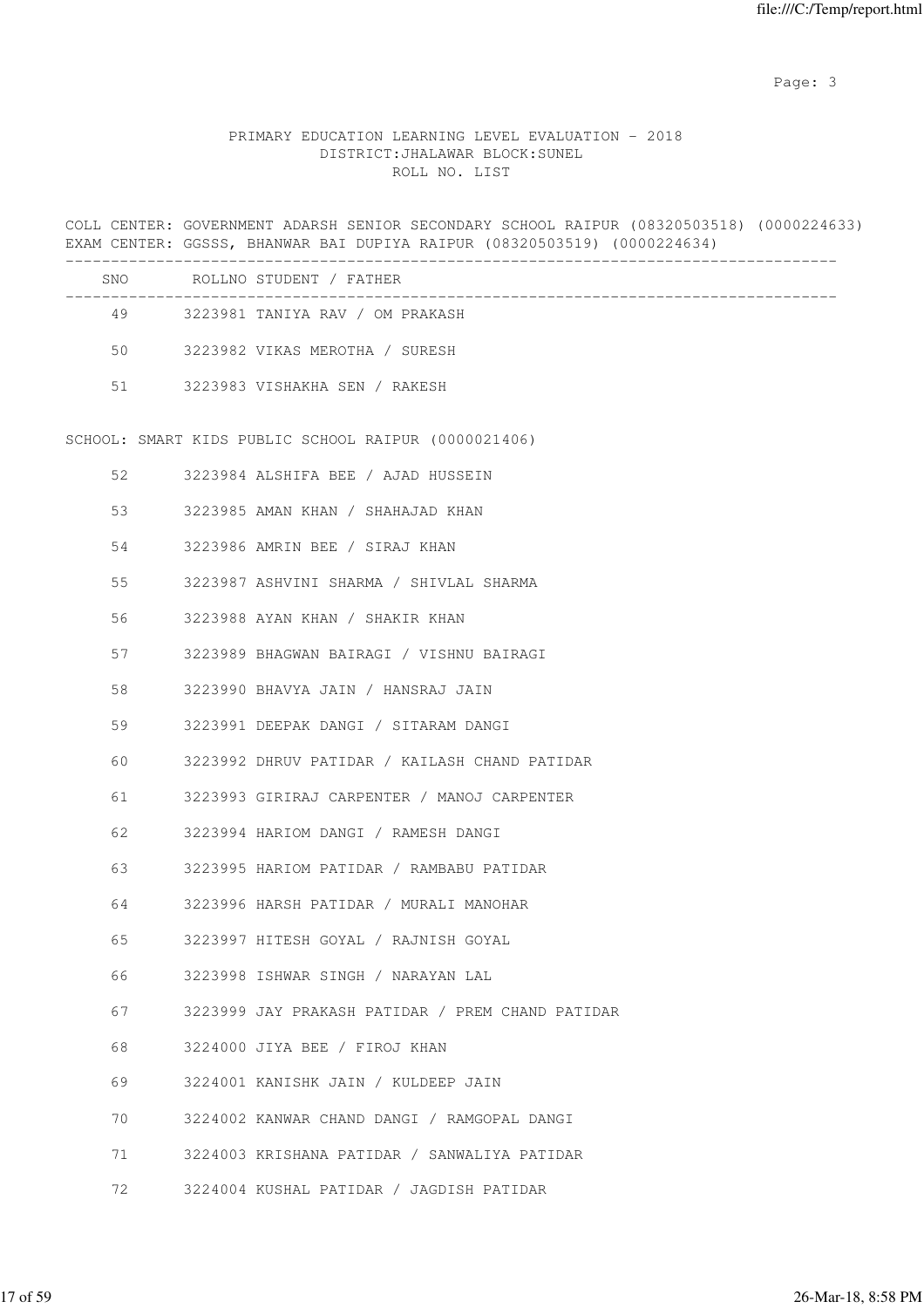# PRIMARY EDUCATION LEARNING LEVEL EVALUATION - 2018

DISTRICT:JHALAWAR BLOCK:SUNEL

ROLL NO. LIST

COLL CENTER: GOVERNMENT ADARSH SENIOR SECONDARY SCHOOL RAIPUR (08320503518) (0000224633)
EXAM CENTER: GGSSS, BHANWAR BAI DUPIYA RAIPUR (08320503519) (0000224634)

| SNO | ROLLNO | STUDENT / FATHER |
|---|---|---|
| 49 | 3223981 | TANIYA RAV / OM PRAKASH |
| 50 | 3223982 | VIKAS MEROTHA / SURESH |
| 51 | 3223983 | VISHAKHA SEN / RAKESH |

SCHOOL: SMART KIDS PUBLIC SCHOOL RAIPUR (0000021406)

| SNO | ROLLNO | STUDENT / FATHER |
|---|---|---|
| 52 | 3223984 | ALSHIFA BEE / AJAD HUSSEIN |
| 53 | 3223985 | AMAN KHAN / SHAHAJAD KHAN |
| 54 | 3223986 | AMRIN BEE / SIRAJ KHAN |
| 55 | 3223987 | ASHVINI SHARMA / SHIVLAL SHARMA |
| 56 | 3223988 | AYAN KHAN / SHAKIR KHAN |
| 57 | 3223989 | BHAGWAN BAIRAGI / VISHNU BAIRAGI |
| 58 | 3223990 | BHAVYA JAIN / HANSRAJ JAIN |
| 59 | 3223991 | DEEPAK DANGI / SITARAM DANGI |
| 60 | 3223992 | DHRUV PATIDAR / KAILASH CHAND PATIDAR |
| 61 | 3223993 | GIRIRAJ CARPENTER / MANOJ CARPENTER |
| 62 | 3223994 | HARIOM DANGI / RAMESH DANGI |
| 63 | 3223995 | HARIOM PATIDAR / RAMBABU PATIDAR |
| 64 | 3223996 | HARSH PATIDAR / MURALI MANOHAR |
| 65 | 3223997 | HITESH GOYAL / RAJNISH GOYAL |
| 66 | 3223998 | ISHWAR SINGH / NARAYAN LAL |
| 67 | 3223999 | JAY PRAKASH PATIDAR / PREM CHAND PATIDAR |
| 68 | 3224000 | JIYA BEE / FIROJ KHAN |
| 69 | 3224001 | KANISHK JAIN / KULDEEP JAIN |
| 70 | 3224002 | KANWAR CHAND DANGI / RAMGOPAL DANGI |
| 71 | 3224003 | KRISHANA PATIDAR / SANWALIYA PATIDAR |
| 72 | 3224004 | KUSHAL PATIDAR / JAGDISH PATIDAR |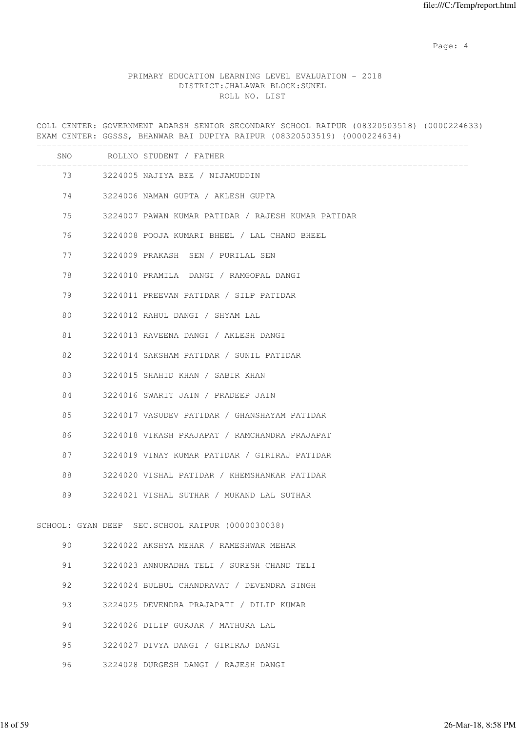PRIMARY EDUCATION LEARNING LEVEL EVALUATION - 2018
DISTRICT:JHALAWAR BLOCK:SUNEL
ROLL NO. LIST

COLL CENTER: GOVERNMENT ADARSH SENIOR SECONDARY SCHOOL RAIPUR (08320503518) (0000224633)
EXAM CENTER: GGSSS, BHANWAR BAI DUPIYA RAIPUR (08320503519) (0000224634)

| SNO | ROLLNO | STUDENT / FATHER |
|---|---|---|
| 73 | 3224005 | NAJIYA BEE / NIJAMUDDIN |
| 74 | 3224006 | NAMAN GUPTA / AKLESH GUPTA |
| 75 | 3224007 | PAWAN KUMAR PATIDAR / RAJESH KUMAR PATIDAR |
| 76 | 3224008 | POOJA KUMARI BHEEL / LAL CHAND BHEEL |
| 77 | 3224009 | PRAKASH SEN / PURILAL SEN |
| 78 | 3224010 | PRAMILA DANGI / RAMGOPAL DANGI |
| 79 | 3224011 | PREEVAN PATIDAR / SILP PATIDAR |
| 80 | 3224012 | RAHUL DANGI / SHYAM LAL |
| 81 | 3224013 | RAVEENA DANGI / AKLESH DANGI |
| 82 | 3224014 | SAKSHAM PATIDAR / SUNIL PATIDAR |
| 83 | 3224015 | SHAHID KHAN / SABIR KHAN |
| 84 | 3224016 | SWARIT JAIN / PRADEEP JAIN |
| 85 | 3224017 | VASUDEV PATIDAR / GHANSHAYAM PATIDAR |
| 86 | 3224018 | VIKASH PRAJAPAT / RAMCHANDRA PRAJAPAT |
| 87 | 3224019 | VINAY KUMAR PATIDAR / GIRIRAJ PATIDAR |
| 88 | 3224020 | VISHAL PATIDAR / KHEMSHANKAR PATIDAR |
| 89 | 3224021 | VISHAL SUTHAR / MUKAND LAL SUTHAR |

SCHOOL: GYAN DEEP SEC.SCHOOL RAIPUR (0000030038)

| SNO | ROLLNO | STUDENT / FATHER |
|---|---|---|
| 90 | 3224022 | AKSHYA MEHAR / RAMESHWAR MEHAR |
| 91 | 3224023 | ANNURADHA TELI / SURESH CHAND TELI |
| 92 | 3224024 | BULBUL CHANDRAVAT / DEVENDRA SINGH |
| 93 | 3224025 | DEVENDRA PRAJAPATI / DILIP KUMAR |
| 94 | 3224026 | DILIP GURJAR / MATHURA LAL |
| 95 | 3224027 | DIVYA DANGI / GIRIRAJ DANGI |
| 96 | 3224028 | DURGESH DANGI / RAJESH DANGI |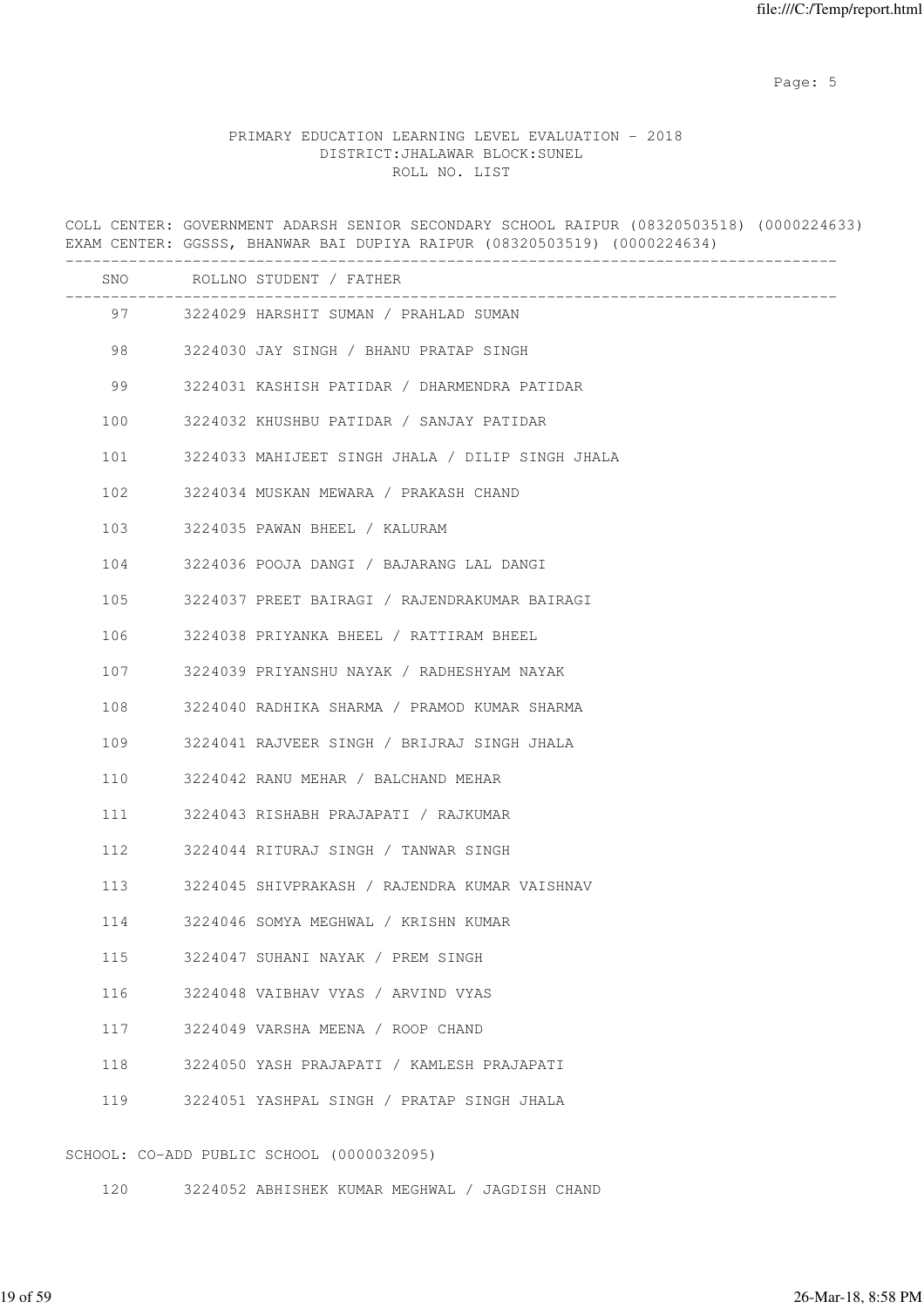PRIMARY EDUCATION LEARNING LEVEL EVALUATION - 2018
DISTRICT:JHALAWAR BLOCK:SUNEL
ROLL NO. LIST

COLL CENTER: GOVERNMENT ADARSH SENIOR SECONDARY SCHOOL RAIPUR (08320503518) (0000224633)
EXAM CENTER: GGSSS, BHANWAR BAI DUPIYA RAIPUR (08320503519) (0000224634)

| SNO | ROLLNO | STUDENT / FATHER |
|---|---|---|
| 97 | 3224029 | HARSHIT SUMAN / PRAHLAD SUMAN |
| 98 | 3224030 | JAY SINGH / BHANU PRATAP SINGH |
| 99 | 3224031 | KASHISH PATIDAR / DHARMENDRA PATIDAR |
| 100 | 3224032 | KHUSHBU PATIDAR / SANJAY PATIDAR |
| 101 | 3224033 | MAHIJEET SINGH JHALA / DILIP SINGH JHALA |
| 102 | 3224034 | MUSKAN MEWARA / PRAKASH CHAND |
| 103 | 3224035 | PAWAN BHEEL / KALURAM |
| 104 | 3224036 | POOJA DANGI / BAJARANG LAL DANGI |
| 105 | 3224037 | PREET BAIRAGI / RAJENDRAKUMAR BAIRAGI |
| 106 | 3224038 | PRIYANKA BHEEL / RATTIRAM BHEEL |
| 107 | 3224039 | PRIYANSHU NAYAK / RADHESHYAM NAYAK |
| 108 | 3224040 | RADHIKA SHARMA / PRAMOD KUMAR SHARMA |
| 109 | 3224041 | RAJVEER SINGH / BRIJRAJ SINGH JHALA |
| 110 | 3224042 | RANU MEHAR / BALCHAND MEHAR |
| 111 | 3224043 | RISHABH PRAJAPATI / RAJKUMAR |
| 112 | 3224044 | RITURAJ SINGH / TANWAR SINGH |
| 113 | 3224045 | SHIVPRAKASH / RAJENDRA KUMAR VAISHNAV |
| 114 | 3224046 | SOMYA MEGHWAL / KRISHN KUMAR |
| 115 | 3224047 | SUHANI NAYAK / PREM SINGH |
| 116 | 3224048 | VAIBHAV VYAS / ARVIND VYAS |
| 117 | 3224049 | VARSHA MEENA / ROOP CHAND |
| 118 | 3224050 | YASH PRAJAPATI / KAMLESH PRAJAPATI |
| 119 | 3224051 | YASHPAL SINGH / PRATAP SINGH JHALA |

SCHOOL: CO-ADD PUBLIC SCHOOL (0000032095)

| SNO | ROLLNO | STUDENT / FATHER |
|---|---|---|
| 120 | 3224052 | ABHISHEK KUMAR MEGHWAL / JAGDISH CHAND |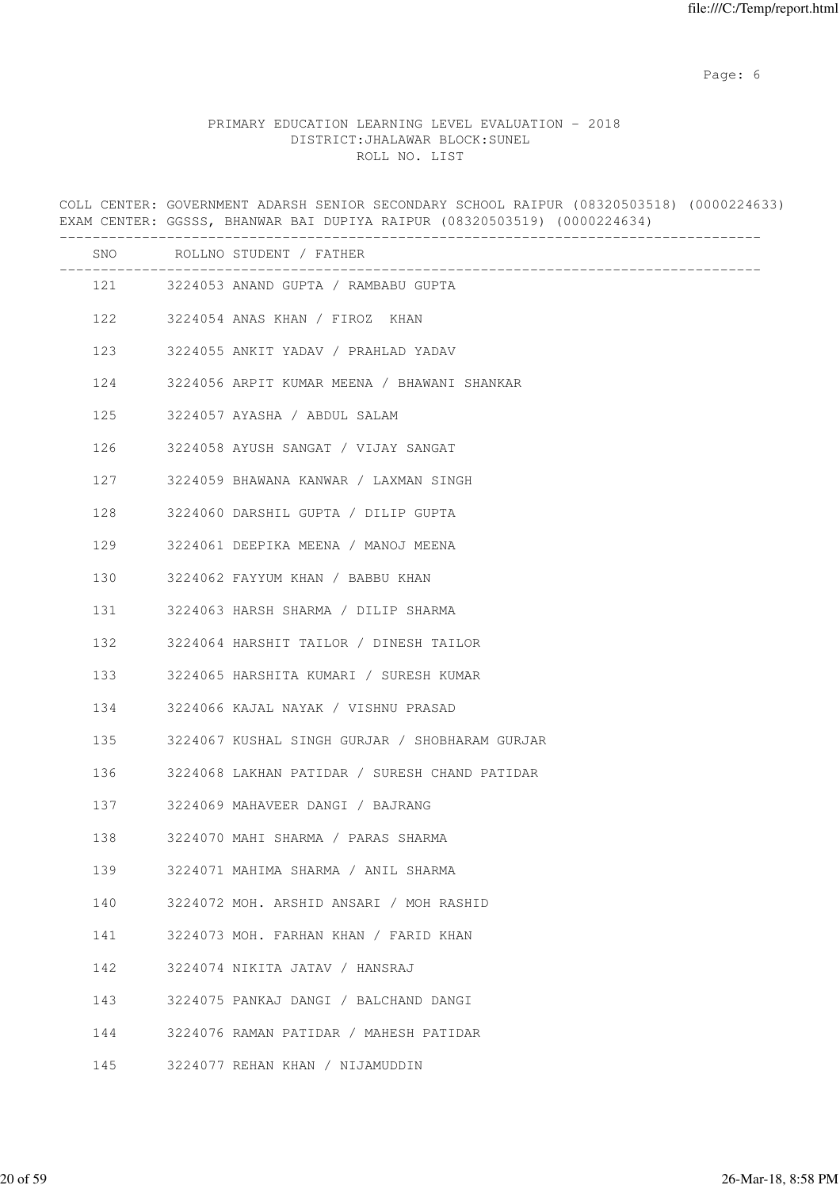PRIMARY EDUCATION LEARNING LEVEL EVALUATION - 2018
DISTRICT:JHALAWAR BLOCK:SUNEL
ROLL NO. LIST

COLL CENTER: GOVERNMENT ADARSH SENIOR SECONDARY SCHOOL RAIPUR (08320503518) (0000224633)
EXAM CENTER: GGSSS, BHANWAR BAI DUPIYA RAIPUR (08320503519) (0000224634)

| SNO | ROLLNO | STUDENT / FATHER |
|---|---|---|
| 121 | 3224053 | ANAND GUPTA / RAMBABU GUPTA |
| 122 | 3224054 | ANAS KHAN / FIROZ KHAN |
| 123 | 3224055 | ANKIT YADAV / PRAHLAD YADAV |
| 124 | 3224056 | ARPIT KUMAR MEENA / BHAWANI SHANKAR |
| 125 | 3224057 | AYASHA / ABDUL SALAM |
| 126 | 3224058 | AYUSH SANGAT / VIJAY SANGAT |
| 127 | 3224059 | BHAWANA KANWAR / LAXMAN SINGH |
| 128 | 3224060 | DARSHIL GUPTA / DILIP GUPTA |
| 129 | 3224061 | DEEPIKA MEENA / MANOJ MEENA |
| 130 | 3224062 | FAYYUM KHAN / BABBU KHAN |
| 131 | 3224063 | HARSH SHARMA / DILIP SHARMA |
| 132 | 3224064 | HARSHIT TAILOR / DINESH TAILOR |
| 133 | 3224065 | HARSHITA KUMARI / SURESH KUMAR |
| 134 | 3224066 | KAJAL NAYAK / VISHNU PRASAD |
| 135 | 3224067 | KUSHAL SINGH GURJAR / SHOBHARAM GURJAR |
| 136 | 3224068 | LAKHAN PATIDAR / SURESH CHAND PATIDAR |
| 137 | 3224069 | MAHAVEER DANGI / BAJRANG |
| 138 | 3224070 | MAHI SHARMA / PARAS SHARMA |
| 139 | 3224071 | MAHIMA SHARMA / ANIL SHARMA |
| 140 | 3224072 | MOH. ARSHID ANSARI / MOH RASHID |
| 141 | 3224073 | MOH. FARHAN KHAN / FARID KHAN |
| 142 | 3224074 | NIKITA JATAV / HANSRAJ |
| 143 | 3224075 | PANKAJ DANGI / BALCHAND DANGI |
| 144 | 3224076 | RAMAN PATIDAR / MAHESH PATIDAR |
| 145 | 3224077 | REHAN KHAN / NIJAMUDDIN |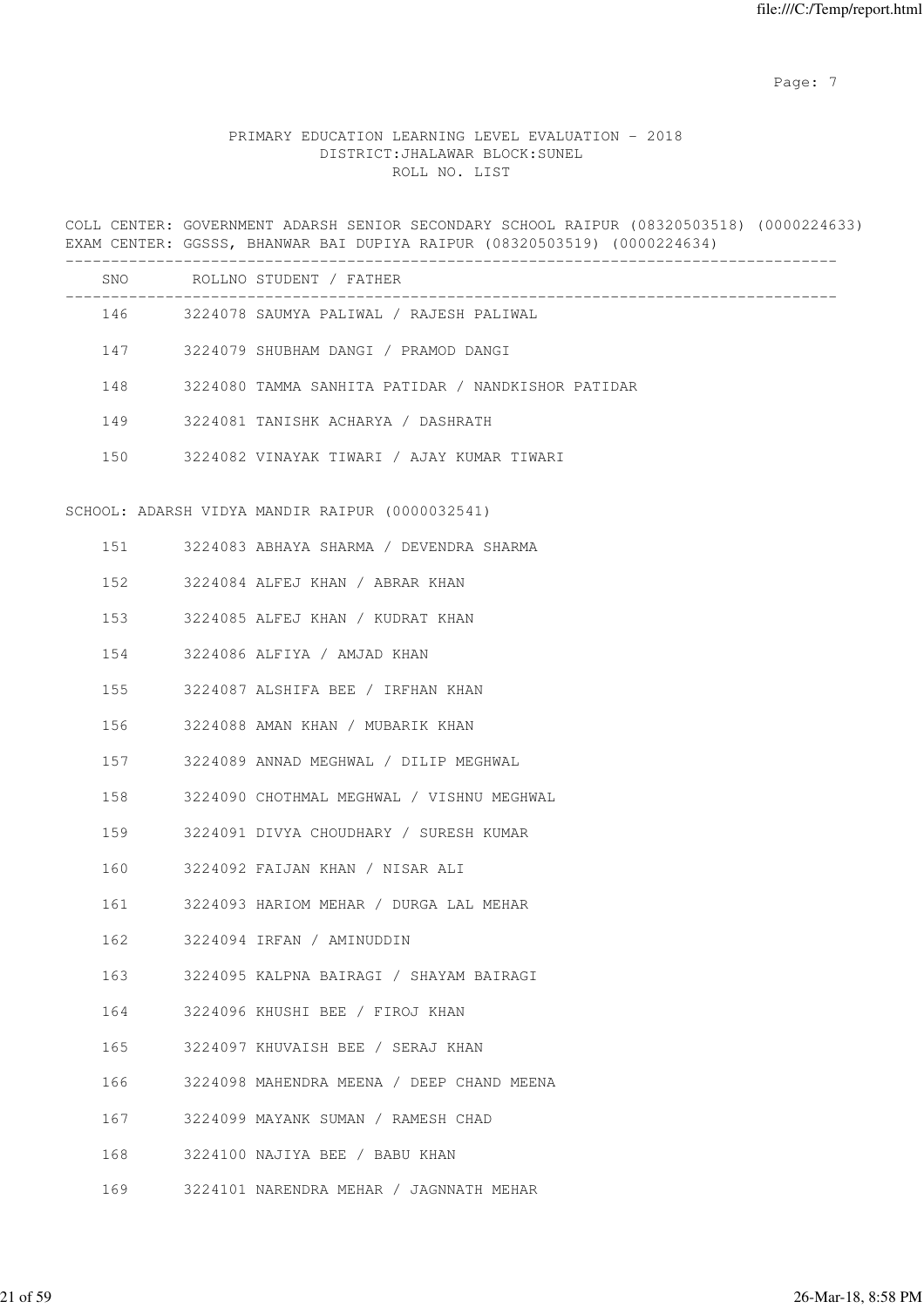PRIMARY EDUCATION LEARNING LEVEL EVALUATION - 2018
DISTRICT:JHALAWAR BLOCK:SUNEL
ROLL NO. LIST

COLL CENTER: GOVERNMENT ADARSH SENIOR SECONDARY SCHOOL RAIPUR (08320503518) (0000224633)
EXAM CENTER: GGSSS, BHANWAR BAI DUPIYA RAIPUR (08320503519) (0000224634)

| SNO | ROLLNO | STUDENT / FATHER |
|---|---|---|
| 146 | 3224078 | SAUMYA PALIWAL / RAJESH PALIWAL |
| 147 | 3224079 | SHUBHAM DANGI / PRAMOD DANGI |
| 148 | 3224080 | TAMMA SANHITA PATIDAR / NANDKISHOR PATIDAR |
| 149 | 3224081 | TANISHK ACHARYA / DASHRATH |
| 150 | 3224082 | VINAYAK TIWARI / AJAY KUMAR TIWARI |

SCHOOL: ADARSH VIDYA MANDIR RAIPUR (0000032541)

| SNO | ROLLNO | STUDENT / FATHER |
|---|---|---|
| 151 | 3224083 | ABHAYA SHARMA / DEVENDRA SHARMA |
| 152 | 3224084 | ALFEJ KHAN / ABRAR KHAN |
| 153 | 3224085 | ALFEJ KHAN / KUDRAT KHAN |
| 154 | 3224086 | ALFIYA / AMJAD KHAN |
| 155 | 3224087 | ALSHIFA BEE / IRFHAN KHAN |
| 156 | 3224088 | AMAN KHAN / MUBARIK KHAN |
| 157 | 3224089 | ANNAD MEGHWAL / DILIP MEGHWAL |
| 158 | 3224090 | CHOTHMAL MEGHWAL / VISHNU MEGHWAL |
| 159 | 3224091 | DIVYA CHOUDHARY / SURESH KUMAR |
| 160 | 3224092 | FAIJAN KHAN / NISAR ALI |
| 161 | 3224093 | HARIOM MEHAR / DURGA LAL MEHAR |
| 162 | 3224094 | IRFAN / AMINUDDIN |
| 163 | 3224095 | KALPNA BAIRAGI / SHAYAM BAIRAGI |
| 164 | 3224096 | KHUSHI BEE / FIROJ KHAN |
| 165 | 3224097 | KHUVAISH BEE / SERAJ KHAN |
| 166 | 3224098 | MAHENDRA MEENA / DEEP CHAND MEENA |
| 167 | 3224099 | MAYANK SUMAN / RAMESH CHAD |
| 168 | 3224100 | NAJIYA BEE / BABU KHAN |
| 169 | 3224101 | NARENDRA MEHAR / JAGNNATH MEHAR |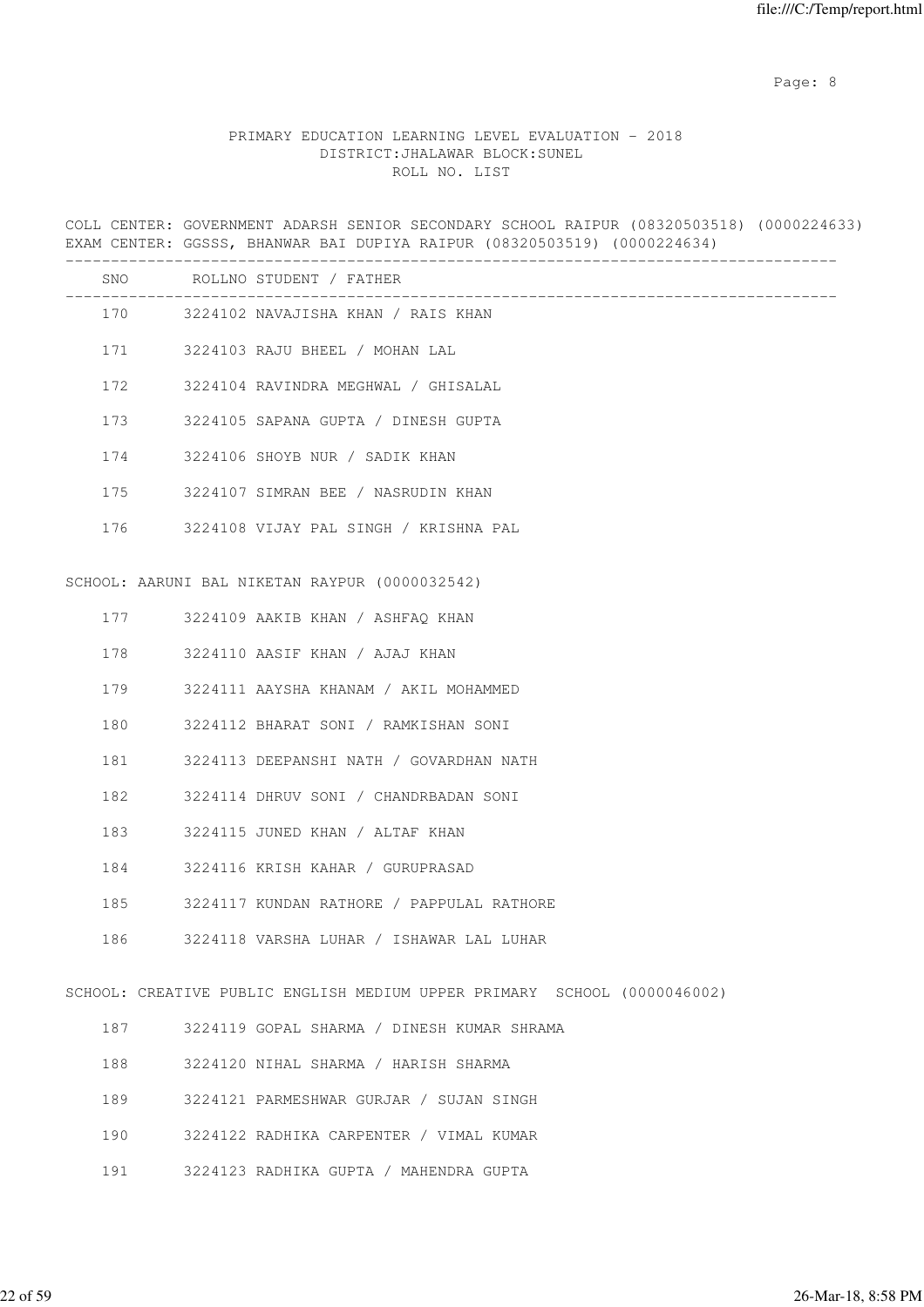PRIMARY EDUCATION LEARNING LEVEL EVALUATION - 2018
DISTRICT:JHALAWAR BLOCK:SUNEL
ROLL NO. LIST

COLL CENTER: GOVERNMENT ADARSH SENIOR SECONDARY SCHOOL RAIPUR (08320503518) (0000224633)
EXAM CENTER: GGSSS, BHANWAR BAI DUPIYA RAIPUR (08320503519) (0000224634)

| SNO | ROLLNO | STUDENT / FATHER |
|---|---|---|
| 170 | 3224102 | NAVAJISHA KHAN / RAIS KHAN |
| 171 | 3224103 | RAJU BHEEL / MOHAN LAL |
| 172 | 3224104 | RAVINDRA MEGHWAL / GHISALAL |
| 173 | 3224105 | SAPANA GUPTA / DINESH GUPTA |
| 174 | 3224106 | SHOYB NUR / SADIK KHAN |
| 175 | 3224107 | SIMRAN BEE / NASRUDIN KHAN |
| 176 | 3224108 | VIJAY PAL SINGH / KRISHNA PAL |

SCHOOL: AARUNI BAL NIKETAN RAYPUR (0000032542)

| SNO | ROLLNO | STUDENT / FATHER |
|---|---|---|
| 177 | 3224109 | AAKIB KHAN / ASHFAQ KHAN |
| 178 | 3224110 | AASIF KHAN / AJAJ KHAN |
| 179 | 3224111 | AAYSHA KHANAM / AKIL MOHAMMED |
| 180 | 3224112 | BHARAT SONI / RAMKISHAN SONI |
| 181 | 3224113 | DEEPANSHI NATH / GOVARDHAN NATH |
| 182 | 3224114 | DHRUV SONI / CHANDRBADAN SONI |
| 183 | 3224115 | JUNED KHAN / ALTAF KHAN |
| 184 | 3224116 | KRISH KAHAR / GURUPRASAD |
| 185 | 3224117 | KUNDAN RATHORE / PAPPULAL RATHORE |
| 186 | 3224118 | VARSHA LUHAR / ISHAWAR LAL LUHAR |

SCHOOL: CREATIVE PUBLIC ENGLISH MEDIUM UPPER PRIMARY SCHOOL (0000046002)

| SNO | ROLLNO | STUDENT / FATHER |
|---|---|---|
| 187 | 3224119 | GOPAL SHARMA / DINESH KUMAR SHRAMA |
| 188 | 3224120 | NIHAL SHARMA / HARISH SHARMA |
| 189 | 3224121 | PARMESHWAR GURJAR / SUJAN SINGH |
| 190 | 3224122 | RADHIKA CARPENTER / VIMAL KUMAR |
| 191 | 3224123 | RADHIKA GUPTA / MAHENDRA GUPTA |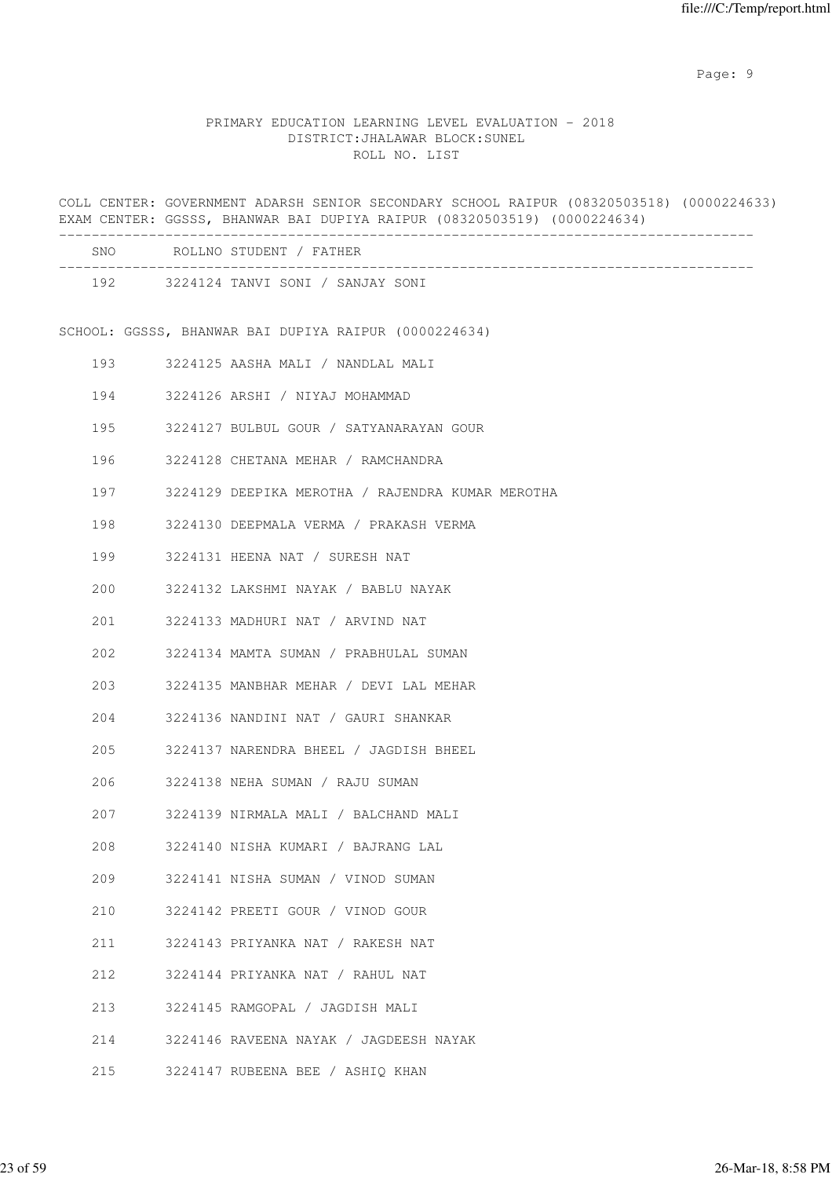PRIMARY EDUCATION LEARNING LEVEL EVALUATION - 2018
DISTRICT:JHALAWAR BLOCK:SUNEL
ROLL NO. LIST

COLL CENTER: GOVERNMENT ADARSH SENIOR SECONDARY SCHOOL RAIPUR (08320503518) (0000224633)
EXAM CENTER: GGSSS, BHANWAR BAI DUPIYA RAIPUR (08320503519) (0000224634)

| SNO | ROLLNO | STUDENT / FATHER |
|---|---|---|
| 192 | 3224124 | TANVI SONI / SANJAY SONI |

SCHOOL: GGSSS, BHANWAR BAI DUPIYA RAIPUR (0000224634)

| SNO | ROLLNO | STUDENT / FATHER |
|---|---|---|
| 193 | 3224125 | AASHA MALI / NANDLAL MALI |
| 194 | 3224126 | ARSHI / NIYAJ MOHAMMAD |
| 195 | 3224127 | BULBUL GOUR / SATYANARAYAN GOUR |
| 196 | 3224128 | CHETANA MEHAR / RAMCHANDRA |
| 197 | 3224129 | DEEPIKA MEROTHA / RAJENDRA KUMAR MEROTHA |
| 198 | 3224130 | DEEPMALA VERMA / PRAKASH VERMA |
| 199 | 3224131 | HEENA NAT / SURESH NAT |
| 200 | 3224132 | LAKSHMI NAYAK / BABLU NAYAK |
| 201 | 3224133 | MADHURI NAT / ARVIND NAT |
| 202 | 3224134 | MAMTA SUMAN / PRABHULAL SUMAN |
| 203 | 3224135 | MANBHAR MEHAR / DEVI LAL MEHAR |
| 204 | 3224136 | NANDINI NAT / GAURI SHANKAR |
| 205 | 3224137 | NARENDRA BHEEL / JAGDISH BHEEL |
| 206 | 3224138 | NEHA SUMAN / RAJU SUMAN |
| 207 | 3224139 | NIRMALA MALI / BALCHAND MALI |
| 208 | 3224140 | NISHA KUMARI / BAJRANG LAL |
| 209 | 3224141 | NISHA SUMAN / VINOD SUMAN |
| 210 | 3224142 | PREETI GOUR / VINOD GOUR |
| 211 | 3224143 | PRIYANKA NAT / RAKESH NAT |
| 212 | 3224144 | PRIYANKA NAT / RAHUL NAT |
| 213 | 3224145 | RAMGOPAL / JAGDISH MALI |
| 214 | 3224146 | RAVEENA NAYAK / JAGDEESH NAYAK |
| 215 | 3224147 | RUBEENA BEE / ASHIQ KHAN |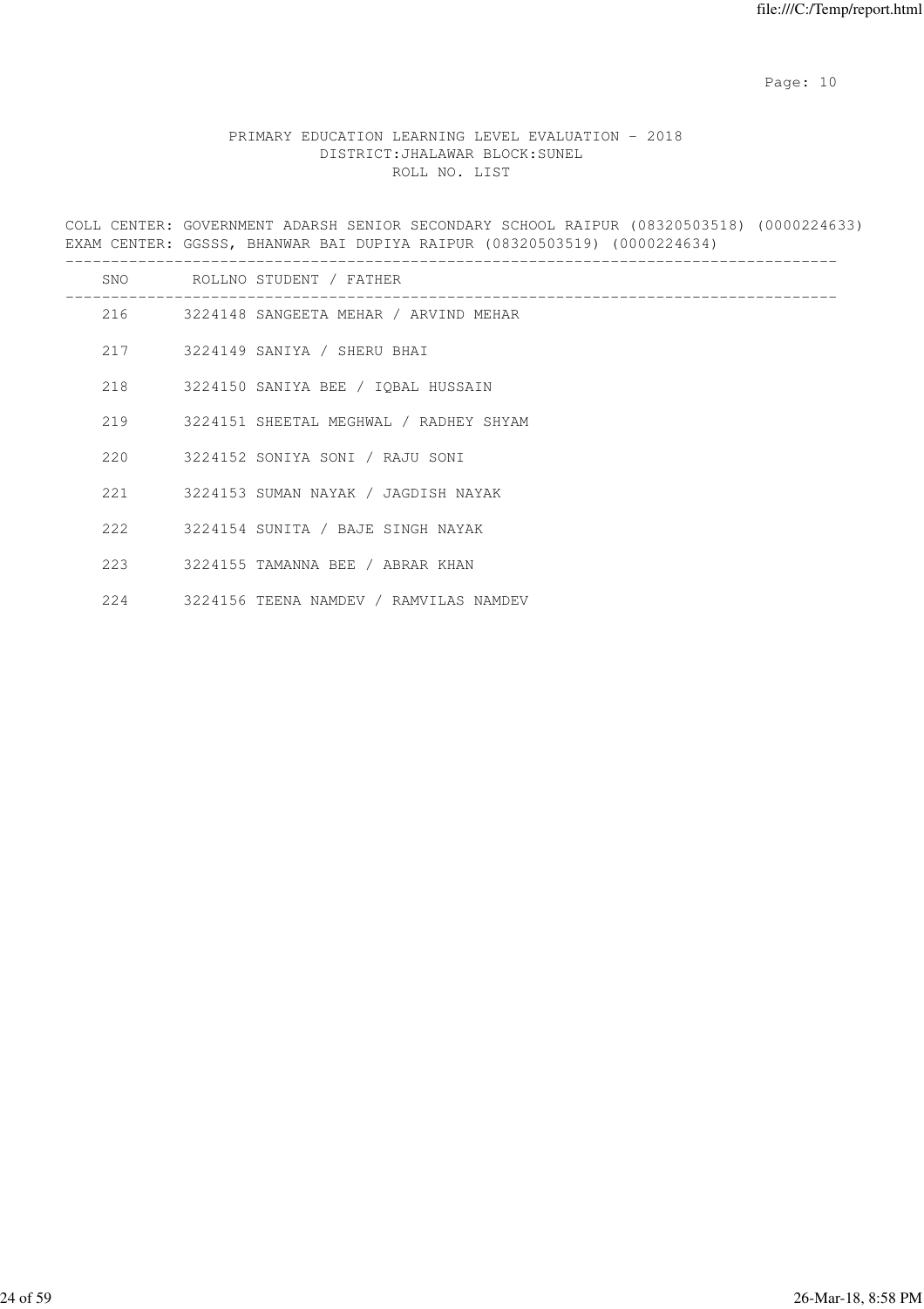PRIMARY EDUCATION LEARNING LEVEL EVALUATION - 2018
DISTRICT:JHALAWAR BLOCK:SUNEL
ROLL NO. LIST

COLL CENTER: GOVERNMENT ADARSH SENIOR SECONDARY SCHOOL RAIPUR (08320503518) (0000224633)
EXAM CENTER: GGSSS, BHANWAR BAI DUPIYA RAIPUR (08320503519) (0000224634)

| SNO | ROLLNO | STUDENT / FATHER |
|---|---|---|
| 216 | 3224148 | SANGEETA MEHAR / ARVIND MEHAR |
| 217 | 3224149 | SANIYA / SHERU BHAI |
| 218 | 3224150 | SANIYA BEE / IQBAL HUSSAIN |
| 219 | 3224151 | SHEETAL MEGHWAL / RADHEY SHYAM |
| 220 | 3224152 | SONIYA SONI / RAJU SONI |
| 221 | 3224153 | SUMAN NAYAK / JAGDISH NAYAK |
| 222 | 3224154 | SUNITA / BAJE SINGH NAYAK |
| 223 | 3224155 | TAMANNA BEE / ABRAR KHAN |
| 224 | 3224156 | TEENA NAMDEV / RAMVILAS NAMDEV |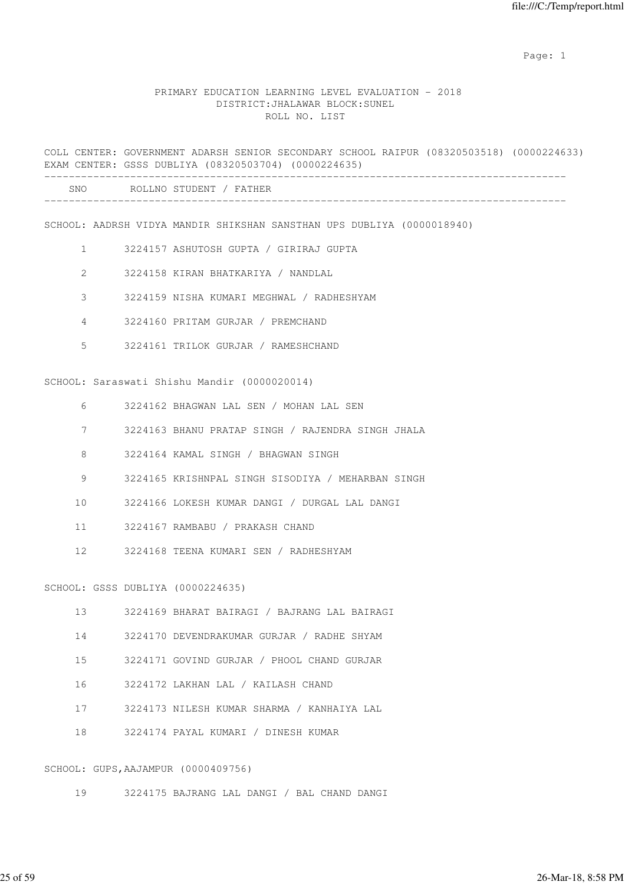Page: 1

PRIMARY EDUCATION LEARNING LEVEL EVALUATION - 2018
DISTRICT:JHALAWAR BLOCK:SUNEL
ROLL NO. LIST

COLL CENTER: GOVERNMENT ADARSH SENIOR SECONDARY SCHOOL RAIPUR (08320503518) (0000224633)
EXAM CENTER: GSSS DUBLIYA (08320503704) (0000224635)

| SNO | ROLLNO | STUDENT / FATHER |
|---|---|---|

SCHOOL: AADRSH VIDYA MANDIR SHIKSHAN SANSTHAN UPS DUBLIYA (0000018940)

| SNO | ROLLNO | STUDENT / FATHER |
|---|---|---|
| 1 | 3224157 | ASHUTOSH GUPTA / GIRIRAJ GUPTA |
| 2 | 3224158 | KIRAN BHATKARIYA / NANDLAL |
| 3 | 3224159 | NISHA KUMARI MEGHWAL / RADHESHYAM |
| 4 | 3224160 | PRITAM GURJAR / PREMCHAND |
| 5 | 3224161 | TRILOK GURJAR / RAMESHCHAND |

SCHOOL: Saraswati Shishu Mandir (0000020014)

| SNO | ROLLNO | STUDENT / FATHER |
|---|---|---|
| 6 | 3224162 | BHAGWAN LAL SEN / MOHAN LAL SEN |
| 7 | 3224163 | BHANU PRATAP SINGH / RAJENDRA SINGH JHALA |
| 8 | 3224164 | KAMAL SINGH / BHAGWAN SINGH |
| 9 | 3224165 | KRISHNPAL SINGH SISODIYA / MEHARBAN SINGH |
| 10 | 3224166 | LOKESH KUMAR DANGI / DURGAL LAL DANGI |
| 11 | 3224167 | RAMBABU / PRAKASH CHAND |
| 12 | 3224168 | TEENA KUMARI SEN / RADHESHYAM |

SCHOOL: GSSS DUBLIYA (0000224635)

| SNO | ROLLNO | STUDENT / FATHER |
|---|---|---|
| 13 | 3224169 | BHARAT BAIRAGI / BAJRANG LAL BAIRAGI |
| 14 | 3224170 | DEVENDRAKUMAR GURJAR / RADHE SHYAM |
| 15 | 3224171 | GOVIND GURJAR / PHOOL CHAND GURJAR |
| 16 | 3224172 | LAKHAN LAL / KAILASH CHAND |
| 17 | 3224173 | NILESH KUMAR SHARMA / KANHAIYA LAL |
| 18 | 3224174 | PAYAL KUMARI / DINESH KUMAR |

SCHOOL: GUPS,AAJAMPUR (0000409756)

| SNO | ROLLNO | STUDENT / FATHER |
|---|---|---|
| 19 | 3224175 | BAJRANG LAL DANGI / BAL CHAND DANGI |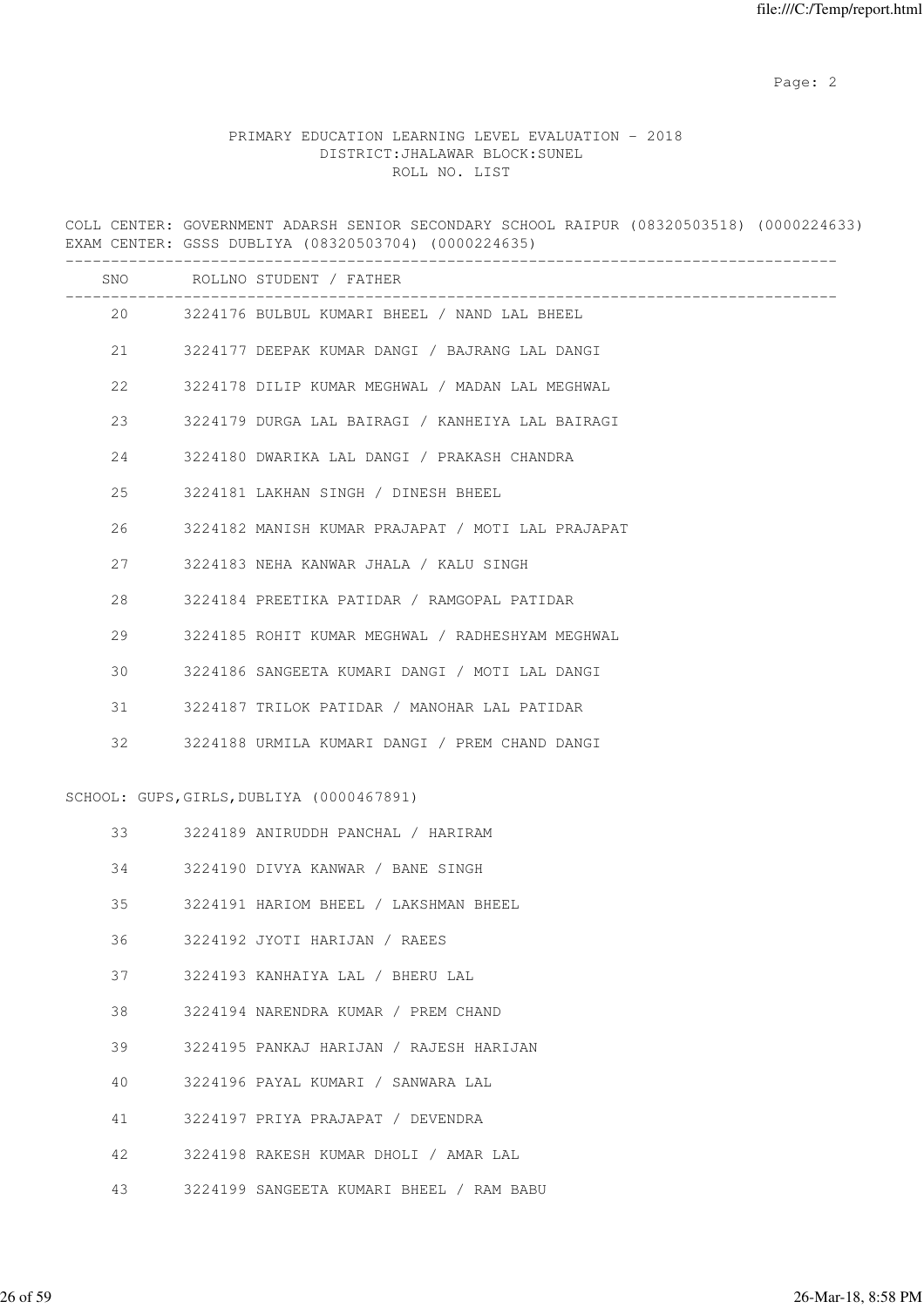PRIMARY EDUCATION LEARNING LEVEL EVALUATION - 2018
DISTRICT:JHALAWAR BLOCK:SUNEL
ROLL NO. LIST

COLL CENTER: GOVERNMENT ADARSH SENIOR SECONDARY SCHOOL RAIPUR (08320503518) (0000224633)
EXAM CENTER: GSSS DUBLIYA (08320503704) (0000224635)

| SNO | ROLLNO | STUDENT / FATHER |
|---|---|---|
| 20 | 3224176 | BULBUL KUMARI BHEEL / NAND LAL BHEEL |
| 21 | 3224177 | DEEPAK KUMAR DANGI / BAJRANG LAL DANGI |
| 22 | 3224178 | DILIP KUMAR MEGHWAL / MADAN LAL MEGHWAL |
| 23 | 3224179 | DURGA LAL BAIRAGI / KANHEIYA LAL BAIRAGI |
| 24 | 3224180 | DWARIKA LAL DANGI / PRAKASH CHANDRA |
| 25 | 3224181 | LAKHAN SINGH / DINESH BHEEL |
| 26 | 3224182 | MANISH KUMAR PRAJAPAT / MOTI LAL PRAJAPAT |
| 27 | 3224183 | NEHA KANWAR JHALA / KALU SINGH |
| 28 | 3224184 | PREETIKA PATIDAR / RAMGOPAL PATIDAR |
| 29 | 3224185 | ROHIT KUMAR MEGHWAL / RADHESHYAM MEGHWAL |
| 30 | 3224186 | SANGEETA KUMARI DANGI / MOTI LAL DANGI |
| 31 | 3224187 | TRILOK PATIDAR / MANOHAR LAL PATIDAR |
| 32 | 3224188 | URMILA KUMARI DANGI / PREM CHAND DANGI |

SCHOOL: GUPS,GIRLS,DUBLIYA (0000467891)

| SNO | ROLLNO | STUDENT / FATHER |
|---|---|---|
| 33 | 3224189 | ANIRUDDH PANCHAL / HARIRAM |
| 34 | 3224190 | DIVYA KANWAR / BANE SINGH |
| 35 | 3224191 | HARIOM BHEEL / LAKSHMAN BHEEL |
| 36 | 3224192 | JYOTI HARIJAN / RAEES |
| 37 | 3224193 | KANHAIYA LAL / BHERU LAL |
| 38 | 3224194 | NARENDRA KUMAR / PREM CHAND |
| 39 | 3224195 | PANKAJ HARIJAN / RAJESH HARIJAN |
| 40 | 3224196 | PAYAL KUMARI / SANWARA LAL |
| 41 | 3224197 | PRIYA PRAJAPAT / DEVENDRA |
| 42 | 3224198 | RAKESH KUMAR DHOLI / AMAR LAL |
| 43 | 3224199 | SANGEETA KUMARI BHEEL / RAM BABU |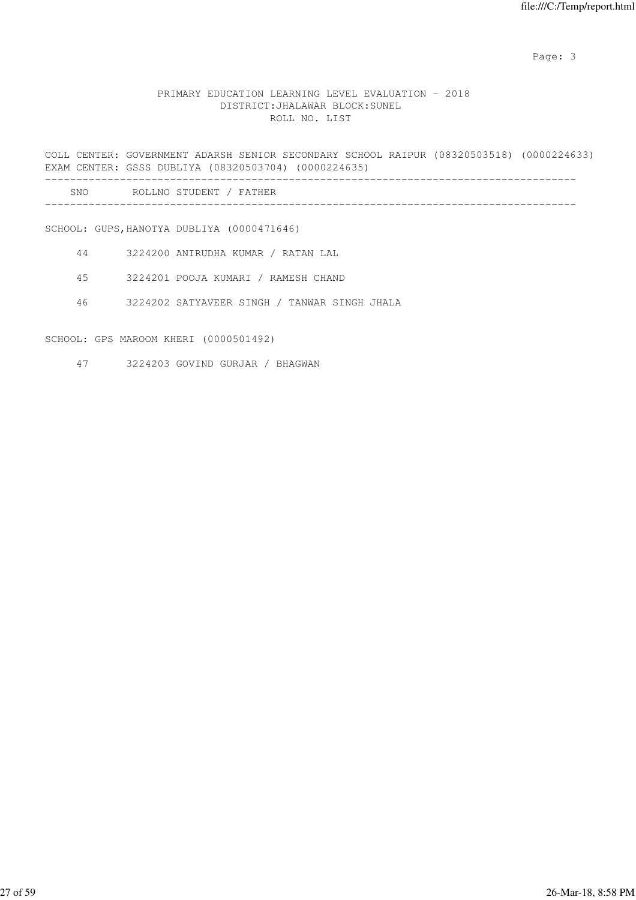PRIMARY EDUCATION LEARNING LEVEL EVALUATION - 2018
DISTRICT:JHALAWAR BLOCK:SUNEL
ROLL NO. LIST

COLL CENTER: GOVERNMENT ADARSH SENIOR SECONDARY SCHOOL RAIPUR (08320503518) (0000224633)
EXAM CENTER: GSSS DUBLIYA (08320503704) (0000224635)

| SNO | ROLLNO | STUDENT / FATHER |
|---|---|---|
| | | **SCHOOL: GUPS,HANOTYA DUBLIYA (0000471646)** |
| 44 | 3224200 | ANIRUDHA KUMAR / RATAN LAL |
| 45 | 3224201 | POOJA KUMARI / RAMESH CHAND |
| 46 | 3224202 | SATYAVEER SINGH / TANWAR SINGH JHALA |
| | | **SCHOOL: GPS MAROOM KHERI (0000501492)** |
| 47 | 3224203 | GOVIND GURJAR / BHAGWAN |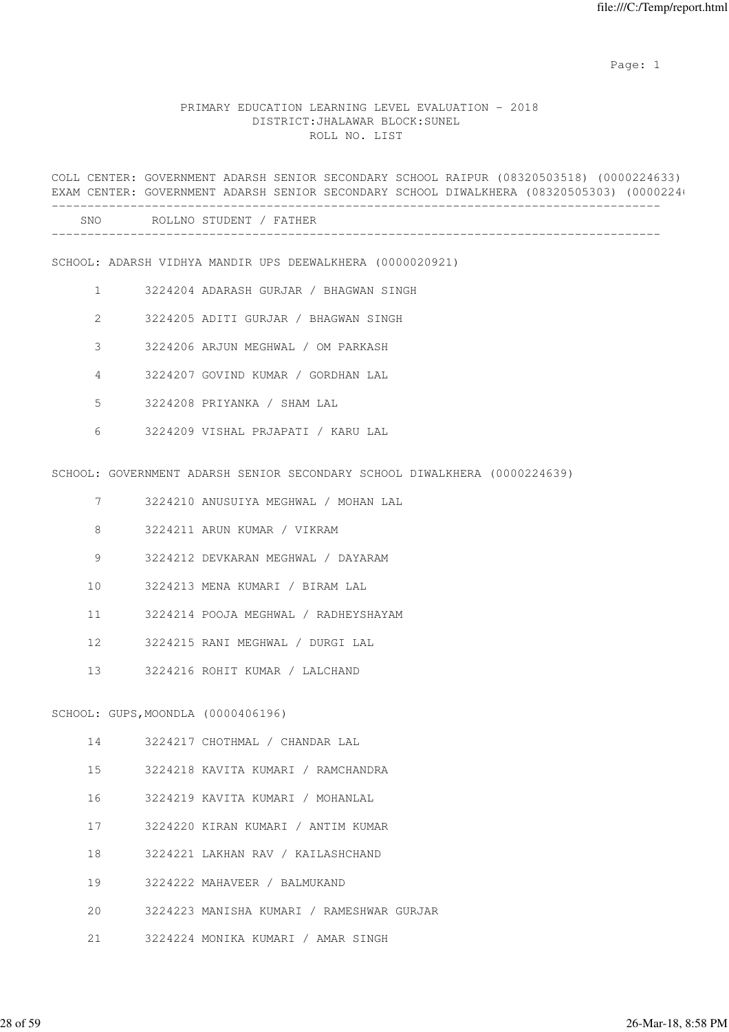PRIMARY EDUCATION LEARNING LEVEL EVALUATION - 2018
DISTRICT:JHALAWAR BLOCK:SUNEL
ROLL NO. LIST

COLL CENTER: GOVERNMENT ADARSH SENIOR SECONDARY SCHOOL RAIPUR (08320503518) (0000224633)
EXAM CENTER: GOVERNMENT ADARSH SENIOR SECONDARY SCHOOL DIWALKHERA (08320505303) (0000224

| SNO | ROLLNO | STUDENT / FATHER |
|---|---|---|

SCHOOL: ADARSH VIDHYA MANDIR UPS DEEWALKHERA (0000020921)

| SNO | ROLLNO | STUDENT / FATHER |
|---|---|---|
| 1 | 3224204 | ADARASH GURJAR / BHAGWAN SINGH |
| 2 | 3224205 | ADITI GURJAR / BHAGWAN SINGH |
| 3 | 3224206 | ARJUN MEGHWAL / OM PARKASH |
| 4 | 3224207 | GOVIND KUMAR / GORDHAN LAL |
| 5 | 3224208 | PRIYANKA / SHAM LAL |
| 6 | 3224209 | VISHAL PRJAPATI / KARU LAL |

SCHOOL: GOVERNMENT ADARSH SENIOR SECONDARY SCHOOL DIWALKHERA (0000224639)

| SNO | ROLLNO | STUDENT / FATHER |
|---|---|---|
| 7 | 3224210 | ANUSUIYA MEGHWAL / MOHAN LAL |
| 8 | 3224211 | ARUN KUMAR / VIKRAM |
| 9 | 3224212 | DEVKARAN MEGHWAL / DAYARAM |
| 10 | 3224213 | MENA KUMARI / BIRAM LAL |
| 11 | 3224214 | POOJA MEGHWAL / RADHEYSHAYAM |
| 12 | 3224215 | RANI MEGHWAL / DURGI LAL |
| 13 | 3224216 | ROHIT KUMAR / LALCHAND |

SCHOOL: GUPS,MOONDLA (0000406196)

| SNO | ROLLNO | STUDENT / FATHER |
|---|---|---|
| 14 | 3224217 | CHOTHMAL / CHANDAR LAL |
| 15 | 3224218 | KAVITA KUMARI / RAMCHANDRA |
| 16 | 3224219 | KAVITA KUMARI / MOHANLAL |
| 17 | 3224220 | KIRAN KUMARI / ANTIM KUMAR |
| 18 | 3224221 | LAKHAN RAV / KAILASHCHAND |
| 19 | 3224222 | MAHAVEER / BALMUKAND |
| 20 | 3224223 | MANISHA KUMARI / RAMESHWAR GURJAR |
| 21 | 3224224 | MONIKA KUMARI / AMAR SINGH |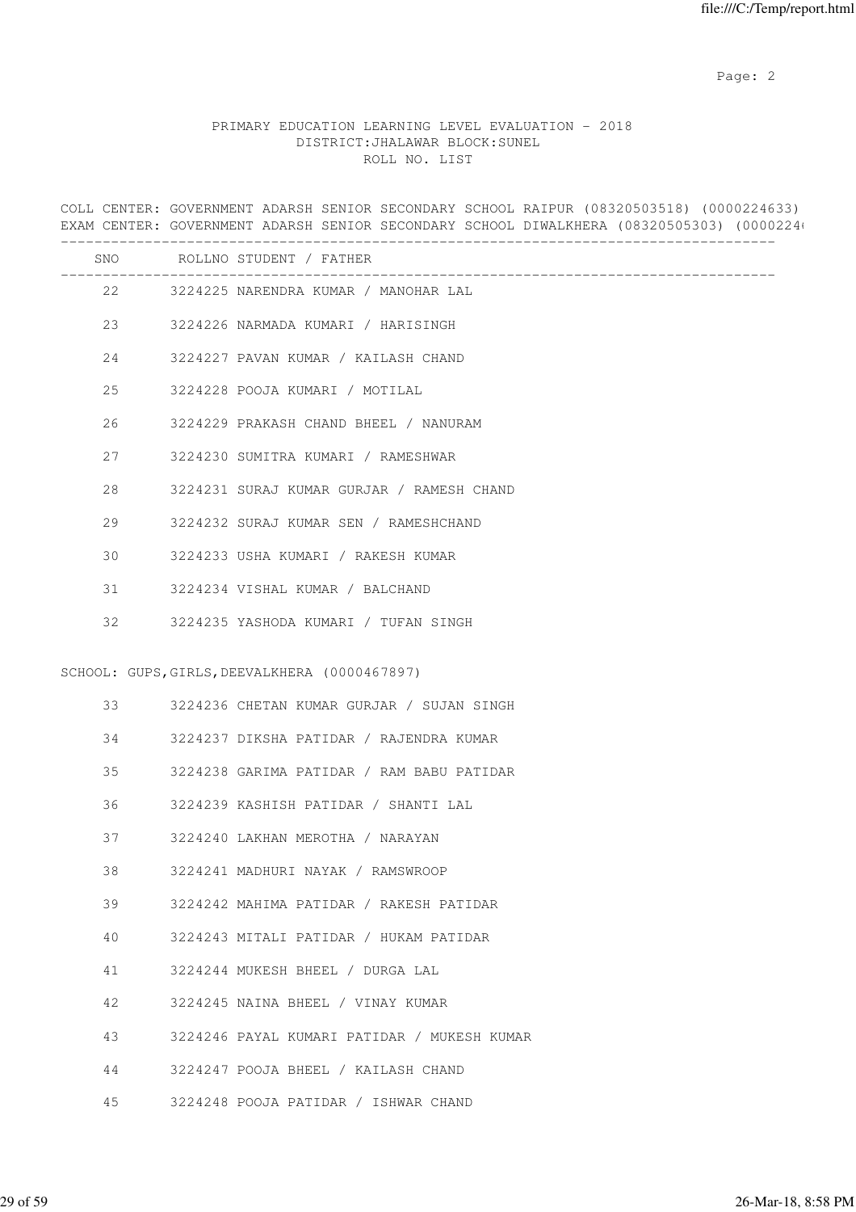PRIMARY EDUCATION LEARNING LEVEL EVALUATION - 2018
DISTRICT:JHALAWAR BLOCK:SUNEL
ROLL NO. LIST

COLL CENTER: GOVERNMENT ADARSH SENIOR SECONDARY SCHOOL RAIPUR (08320503518) (0000224633)
EXAM CENTER: GOVERNMENT ADARSH SENIOR SECONDARY SCHOOL DIWALKHERA (08320505303) (0000224

| SNO | ROLLNO | STUDENT / FATHER |
|---|---|---|
| 22 | 3224225 | NARENDRA KUMAR / MANOHAR LAL |
| 23 | 3224226 | NARMADA KUMARI / HARISINGH |
| 24 | 3224227 | PAVAN KUMAR / KAILASH CHAND |
| 25 | 3224228 | POOJA KUMARI / MOTILAL |
| 26 | 3224229 | PRAKASH CHAND BHEEL / NANURAM |
| 27 | 3224230 | SUMITRA KUMARI / RAMESHWAR |
| 28 | 3224231 | SURAJ KUMAR GURJAR / RAMESH CHAND |
| 29 | 3224232 | SURAJ KUMAR SEN / RAMESHCHAND |
| 30 | 3224233 | USHA KUMARI / RAKESH KUMAR |
| 31 | 3224234 | VISHAL KUMAR / BALCHAND |
| 32 | 3224235 | YASHODA KUMARI / TUFAN SINGH |

SCHOOL: GUPS,GIRLS,DEEVALKHERA (0000467897)

| SNO | ROLLNO | STUDENT / FATHER |
|---|---|---|
| 33 | 3224236 | CHETAN KUMAR GURJAR / SUJAN SINGH |
| 34 | 3224237 | DIKSHA PATIDAR / RAJENDRA KUMAR |
| 35 | 3224238 | GARIMA PATIDAR / RAM BABU PATIDAR |
| 36 | 3224239 | KASHISH PATIDAR / SHANTI LAL |
| 37 | 3224240 | LAKHAN MEROTHA / NARAYAN |
| 38 | 3224241 | MADHURI NAYAK / RAMSWROOP |
| 39 | 3224242 | MAHIMA PATIDAR / RAKESH PATIDAR |
| 40 | 3224243 | MITALI PATIDAR / HUKAM PATIDAR |
| 41 | 3224244 | MUKESH BHEEL / DURGA LAL |
| 42 | 3224245 | NAINA BHEEL / VINAY KUMAR |
| 43 | 3224246 | PAYAL KUMARI PATIDAR / MUKESH KUMAR |
| 44 | 3224247 | POOJA BHEEL / KAILASH CHAND |
| 45 | 3224248 | POOJA PATIDAR / ISHWAR CHAND |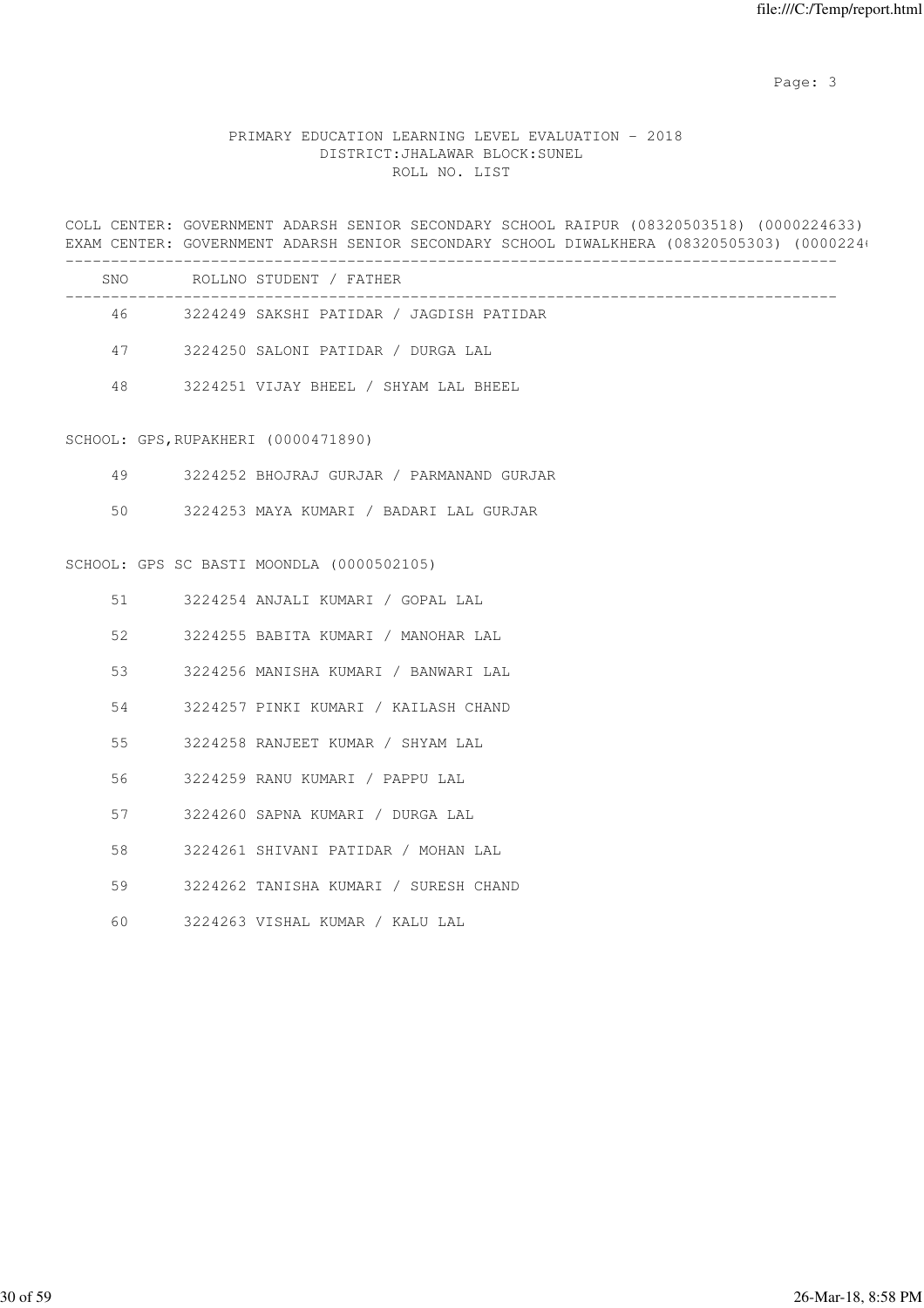PRIMARY EDUCATION LEARNING LEVEL EVALUATION - 2018
DISTRICT:JHALAWAR BLOCK:SUNEL
ROLL NO. LIST

COLL CENTER: GOVERNMENT ADARSH SENIOR SECONDARY SCHOOL RAIPUR (08320503518) (0000224633)
EXAM CENTER: GOVERNMENT ADARSH SENIOR SECONDARY SCHOOL DIWALKHERA (08320505303) (0000224

| SNO | ROLLNO STUDENT / FATHER |
|---|---|
| 46 | 3224249 SAKSHI PATIDAR / JAGDISH PATIDAR |
| 47 | 3224250 SALONI PATIDAR / DURGA LAL |
| 48 | 3224251 VIJAY BHEEL / SHYAM LAL BHEEL |

SCHOOL: GPS,RUPAKHERI (0000471890)

| SNO | ROLLNO STUDENT / FATHER |
|---|---|
| 49 | 3224252 BHOJRAJ GURJAR / PARMANAND GURJAR |
| 50 | 3224253 MAYA KUMARI / BADARI LAL GURJAR |

SCHOOL: GPS SC BASTI MOONDLA (0000502105)

| SNO | ROLLNO STUDENT / FATHER |
|---|---|
| 51 | 3224254 ANJALI KUMARI / GOPAL LAL |
| 52 | 3224255 BABITA KUMARI / MANOHAR LAL |
| 53 | 3224256 MANISHA KUMARI / BANWARI LAL |
| 54 | 3224257 PINKI KUMARI / KAILASH CHAND |
| 55 | 3224258 RANJEET KUMAR / SHYAM LAL |
| 56 | 3224259 RANU KUMARI / PAPPU LAL |
| 57 | 3224260 SAPNA KUMARI / DURGA LAL |
| 58 | 3224261 SHIVANI PATIDAR / MOHAN LAL |
| 59 | 3224262 TANISHA KUMARI / SURESH CHAND |
| 60 | 3224263 VISHAL KUMAR / KALU LAL |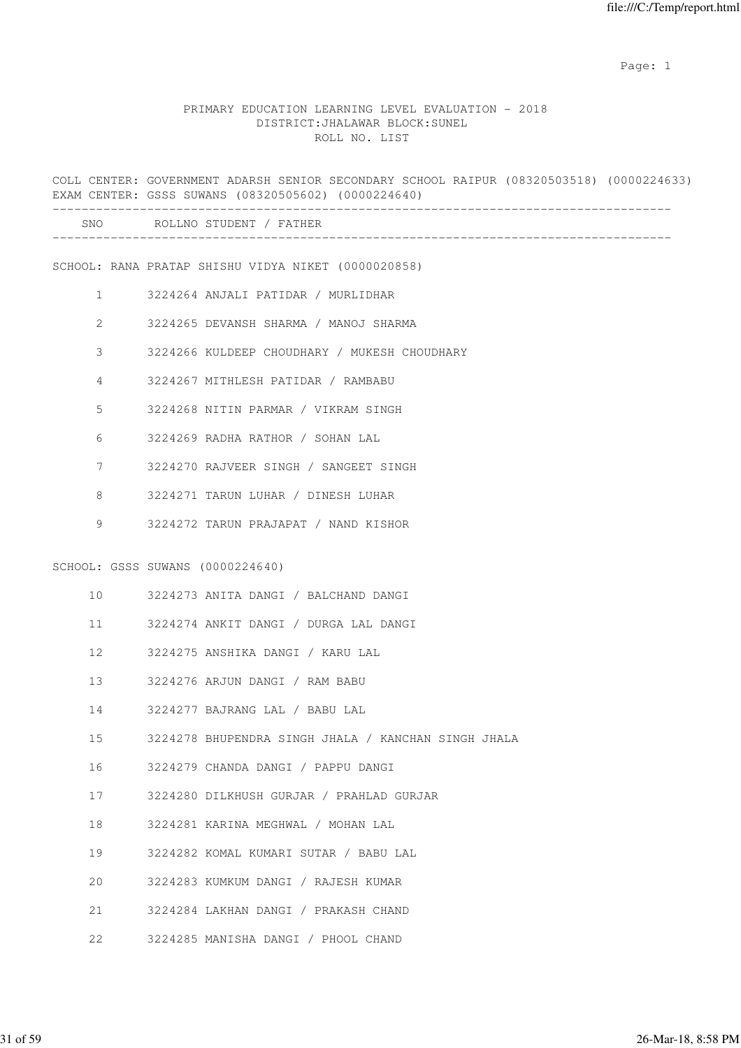PRIMARY EDUCATION LEARNING LEVEL EVALUATION - 2018
DISTRICT:JHALAWAR BLOCK:SUNEL
ROLL NO. LIST

COLL CENTER: GOVERNMENT ADARSH SENIOR SECONDARY SCHOOL RAIPUR (08320503518) (0000224633)
EXAM CENTER: GSSS SUWANS (08320505602) (0000224640)

| SNO | ROLLNO STUDENT / FATHER |
|---|---|

SCHOOL: RANA PRATAP SHISHU VIDYA NIKET (0000020858)

| SNO | ROLLNO STUDENT / FATHER |
|---|---|
| 1 | 3224264 ANJALI PATIDAR / MURLIDHAR |
| 2 | 3224265 DEVANSH SHARMA / MANOJ SHARMA |
| 3 | 3224266 KULDEEP CHOUDHARY / MUKESH CHOUDHARY |
| 4 | 3224267 MITHLESH PATIDAR / RAMBABU |
| 5 | 3224268 NITIN PARMAR / VIKRAM SINGH |
| 6 | 3224269 RADHA RATHOR / SOHAN LAL |
| 7 | 3224270 RAJVEER SINGH / SANGEET SINGH |
| 8 | 3224271 TARUN LUHAR / DINESH LUHAR |
| 9 | 3224272 TARUN PRAJAPAT / NAND KISHOR |

SCHOOL: GSSS SUWANS (0000224640)

| SNO | ROLLNO STUDENT / FATHER |
|---|---|
| 10 | 3224273 ANITA DANGI / BALCHAND DANGI |
| 11 | 3224274 ANKIT DANGI / DURGA LAL DANGI |
| 12 | 3224275 ANSHIKA DANGI / KARU LAL |
| 13 | 3224276 ARJUN DANGI / RAM BABU |
| 14 | 3224277 BAJRANG LAL / BABU LAL |
| 15 | 3224278 BHUPENDRA SINGH JHALA / KANCHAN SINGH JHALA |
| 16 | 3224279 CHANDA DANGI / PAPPU DANGI |
| 17 | 3224280 DILKHUSH GURJAR / PRAHLAD GURJAR |
| 18 | 3224281 KARINA MEGHWAL / MOHAN LAL |
| 19 | 3224282 KOMAL KUMARI SUTAR / BABU LAL |
| 20 | 3224283 KUMKUM DANGI / RAJESH KUMAR |
| 21 | 3224284 LAKHAN DANGI / PRAKASH CHAND |
| 22 | 3224285 MANISHA DANGI / PHOOL CHAND |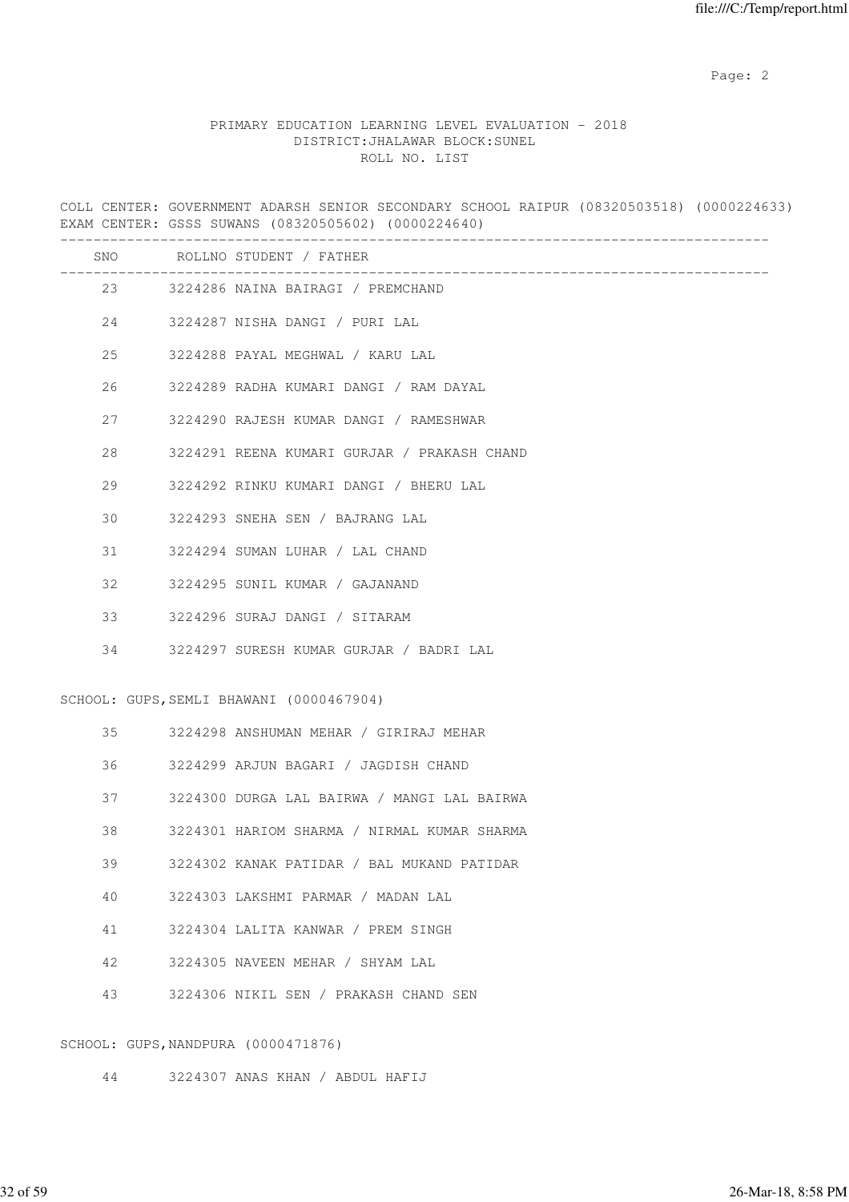PRIMARY EDUCATION LEARNING LEVEL EVALUATION - 2018
DISTRICT:JHALAWAR BLOCK:SUNEL
ROLL NO. LIST

COLL CENTER: GOVERNMENT ADARSH SENIOR SECONDARY SCHOOL RAIPUR (08320503518) (0000224633)
EXAM CENTER: GSSS SUWANS (08320505602) (0000224640)

| SNO | ROLLNO | STUDENT / FATHER |
|---|---|---|
| 23 | 3224286 | NAINA BAIRAGI / PREMCHAND |
| 24 | 3224287 | NISHA DANGI / PURI LAL |
| 25 | 3224288 | PAYAL MEGHWAL / KARU LAL |
| 26 | 3224289 | RADHA KUMARI DANGI / RAM DAYAL |
| 27 | 3224290 | RAJESH KUMAR DANGI / RAMESHWAR |
| 28 | 3224291 | REENA KUMARI GURJAR / PRAKASH CHAND |
| 29 | 3224292 | RINKU KUMARI DANGI / BHERU LAL |
| 30 | 3224293 | SNEHA SEN / BAJRANG LAL |
| 31 | 3224294 | SUMAN LUHAR / LAL CHAND |
| 32 | 3224295 | SUNIL KUMAR / GAJANAND |
| 33 | 3224296 | SURAJ DANGI / SITARAM |
| 34 | 3224297 | SURESH KUMAR GURJAR / BADRI LAL |

SCHOOL: GUPS,SEMLI BHAWANI (0000467904)

| SNO | ROLLNO | STUDENT / FATHER |
|---|---|---|
| 35 | 3224298 | ANSHUMAN MEHAR / GIRIRAJ MEHAR |
| 36 | 3224299 | ARJUN BAGARI / JAGDISH CHAND |
| 37 | 3224300 | DURGA LAL BAIRWA / MANGI LAL BAIRWA |
| 38 | 3224301 | HARIOM SHARMA / NIRMAL KUMAR SHARMA |
| 39 | 3224302 | KANAK PATIDAR / BAL MUKAND PATIDAR |
| 40 | 3224303 | LAKSHMI PARMAR / MADAN LAL |
| 41 | 3224304 | LALITA KANWAR / PREM SINGH |
| 42 | 3224305 | NAVEEN MEHAR / SHYAM LAL |
| 43 | 3224306 | NIKIL SEN / PRAKASH CHAND SEN |

SCHOOL: GUPS,NANDPURA (0000471876)

| SNO | ROLLNO | STUDENT / FATHER |
|---|---|---|
| 44 | 3224307 | ANAS KHAN / ABDUL HAFIJ |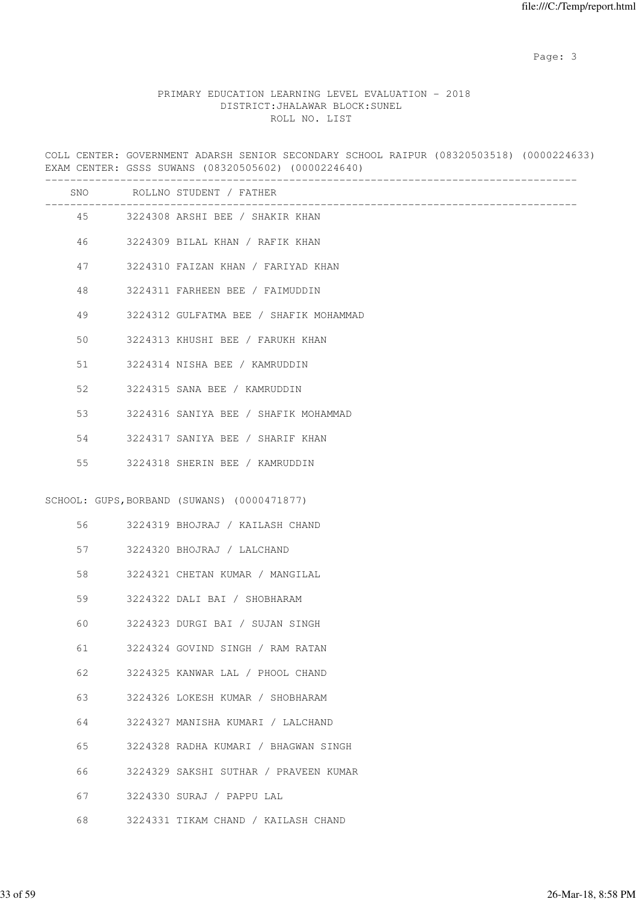PRIMARY EDUCATION LEARNING LEVEL EVALUATION - 2018
DISTRICT:JHALAWAR BLOCK:SUNEL
ROLL NO. LIST

COLL CENTER: GOVERNMENT ADARSH SENIOR SECONDARY SCHOOL RAIPUR (08320503518) (0000224633)
EXAM CENTER: GSSS SUWANS (08320505602) (0000224640)

| SNO | ROLLNO | STUDENT / FATHER |
|---|---|---|
| 45 | 3224308 | ARSHI BEE / SHAKIR KHAN |
| 46 | 3224309 | BILAL KHAN / RAFIK KHAN |
| 47 | 3224310 | FAIZAN KHAN / FARIYAD KHAN |
| 48 | 3224311 | FARHEEN BEE / FAIMUDDIN |
| 49 | 3224312 | GULFATMA BEE / SHAFIK MOHAMMAD |
| 50 | 3224313 | KHUSHI BEE / FARUKH KHAN |
| 51 | 3224314 | NISHA BEE / KAMRUDDIN |
| 52 | 3224315 | SANA BEE / KAMRUDDIN |
| 53 | 3224316 | SANIYA BEE / SHAFIK MOHAMMAD |
| 54 | 3224317 | SANIYA BEE / SHARIF KHAN |
| 55 | 3224318 | SHERIN BEE / KAMRUDDIN |

SCHOOL: GUPS,BORBAND (SUWANS) (0000471877)

| SNO | ROLLNO | STUDENT / FATHER |
|---|---|---|
| 56 | 3224319 | BHOJRAJ / KAILASH CHAND |
| 57 | 3224320 | BHOJRAJ / LALCHAND |
| 58 | 3224321 | CHETAN KUMAR / MANGILAL |
| 59 | 3224322 | DALI BAI / SHOBHARAM |
| 60 | 3224323 | DURGI BAI / SUJAN SINGH |
| 61 | 3224324 | GOVIND SINGH / RAM RATAN |
| 62 | 3224325 | KANWAR LAL / PHOOL CHAND |
| 63 | 3224326 | LOKESH KUMAR / SHOBHARAM |
| 64 | 3224327 | MANISHA KUMARI / LALCHAND |
| 65 | 3224328 | RADHA KUMARI / BHAGWAN SINGH |
| 66 | 3224329 | SAKSHI SUTHAR / PRAVEEN KUMAR |
| 67 | 3224330 | SURAJ / PAPPU LAL |
| 68 | 3224331 | TIKAM CHAND / KAILASH CHAND |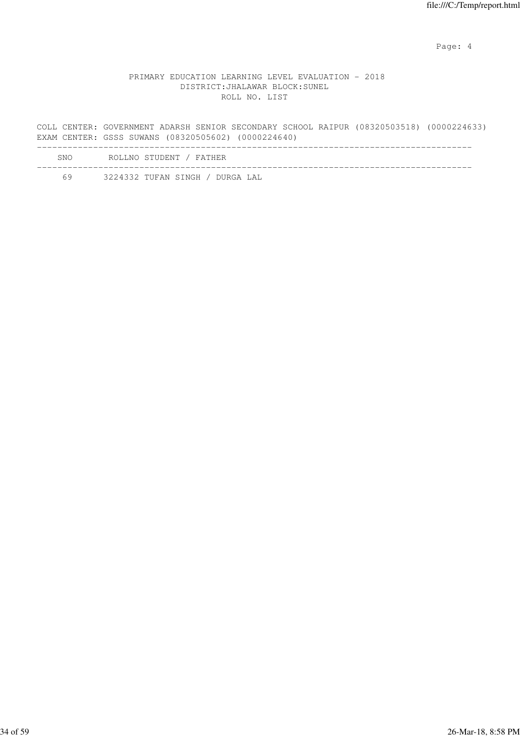PRIMARY EDUCATION LEARNING LEVEL EVALUATION - 2018
DISTRICT:JHALAWAR BLOCK:SUNEL
ROLL NO. LIST

COLL CENTER: GOVERNMENT ADARSH SENIOR SECONDARY SCHOOL RAIPUR (08320503518) (0000224633)
EXAM CENTER: GSSS SUWANS (08320505602) (0000224640)

| SNO | ROLLNO | STUDENT / FATHER |
|---|---|---|
| 69 | 3224332 | TUFAN SINGH / DURGA LAL |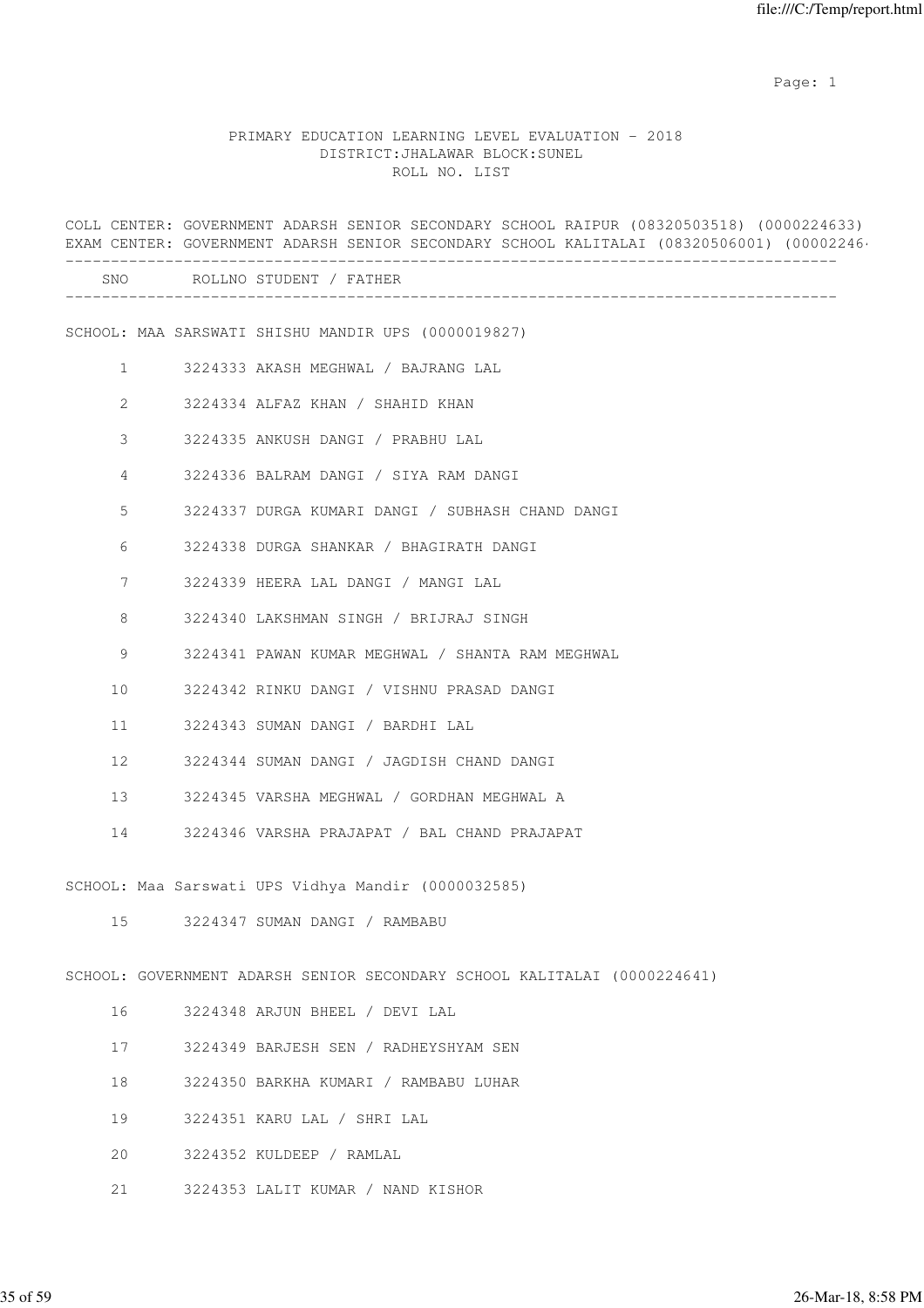PRIMARY EDUCATION LEARNING LEVEL EVALUATION - 2018
DISTRICT:JHALAWAR BLOCK:SUNEL
ROLL NO. LIST

COLL CENTER: GOVERNMENT ADARSH SENIOR SECONDARY SCHOOL RAIPUR (08320503518) (0000224633)
EXAM CENTER: GOVERNMENT ADARSH SENIOR SECONDARY SCHOOL KALITALAI (08320506001) (00002246

| SNO | ROLLNO | STUDENT / FATHER |
|---|---|---|
| | | **SCHOOL: MAA SARSWATI SHISHU MANDIR UPS (0000019827)** |
| 1 | 3224333 | AKASH MEGHWAL / BAJRANG LAL |
| 2 | 3224334 | ALFAZ KHAN / SHAHID KHAN |
| 3 | 3224335 | ANKUSH DANGI / PRABHU LAL |
| 4 | 3224336 | BALRAM DANGI / SIYA RAM DANGI |
| 5 | 3224337 | DURGA KUMARI DANGI / SUBHASH CHAND DANGI |
| 6 | 3224338 | DURGA SHANKAR / BHAGIRATH DANGI |
| 7 | 3224339 | HEERA LAL DANGI / MANGI LAL |
| 8 | 3224340 | LAKSHMAN SINGH / BRIJRAJ SINGH |
| 9 | 3224341 | PAWAN KUMAR MEGHWAL / SHANTA RAM MEGHWAL |
| 10 | 3224342 | RINKU DANGI / VISHNU PRASAD DANGI |
| 11 | 3224343 | SUMAN DANGI / BARDHI LAL |
| 12 | 3224344 | SUMAN DANGI / JAGDISH CHAND DANGI |
| 13 | 3224345 | VARSHA MEGHWAL / GORDHAN MEGHWAL A |
| 14 | 3224346 | VARSHA PRAJAPAT / BAL CHAND PRAJAPAT |
| | | **SCHOOL: Maa Sarswati UPS Vidhya Mandir (0000032585)** |
| 15 | 3224347 | SUMAN DANGI / RAMBABU |
| | | **SCHOOL: GOVERNMENT ADARSH SENIOR SECONDARY SCHOOL KALITALAI (0000224641)** |
| 16 | 3224348 | ARJUN BHEEL / DEVI LAL |
| 17 | 3224349 | BARJESH SEN / RADHEYSHYAM SEN |
| 18 | 3224350 | BARKHA KUMARI / RAMBABU LUHAR |
| 19 | 3224351 | KARU LAL / SHRI LAL |
| 20 | 3224352 | KULDEEP / RAMLAL |
| 21 | 3224353 | LALIT KUMAR / NAND KISHOR |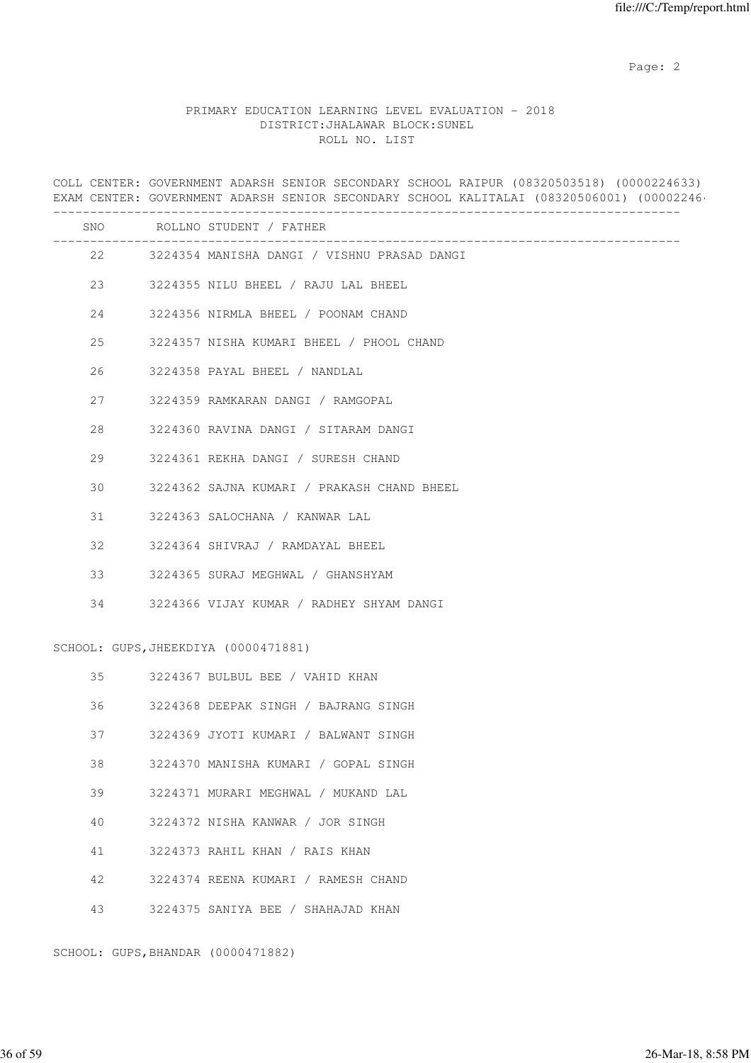PRIMARY EDUCATION LEARNING LEVEL EVALUATION - 2018
DISTRICT:JHALAWAR BLOCK:SUNEL
ROLL NO. LIST

COLL CENTER: GOVERNMENT ADARSH SENIOR SECONDARY SCHOOL RAIPUR (08320503518) (0000224633)
EXAM CENTER: GOVERNMENT ADARSH SENIOR SECONDARY SCHOOL KALITALAI (08320506001) (00002246

| SNO | ROLLNO | STUDENT / FATHER |
|---|---|---|
| 22 | 3224354 | MANISHA DANGI / VISHNU PRASAD DANGI |
| 23 | 3224355 | NILU BHEEL / RAJU LAL BHEEL |
| 24 | 3224356 | NIRMLA BHEEL / POONAM CHAND |
| 25 | 3224357 | NISHA KUMARI BHEEL / PHOOL CHAND |
| 26 | 3224358 | PAYAL BHEEL / NANDLAL |
| 27 | 3224359 | RAMKARAN DANGI / RAMGOPAL |
| 28 | 3224360 | RAVINA DANGI / SITARAM DANGI |
| 29 | 3224361 | REKHA DANGI / SURESH CHAND |
| 30 | 3224362 | SAJNA KUMARI / PRAKASH CHAND BHEEL |
| 31 | 3224363 | SALOCHANA / KANWAR LAL |
| 32 | 3224364 | SHIVRAJ / RAMDAYAL BHEEL |
| 33 | 3224365 | SURAJ MEGHWAL / GHANSHYAM |
| 34 | 3224366 | VIJAY KUMAR / RADHEY SHYAM DANGI |

SCHOOL: GUPS,JHEEKDIYA (0000471881)

| SNO | ROLLNO | STUDENT / FATHER |
|---|---|---|
| 35 | 3224367 | BULBUL BEE / VAHID KHAN |
| 36 | 3224368 | DEEPAK SINGH / BAJRANG SINGH |
| 37 | 3224369 | JYOTI KUMARI / BALWANT SINGH |
| 38 | 3224370 | MANISHA KUMARI / GOPAL SINGH |
| 39 | 3224371 | MURARI MEGHWAL / MUKAND LAL |
| 40 | 3224372 | NISHA KANWAR / JOR SINGH |
| 41 | 3224373 | RAHIL KHAN / RAIS KHAN |
| 42 | 3224374 | REENA KUMARI / RAMESH CHAND |
| 43 | 3224375 | SANIYA BEE / SHAHAJAD KHAN |

SCHOOL: GUPS,BHANDAR (0000471882)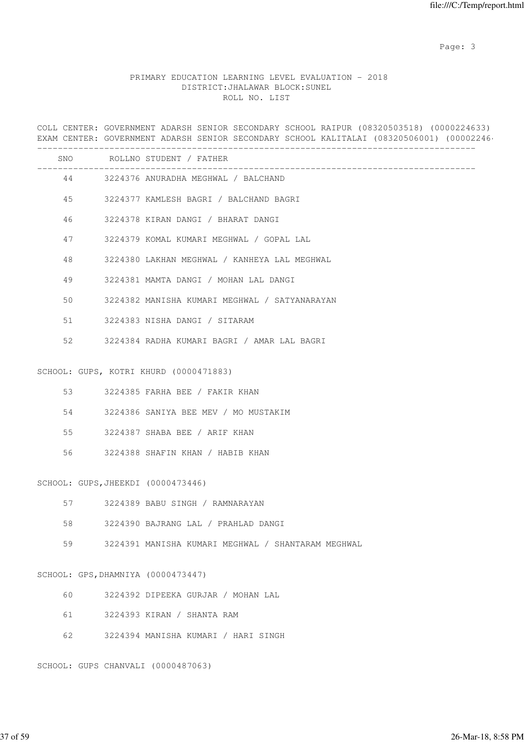PRIMARY EDUCATION LEARNING LEVEL EVALUATION - 2018
DISTRICT:JHALAWAR BLOCK:SUNEL
ROLL NO. LIST

COLL CENTER: GOVERNMENT ADARSH SENIOR SECONDARY SCHOOL RAIPUR (08320503518) (0000224633)
EXAM CENTER: GOVERNMENT ADARSH SENIOR SECONDARY SCHOOL KALITALAI (08320506001) (00002246

| SNO | ROLLNO STUDENT / FATHER |
|---|---|
| 44 | 3224376 ANURADHA MEGHWAL / BALCHAND |
| 45 | 3224377 KAMLESH BAGRI / BALCHAND BAGRI |
| 46 | 3224378 KIRAN DANGI / BHARAT DANGI |
| 47 | 3224379 KOMAL KUMARI MEGHWAL / GOPAL LAL |
| 48 | 3224380 LAKHAN MEGHWAL / KANHEYA LAL MEGHWAL |
| 49 | 3224381 MAMTA DANGI / MOHAN LAL DANGI |
| 50 | 3224382 MANISHA KUMARI MEGHWAL / SATYANARAYAN |
| 51 | 3224383 NISHA DANGI / SITARAM |
| 52 | 3224384 RADHA KUMARI BAGRI / AMAR LAL BAGRI |

SCHOOL: GUPS, KOTRI KHURD (0000471883)

| SNO | ROLLNO STUDENT / FATHER |
|---|---|
| 53 | 3224385 FARHA BEE / FAKIR KHAN |
| 54 | 3224386 SANIYA BEE MEV / MO MUSTAKIM |
| 55 | 3224387 SHABA BEE / ARIF KHAN |
| 56 | 3224388 SHAFIN KHAN / HABIB KHAN |

SCHOOL: GUPS,JHEEKDI (0000473446)

| SNO | ROLLNO STUDENT / FATHER |
|---|---|
| 57 | 3224389 BABU SINGH / RAMNARAYAN |
| 58 | 3224390 BAJRANG LAL / PRAHLAD DANGI |
| 59 | 3224391 MANISHA KUMARI MEGHWAL / SHANTARAM MEGHWAL |

SCHOOL: GPS,DHAMNIYA (0000473447)

| SNO | ROLLNO STUDENT / FATHER |
|---|---|
| 60 | 3224392 DIPEEKA GURJAR / MOHAN LAL |
| 61 | 3224393 KIRAN / SHANTA RAM |
| 62 | 3224394 MANISHA KUMARI / HARI SINGH |

SCHOOL: GUPS CHANVALI (0000487063)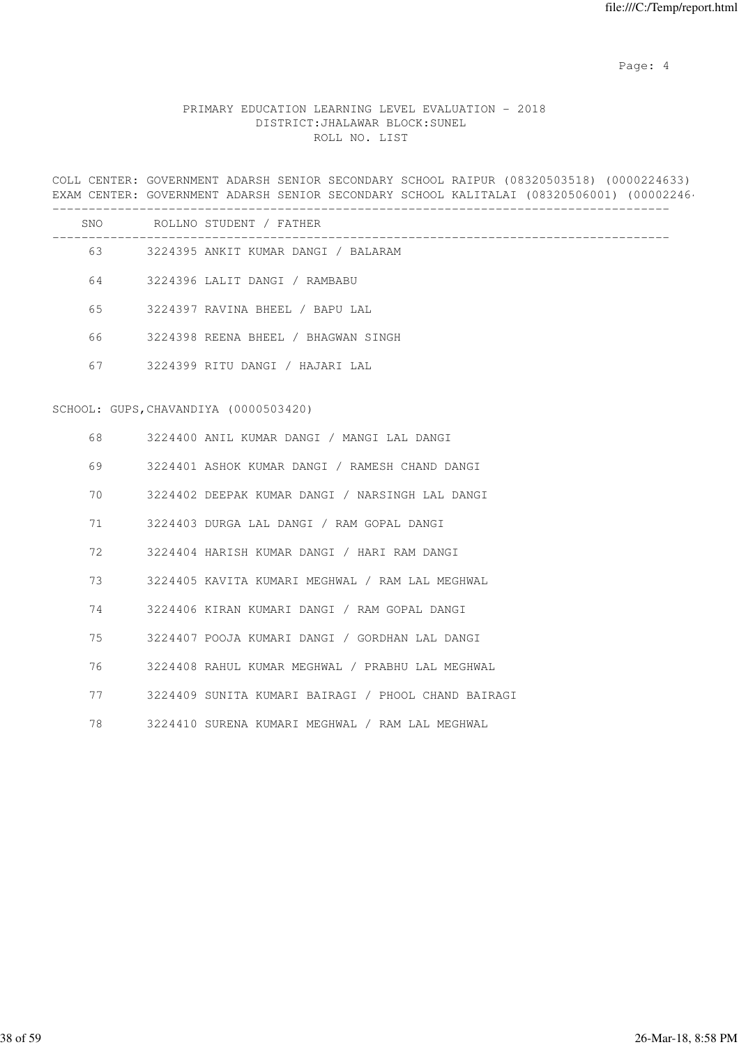PRIMARY EDUCATION LEARNING LEVEL EVALUATION - 2018
DISTRICT:JHALAWAR BLOCK:SUNEL
ROLL NO. LIST

COLL CENTER: GOVERNMENT ADARSH SENIOR SECONDARY SCHOOL RAIPUR (08320503518) (0000224633)
EXAM CENTER: GOVERNMENT ADARSH SENIOR SECONDARY SCHOOL KALITALAI (08320506001) (00002246

| SNO | ROLLNO | STUDENT / FATHER |
|---|---|---|
| 63 | 3224395 | ANKIT KUMAR DANGI / BALARAM |
| 64 | 3224396 | LALIT DANGI / RAMBABU |
| 65 | 3224397 | RAVINA BHEEL / BAPU LAL |
| 66 | 3224398 | REENA BHEEL / BHAGWAN SINGH |
| 67 | 3224399 | RITU DANGI / HAJARI LAL |

SCHOOL: GUPS,CHAVANDIYA (0000503420)

| SNO | ROLLNO | STUDENT / FATHER |
|---|---|---|
| 68 | 3224400 | ANIL KUMAR DANGI / MANGI LAL DANGI |
| 69 | 3224401 | ASHOK KUMAR DANGI / RAMESH CHAND DANGI |
| 70 | 3224402 | DEEPAK KUMAR DANGI / NARSINGH LAL DANGI |
| 71 | 3224403 | DURGA LAL DANGI / RAM GOPAL DANGI |
| 72 | 3224404 | HARISH KUMAR DANGI / HARI RAM DANGI |
| 73 | 3224405 | KAVITA KUMARI MEGHWAL / RAM LAL MEGHWAL |
| 74 | 3224406 | KIRAN KUMARI DANGI / RAM GOPAL DANGI |
| 75 | 3224407 | POOJA KUMARI DANGI / GORDHAN LAL DANGI |
| 76 | 3224408 | RAHUL KUMAR MEGHWAL / PRABHU LAL MEGHWAL |
| 77 | 3224409 | SUNITA KUMARI BAIRAGI / PHOOL CHAND BAIRAGI |
| 78 | 3224410 | SURENA KUMARI MEGHWAL / RAM LAL MEGHWAL |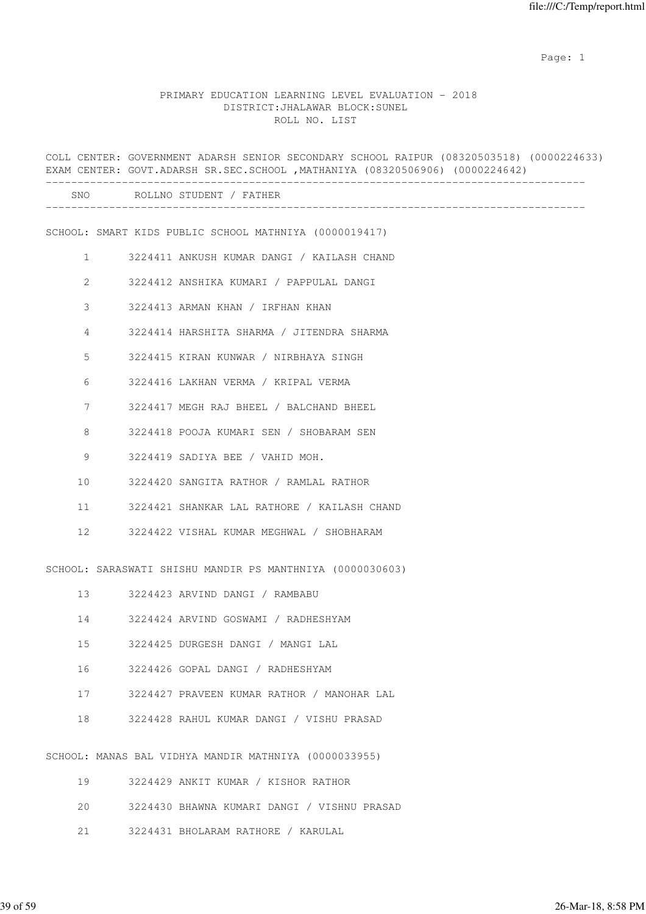PRIMARY EDUCATION LEARNING LEVEL EVALUATION - 2018
DISTRICT:JHALAWAR BLOCK:SUNEL
ROLL NO. LIST

COLL CENTER: GOVERNMENT ADARSH SENIOR SECONDARY SCHOOL RAIPUR (08320503518) (0000224633)
EXAM CENTER: GOVT.ADARSH SR.SEC.SCHOOL ,MATHANIYA (08320506906) (0000224642)

| SNO | ROLLNO | STUDENT / FATHER |
|---|---|---|
| **SCHOOL: SMART KIDS PUBLIC SCHOOL MATHNIYA (0000019417)** | | |
| 1 | 3224411 | ANKUSH KUMAR DANGI / KAILASH CHAND |
| 2 | 3224412 | ANSHIKA KUMARI / PAPPULAL DANGI |
| 3 | 3224413 | ARMAN KHAN / IRFHAN KHAN |
| 4 | 3224414 | HARSHITA SHARMA / JITENDRA SHARMA |
| 5 | 3224415 | KIRAN KUNWAR / NIRBHAYA SINGH |
| 6 | 3224416 | LAKHAN VERMA / KRIPAL VERMA |
| 7 | 3224417 | MEGH RAJ BHEEL / BALCHAND BHEEL |
| 8 | 3224418 | POOJA KUMARI SEN / SHOBARAM SEN |
| 9 | 3224419 | SADIYA BEE / VAHID MOH. |
| 10 | 3224420 | SANGITA RATHOR / RAMLAL RATHOR |
| 11 | 3224421 | SHANKAR LAL RATHORE / KAILASH CHAND |
| 12 | 3224422 | VISHAL KUMAR MEGHWAL / SHOBHARAM |
| **SCHOOL: SARASWATI SHISHU MANDIR PS MANTHNIYA (0000030603)** | | |
| 13 | 3224423 | ARVIND DANGI / RAMBABU |
| 14 | 3224424 | ARVIND GOSWAMI / RADHESHYAM |
| 15 | 3224425 | DURGESH DANGI / MANGI LAL |
| 16 | 3224426 | GOPAL DANGI / RADHESHYAM |
| 17 | 3224427 | PRAVEEN KUMAR RATHOR / MANOHAR LAL |
| 18 | 3224428 | RAHUL KUMAR DANGI / VISHU PRASAD |
| **SCHOOL: MANAS BAL VIDHYA MANDIR MATHNIYA (0000033955)** | | |
| 19 | 3224429 | ANKIT KUMAR / KISHOR RATHOR |
| 20 | 3224430 | BHAWNA KUMARI DANGI / VISHNU PRASAD |
| 21 | 3224431 | BHOLARAM RATHORE / KARULAL |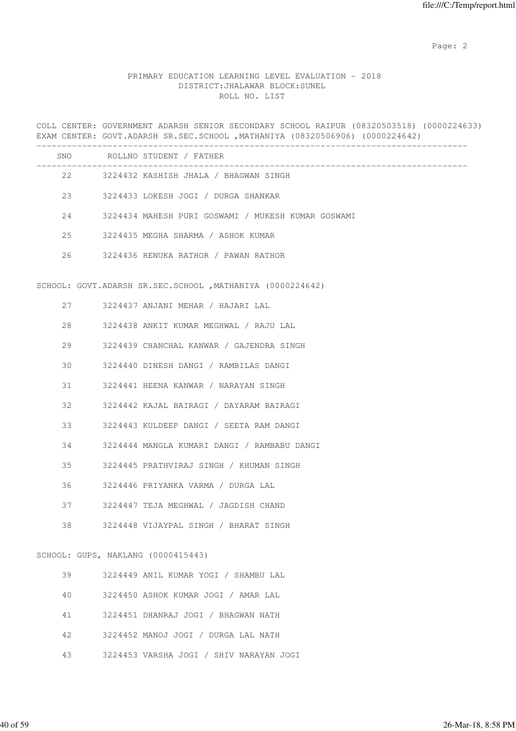PRIMARY EDUCATION LEARNING LEVEL EVALUATION - 2018
DISTRICT:JHALAWAR BLOCK:SUNEL
ROLL NO. LIST

COLL CENTER: GOVERNMENT ADARSH SENIOR SECONDARY SCHOOL RAIPUR (08320503518) (0000224633)
EXAM CENTER: GOVT.ADARSH SR.SEC.SCHOOL ,MATHANIYA (08320506906) (0000224642)

| SNO | ROLLNO STUDENT / FATHER |
|---|---|
| 22 | 3224432 KASHISH JHALA / BHAGWAN SINGH |
| 23 | 3224433 LOKESH JOGI / DURGA SHANKAR |
| 24 | 3224434 MAHESH PURI GOSWAMI / MUKESH KUMAR GOSWAMI |
| 25 | 3224435 MEGHA SHARMA / ASHOK KUMAR |
| 26 | 3224436 RENUKA RATHOR / PAWAN RATHOR |

SCHOOL: GOVT.ADARSH SR.SEC.SCHOOL ,MATHANIYA (0000224642)

| SNO | ROLLNO STUDENT / FATHER |
|---|---|
| 27 | 3224437 ANJANI MEHAR / HAJARI LAL |
| 28 | 3224438 ANKIT KUMAR MEGHWAL / RAJU LAL |
| 29 | 3224439 CHANCHAL KANWAR / GAJENDRA SINGH |
| 30 | 3224440 DINESH DANGI / RAMBILAS DANGI |
| 31 | 3224441 HEENA KANWAR / NARAYAN SINGH |
| 32 | 3224442 KAJAL BAIRAGI / DAYARAM BAIRAGI |
| 33 | 3224443 KULDEEP DANGI / SEETA RAM DANGI |
| 34 | 3224444 MANGLA KUMARI DANGI / RAMBABU DANGI |
| 35 | 3224445 PRATHVIRAJ SINGH / KHUMAN SINGH |
| 36 | 3224446 PRIYANKA VARMA / DURGA LAL |
| 37 | 3224447 TEJA MEGHWAL / JAGDISH CHAND |
| 38 | 3224448 VIJAYPAL SINGH / BHARAT SINGH |

SCHOOL: GUPS, NAKLANG (0000415443)

| SNO | ROLLNO STUDENT / FATHER |
|---|---|
| 39 | 3224449 ANIL KUMAR YOGI / SHAMBU LAL |
| 40 | 3224450 ASHOK KUMAR JOGI / AMAR LAL |
| 41 | 3224451 DHANRAJ JOGI / BHAGWAN NATH |
| 42 | 3224452 MANOJ JOGI / DURGA LAL NATH |
| 43 | 3224453 VARSHA JOGI / SHIV NARAYAN JOGI |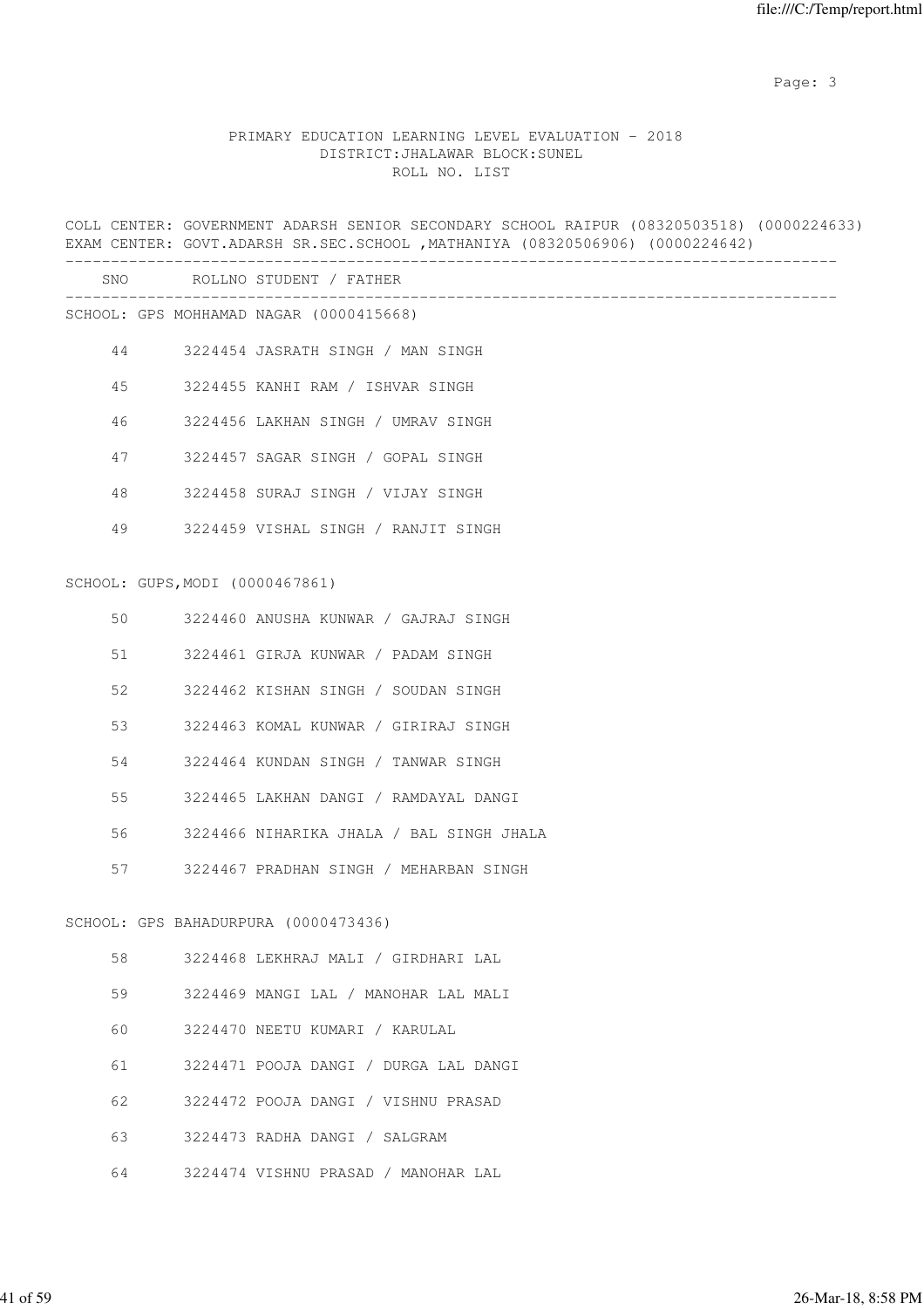PRIMARY EDUCATION LEARNING LEVEL EVALUATION - 2018
DISTRICT:JHALAWAR BLOCK:SUNEL
ROLL NO. LIST

COLL CENTER: GOVERNMENT ADARSH SENIOR SECONDARY SCHOOL RAIPUR (08320503518) (0000224633)
EXAM CENTER: GOVT.ADARSH SR.SEC.SCHOOL ,MATHANIYA (08320506906) (0000224642)

| SNO | ROLLNO | STUDENT / FATHER |
|---|---|---|
| **SCHOOL: GPS MOHHAMAD NAGAR (0000415668)** | | |
| 44 | 3224454 | JASRATH SINGH / MAN SINGH |
| 45 | 3224455 | KANHI RAM / ISHVAR SINGH |
| 46 | 3224456 | LAKHAN SINGH / UMRAV SINGH |
| 47 | 3224457 | SAGAR SINGH / GOPAL SINGH |
| 48 | 3224458 | SURAJ SINGH / VIJAY SINGH |
| 49 | 3224459 | VISHAL SINGH / RANJIT SINGH |
| **SCHOOL: GUPS,MODI (0000467861)** | | |
| 50 | 3224460 | ANUSHA KUNWAR / GAJRAJ SINGH |
| 51 | 3224461 | GIRJA KUNWAR / PADAM SINGH |
| 52 | 3224462 | KISHAN SINGH / SOUDAN SINGH |
| 53 | 3224463 | KOMAL KUNWAR / GIRIRAJ SINGH |
| 54 | 3224464 | KUNDAN SINGH / TANWAR SINGH |
| 55 | 3224465 | LAKHAN DANGI / RAMDAYAL DANGI |
| 56 | 3224466 | NIHARIKA JHALA / BAL SINGH JHALA |
| 57 | 3224467 | PRADHAN SINGH / MEHARBAN SINGH |
| **SCHOOL: GPS BAHADURPURA (0000473436)** | | |
| 58 | 3224468 | LEKHRAJ MALI / GIRDHARI LAL |
| 59 | 3224469 | MANGI LAL / MANOHAR LAL MALI |
| 60 | 3224470 | NEETU KUMARI / KARULAL |
| 61 | 3224471 | POOJA DANGI / DURGA LAL DANGI |
| 62 | 3224472 | POOJA DANGI / VISHNU PRASAD |
| 63 | 3224473 | RADHA DANGI / SALGRAM |
| 64 | 3224474 | VISHNU PRASAD / MANOHAR LAL |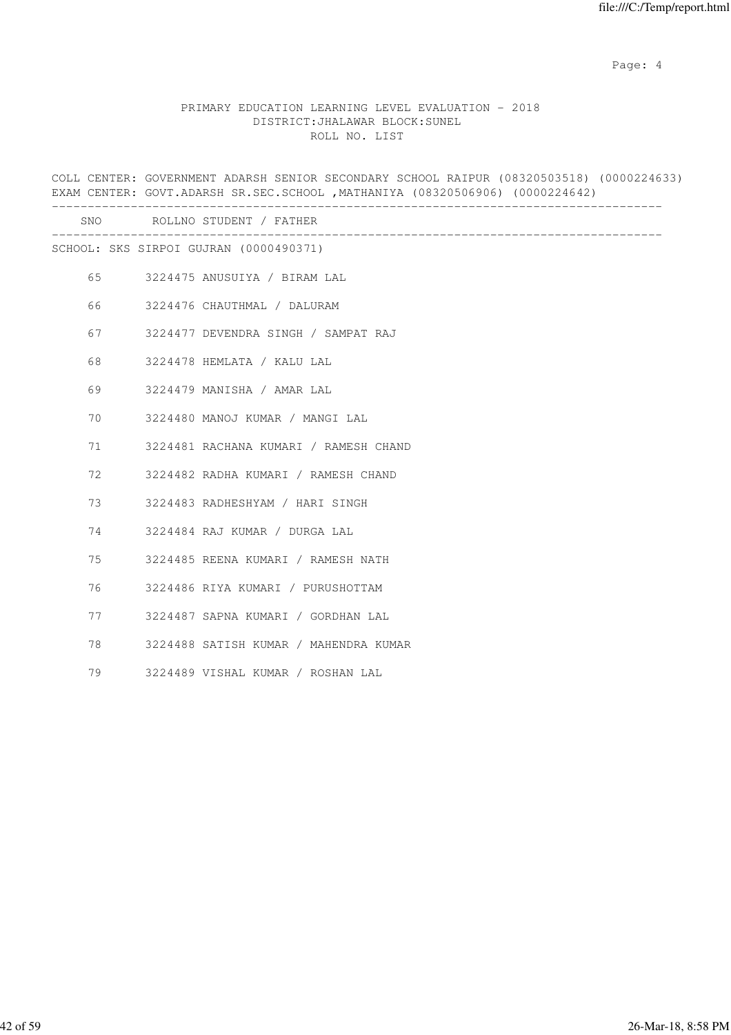PRIMARY EDUCATION LEARNING LEVEL EVALUATION - 2018
DISTRICT:JHALAWAR BLOCK:SUNEL
ROLL NO. LIST

COLL CENTER: GOVERNMENT ADARSH SENIOR SECONDARY SCHOOL RAIPUR (08320503518) (0000224633)
EXAM CENTER: GOVT.ADARSH SR.SEC.SCHOOL ,MATHANIYA (08320506906) (0000224642)

| SNO | ROLLNO | STUDENT / FATHER |
|---|---|---|
| SCHOOL: SKS SIRPOI GUJRAN (0000490371) | | |
| 65 | 3224475 | ANUSUIYA / BIRAM LAL |
| 66 | 3224476 | CHAUTHMAL / DALURAM |
| 67 | 3224477 | DEVENDRA SINGH / SAMPAT RAJ |
| 68 | 3224478 | HEMLATA / KALU LAL |
| 69 | 3224479 | MANISHA / AMAR LAL |
| 70 | 3224480 | MANOJ KUMAR / MANGI LAL |
| 71 | 3224481 | RACHANA KUMARI / RAMESH CHAND |
| 72 | 3224482 | RADHA KUMARI / RAMESH CHAND |
| 73 | 3224483 | RADHESHYAM / HARI SINGH |
| 74 | 3224484 | RAJ KUMAR / DURGA LAL |
| 75 | 3224485 | REENA KUMARI / RAMESH NATH |
| 76 | 3224486 | RIYA KUMARI / PURUSHOTTAM |
| 77 | 3224487 | SAPNA KUMARI / GORDHAN LAL |
| 78 | 3224488 | SATISH KUMAR / MAHENDRA KUMAR |
| 79 | 3224489 | VISHAL KUMAR / ROSHAN LAL |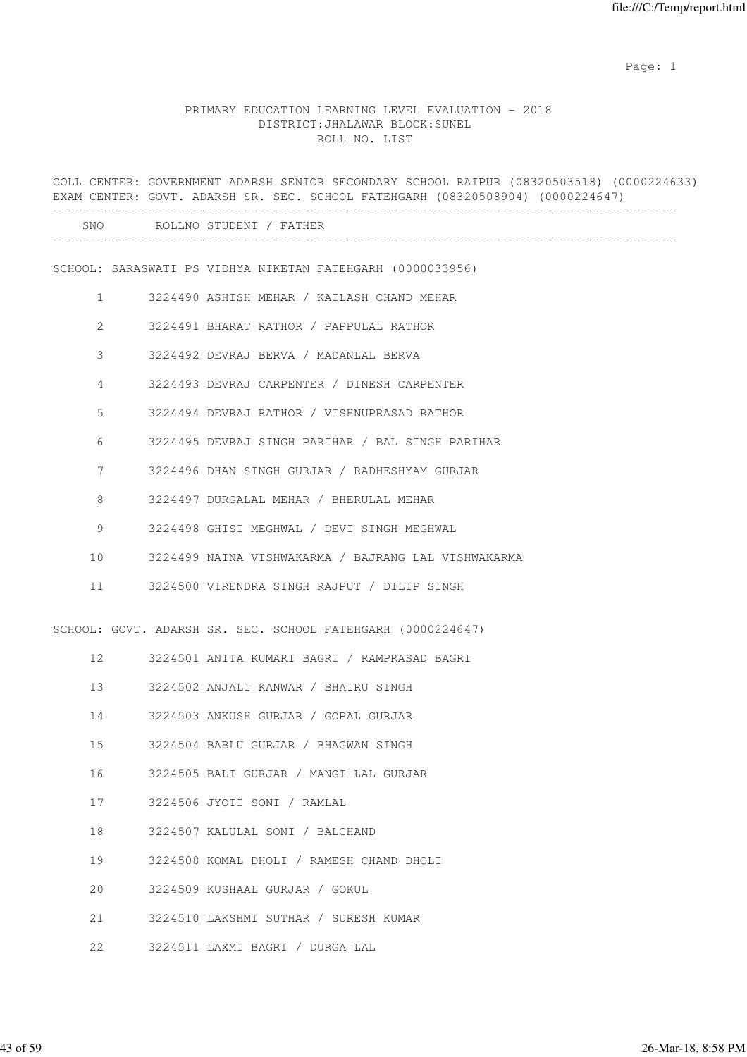PRIMARY EDUCATION LEARNING LEVEL EVALUATION - 2018
DISTRICT:JHALAWAR BLOCK:SUNEL
ROLL NO. LIST

COLL CENTER: GOVERNMENT ADARSH SENIOR SECONDARY SCHOOL RAIPUR (08320503518) (0000224633)
EXAM CENTER: GOVT. ADARSH SR. SEC. SCHOOL FATEHGARH (08320508904) (0000224647)

| SNO | ROLLNO | STUDENT / FATHER |
|---|---|---|

SCHOOL: SARASWATI PS VIDHYA NIKETAN FATEHGARH (0000033956)

| SNO | ROLLNO | STUDENT / FATHER |
|---|---|---|
| 1 | 3224490 | ASHISH MEHAR / KAILASH CHAND MEHAR |
| 2 | 3224491 | BHARAT RATHOR / PAPPULAL RATHOR |
| 3 | 3224492 | DEVRAJ BERVA / MADANLAL BERVA |
| 4 | 3224493 | DEVRAJ CARPENTER / DINESH CARPENTER |
| 5 | 3224494 | DEVRAJ RATHOR / VISHNUPRASAD RATHOR |
| 6 | 3224495 | DEVRAJ SINGH PARIHAR / BAL SINGH PARIHAR |
| 7 | 3224496 | DHAN SINGH GURJAR / RADHESHYAM GURJAR |
| 8 | 3224497 | DURGALAL MEHAR / BHERULAL MEHAR |
| 9 | 3224498 | GHISI MEGHWAL / DEVI SINGH MEGHWAL |
| 10 | 3224499 | NAINA VISHWAKARMA / BAJRANG LAL VISHWAKARMA |
| 11 | 3224500 | VIRENDRA SINGH RAJPUT / DILIP SINGH |

SCHOOL: GOVT. ADARSH SR. SEC. SCHOOL FATEHGARH (0000224647)

| SNO | ROLLNO | STUDENT / FATHER |
|---|---|---|
| 12 | 3224501 | ANITA KUMARI BAGRI / RAMPRASAD BAGRI |
| 13 | 3224502 | ANJALI KANWAR / BHAIRU SINGH |
| 14 | 3224503 | ANKUSH GURJAR / GOPAL GURJAR |
| 15 | 3224504 | BABLU GURJAR / BHAGWAN SINGH |
| 16 | 3224505 | BALI GURJAR / MANGI LAL GURJAR |
| 17 | 3224506 | JYOTI SONI / RAMLAL |
| 18 | 3224507 | KALULAL SONI / BALCHAND |
| 19 | 3224508 | KOMAL DHOLI / RAMESH CHAND DHOLI |
| 20 | 3224509 | KUSHAAL GURJAR / GOKUL |
| 21 | 3224510 | LAKSHMI SUTHAR / SURESH KUMAR |
| 22 | 3224511 | LAXMI BAGRI / DURGA LAL |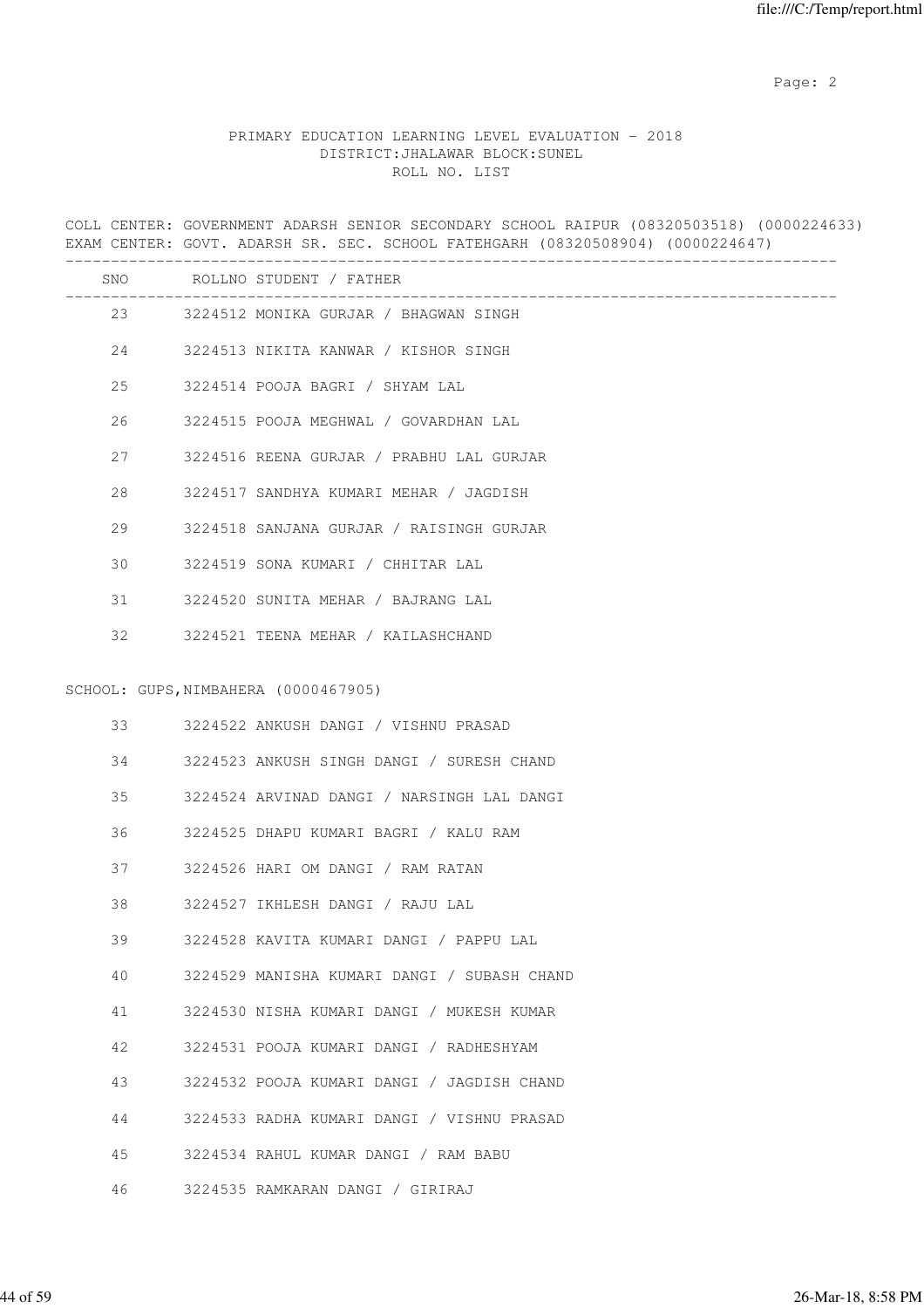PRIMARY EDUCATION LEARNING LEVEL EVALUATION - 2018
DISTRICT:JHALAWAR BLOCK:SUNEL
ROLL NO. LIST

COLL CENTER: GOVERNMENT ADARSH SENIOR SECONDARY SCHOOL RAIPUR (08320503518) (0000224633)
EXAM CENTER: GOVT. ADARSH SR. SEC. SCHOOL FATEHGARH (08320508904) (0000224647)

| SNO | ROLLNO | STUDENT / FATHER |
|---|---|---|
| 23 | 3224512 | MONIKA GURJAR / BHAGWAN SINGH |
| 24 | 3224513 | NIKITA KANWAR / KISHOR SINGH |
| 25 | 3224514 | POOJA BAGRI / SHYAM LAL |
| 26 | 3224515 | POOJA MEGHWAL / GOVARDHAN LAL |
| 27 | 3224516 | REENA GURJAR / PRABHU LAL GURJAR |
| 28 | 3224517 | SANDHYA KUMARI MEHAR / JAGDISH |
| 29 | 3224518 | SANJANA GURJAR / RAISINGH GURJAR |
| 30 | 3224519 | SONA KUMARI / CHHITAR LAL |
| 31 | 3224520 | SUNITA MEHAR / BAJRANG LAL |
| 32 | 3224521 | TEENA MEHAR / KAILASHCHAND |

SCHOOL: GUPS,NIMBAHERA (0000467905)

| SNO | ROLLNO | STUDENT / FATHER |
|---|---|---|
| 33 | 3224522 | ANKUSH DANGI / VISHNU PRASAD |
| 34 | 3224523 | ANKUSH SINGH DANGI / SURESH CHAND |
| 35 | 3224524 | ARVINAD DANGI / NARSINGH LAL DANGI |
| 36 | 3224525 | DHAPU KUMARI BAGRI / KALU RAM |
| 37 | 3224526 | HARI OM DANGI / RAM RATAN |
| 38 | 3224527 | IKHLESH DANGI / RAJU LAL |
| 39 | 3224528 | KAVITA KUMARI DANGI / PAPPU LAL |
| 40 | 3224529 | MANISHA KUMARI DANGI / SUBASH CHAND |
| 41 | 3224530 | NISHA KUMARI DANGI / MUKESH KUMAR |
| 42 | 3224531 | POOJA KUMARI DANGI / RADHESHYAM |
| 43 | 3224532 | POOJA KUMARI DANGI / JAGDISH CHAND |
| 44 | 3224533 | RADHA KUMARI DANGI / VISHNU PRASAD |
| 45 | 3224534 | RAHUL KUMAR DANGI / RAM BABU |
| 46 | 3224535 | RAMKARAN DANGI / GIRIRAJ |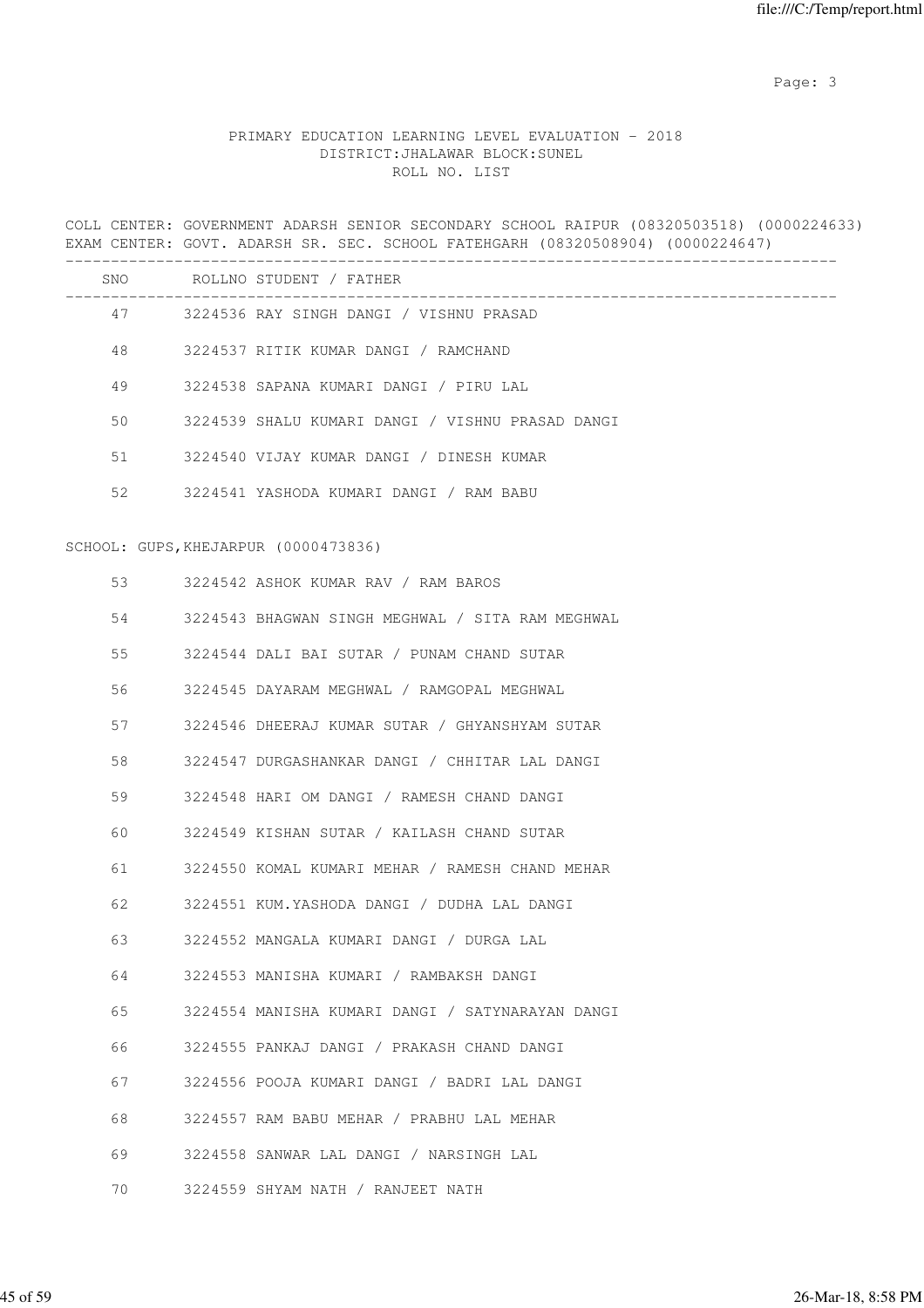PRIMARY EDUCATION LEARNING LEVEL EVALUATION - 2018
DISTRICT:JHALAWAR BLOCK:SUNEL
ROLL NO. LIST

COLL CENTER: GOVERNMENT ADARSH SENIOR SECONDARY SCHOOL RAIPUR (08320503518) (0000224633)
EXAM CENTER: GOVT. ADARSH SR. SEC. SCHOOL FATEHGARH (08320508904) (0000224647)

| SNO | ROLLNO | STUDENT / FATHER |
|---|---|---|
| 47 | 3224536 | RAY SINGH DANGI / VISHNU PRASAD |
| 48 | 3224537 | RITIK KUMAR DANGI / RAMCHAND |
| 49 | 3224538 | SAPANA KUMARI DANGI / PIRU LAL |
| 50 | 3224539 | SHALU KUMARI DANGI / VISHNU PRASAD DANGI |
| 51 | 3224540 | VIJAY KUMAR DANGI / DINESH KUMAR |
| 52 | 3224541 | YASHODA KUMARI DANGI / RAM BABU |

SCHOOL: GUPS,KHEJARPUR (0000473836)

| SNO | ROLLNO | STUDENT / FATHER |
|---|---|---|
| 53 | 3224542 | ASHOK KUMAR RAV / RAM BAROS |
| 54 | 3224543 | BHAGWAN SINGH MEGHWAL / SITA RAM MEGHWAL |
| 55 | 3224544 | DALI BAI SUTAR / PUNAM CHAND SUTAR |
| 56 | 3224545 | DAYARAM MEGHWAL / RAMGOPAL MEGHWAL |
| 57 | 3224546 | DHEERAJ KUMAR SUTAR / GHYANSHYAM SUTAR |
| 58 | 3224547 | DURGASHANKAR DANGI / CHHITAR LAL DANGI |
| 59 | 3224548 | HARI OM DANGI / RAMESH CHAND DANGI |
| 60 | 3224549 | KISHAN SUTAR / KAILASH CHAND SUTAR |
| 61 | 3224550 | KOMAL KUMARI MEHAR / RAMESH CHAND MEHAR |
| 62 | 3224551 | KUM.YASHODA DANGI / DUDHA LAL DANGI |
| 63 | 3224552 | MANGALA KUMARI DANGI / DURGA LAL |
| 64 | 3224553 | MANISHA KUMARI / RAMBAKSH DANGI |
| 65 | 3224554 | MANISHA KUMARI DANGI / SATYNARAYAN DANGI |
| 66 | 3224555 | PANKAJ DANGI / PRAKASH CHAND DANGI |
| 67 | 3224556 | POOJA KUMARI DANGI / BADRI LAL DANGI |
| 68 | 3224557 | RAM BABU MEHAR / PRABHU LAL MEHAR |
| 69 | 3224558 | SANWAR LAL DANGI / NARSINGH LAL |
| 70 | 3224559 | SHYAM NATH / RANJEET NATH |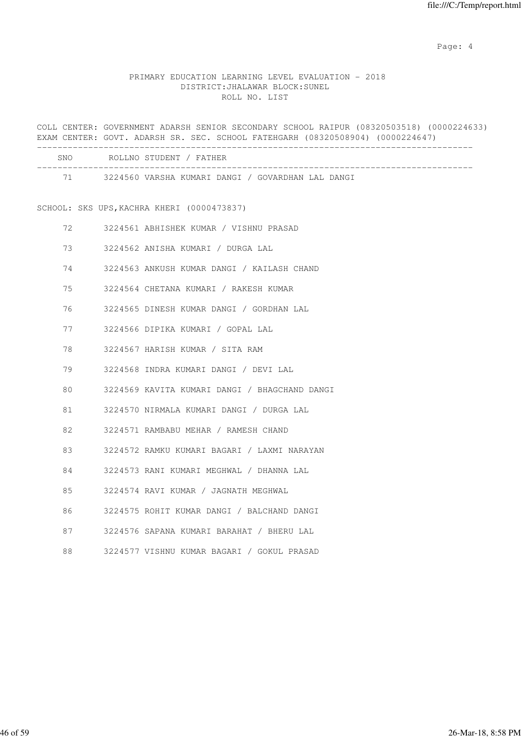PRIMARY EDUCATION LEARNING LEVEL EVALUATION - 2018
DISTRICT:JHALAWAR BLOCK:SUNEL
ROLL NO. LIST

COLL CENTER: GOVERNMENT ADARSH SENIOR SECONDARY SCHOOL RAIPUR (08320503518) (0000224633)
EXAM CENTER: GOVT. ADARSH SR. SEC. SCHOOL FATEHGARH (08320508904) (0000224647)

| SNO | ROLLNO | STUDENT / FATHER |
|---|---|---|
| 71 | 3224560 | VARSHA KUMARI DANGI / GOVARDHAN LAL DANGI |

SCHOOL: SKS UPS,KACHRA KHERI (0000473837)

| SNO | ROLLNO | STUDENT / FATHER |
|---|---|---|
| 72 | 3224561 | ABHISHEK KUMAR / VISHNU PRASAD |
| 73 | 3224562 | ANISHA KUMARI / DURGA LAL |
| 74 | 3224563 | ANKUSH KUMAR DANGI / KAILASH CHAND |
| 75 | 3224564 | CHETANA KUMARI / RAKESH KUMAR |
| 76 | 3224565 | DINESH KUMAR DANGI / GORDHAN LAL |
| 77 | 3224566 | DIPIKA KUMARI / GOPAL LAL |
| 78 | 3224567 | HARISH KUMAR / SITA RAM |
| 79 | 3224568 | INDRA KUMARI DANGI / DEVI LAL |
| 80 | 3224569 | KAVITA KUMARI DANGI / BHAGCHAND DANGI |
| 81 | 3224570 | NIRMALA KUMARI DANGI / DURGA LAL |
| 82 | 3224571 | RAMBABU MEHAR / RAMESH CHAND |
| 83 | 3224572 | RAMKU KUMARI BAGARI / LAXMI NARAYAN |
| 84 | 3224573 | RANI KUMARI MEGHWAL / DHANNA LAL |
| 85 | 3224574 | RAVI KUMAR / JAGNATH MEGHWAL |
| 86 | 3224575 | ROHIT KUMAR DANGI / BALCHAND DANGI |
| 87 | 3224576 | SAPANA KUMARI BARAHAT / BHERU LAL |
| 88 | 3224577 | VISHNU KUMAR BAGARI / GOKUL PRASAD |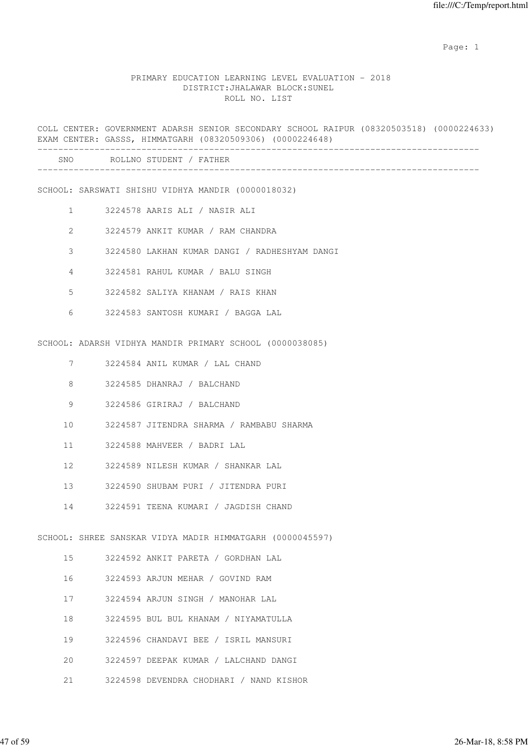PRIMARY EDUCATION LEARNING LEVEL EVALUATION - 2018
DISTRICT:JHALAWAR BLOCK:SUNEL
ROLL NO. LIST

COLL CENTER: GOVERNMENT ADARSH SENIOR SECONDARY SCHOOL RAIPUR (08320503518) (0000224633)
EXAM CENTER: GASSS, HIMMATGARH (08320509306) (0000224648)

| SNO | ROLLNO | STUDENT / FATHER |
|---|---|---|
| **SCHOOL: SARSWATI SHISHU VIDHYA MANDIR (0000018032)** | | |
| 1 | 3224578 | AARIS ALI / NASIR ALI |
| 2 | 3224579 | ANKIT KUMAR / RAM CHANDRA |
| 3 | 3224580 | LAKHAN KUMAR DANGI / RADHESHYAM DANGI |
| 4 | 3224581 | RAHUL KUMAR / BALU SINGH |
| 5 | 3224582 | SALIYA KHANAM / RAIS KHAN |
| 6 | 3224583 | SANTOSH KUMARI / BAGGA LAL |
| **SCHOOL: ADARSH VIDHYA MANDIR PRIMARY SCHOOL (0000038085)** | | |
| 7 | 3224584 | ANIL KUMAR / LAL CHAND |
| 8 | 3224585 | DHANRAJ / BALCHAND |
| 9 | 3224586 | GIRIRAJ / BALCHAND |
| 10 | 3224587 | JITENDRA SHARMA / RAMBABU SHARMA |
| 11 | 3224588 | MAHVEER / BADRI LAL |
| 12 | 3224589 | NILESH KUMAR / SHANKAR LAL |
| 13 | 3224590 | SHUBAM PURI / JITENDRA PURI |
| 14 | 3224591 | TEENA KUMARI / JAGDISH CHAND |
| **SCHOOL: SHREE SANSKAR VIDYA MADIR HIMMATGARH (0000045597)** | | |
| 15 | 3224592 | ANKIT PARETA / GORDHAN LAL |
| 16 | 3224593 | ARJUN MEHAR / GOVIND RAM |
| 17 | 3224594 | ARJUN SINGH / MANOHAR LAL |
| 18 | 3224595 | BUL BUL KHANAM / NIYAMATULLA |
| 19 | 3224596 | CHANDAVI BEE / ISRIL MANSURI |
| 20 | 3224597 | DEEPAK KUMAR / LALCHAND DANGI |
| 21 | 3224598 | DEVENDRA CHODHARI / NAND KISHOR |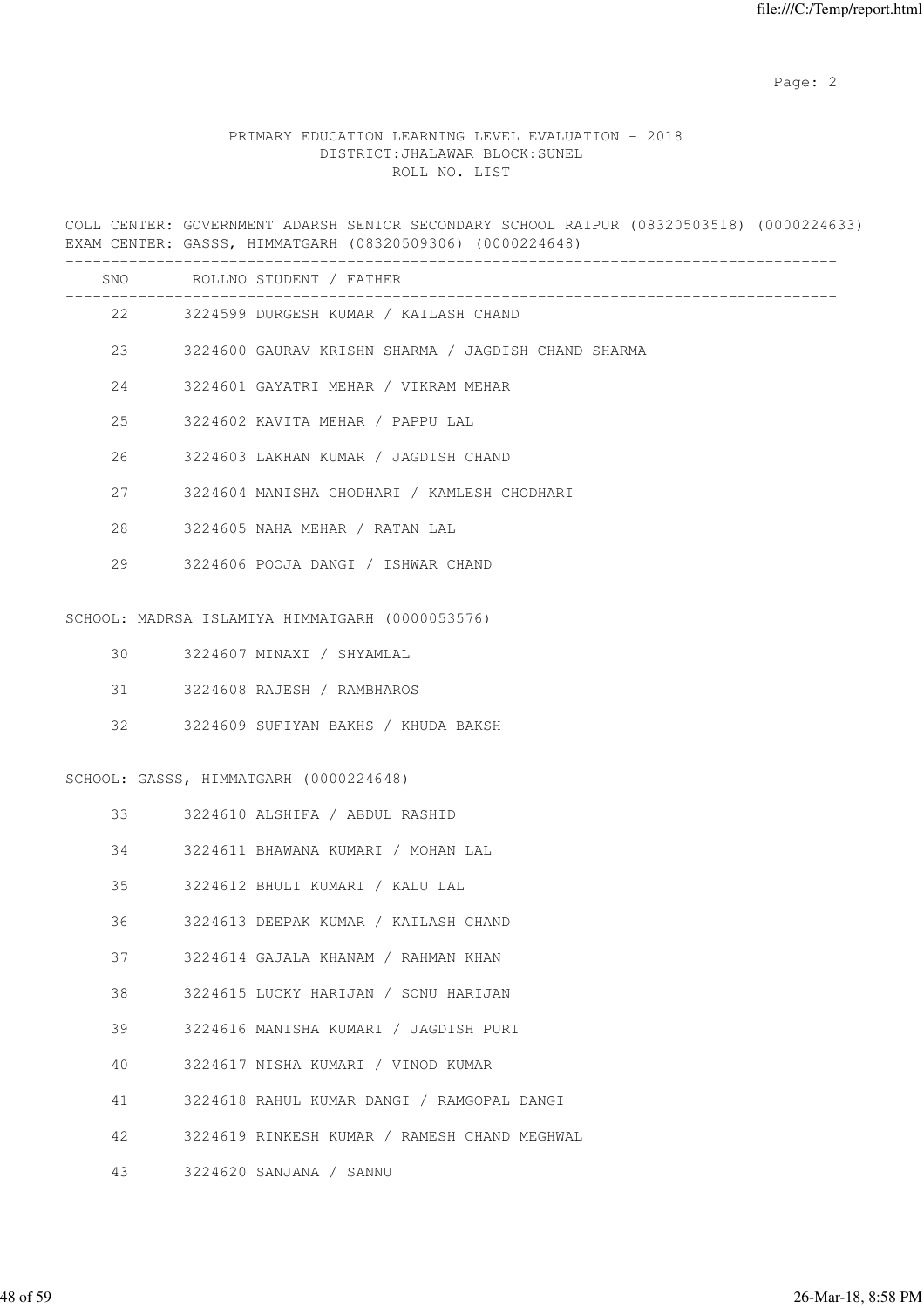PRIMARY EDUCATION LEARNING LEVEL EVALUATION - 2018
DISTRICT:JHALAWAR BLOCK:SUNEL
ROLL NO. LIST

COLL CENTER: GOVERNMENT ADARSH SENIOR SECONDARY SCHOOL RAIPUR (08320503518) (0000224633)
EXAM CENTER: GASSS, HIMMATGARH (08320509306) (0000224648)

| SNO | ROLLNO | STUDENT / FATHER |
|---|---|---|
| 22 | 3224599 | DURGESH KUMAR / KAILASH CHAND |
| 23 | 3224600 | GAURAV KRISHN SHARMA / JAGDISH CHAND SHARMA |
| 24 | 3224601 | GAYATRI MEHAR / VIKRAM MEHAR |
| 25 | 3224602 | KAVITA MEHAR / PAPPU LAL |
| 26 | 3224603 | LAKHAN KUMAR / JAGDISH CHAND |
| 27 | 3224604 | MANISHA CHODHARI / KAMLESH CHODHARI |
| 28 | 3224605 | NAHA MEHAR / RATAN LAL |
| 29 | 3224606 | POOJA DANGI / ISHWAR CHAND |

SCHOOL: MADRSA ISLAMIYA HIMMATGARH (0000053576)

| SNO | ROLLNO | STUDENT / FATHER |
|---|---|---|
| 30 | 3224607 | MINAXI / SHYAMLAL |
| 31 | 3224608 | RAJESH / RAMBHAROS |
| 32 | 3224609 | SUFIYAN BAKHS / KHUDA BAKSH |

SCHOOL: GASSS, HIMMATGARH (0000224648)

| SNO | ROLLNO | STUDENT / FATHER |
|---|---|---|
| 33 | 3224610 | ALSHIFA / ABDUL RASHID |
| 34 | 3224611 | BHAWANA KUMARI / MOHAN LAL |
| 35 | 3224612 | BHULI KUMARI / KALU LAL |
| 36 | 3224613 | DEEPAK KUMAR / KAILASH CHAND |
| 37 | 3224614 | GAJALA KHANAM / RAHMAN KHAN |
| 38 | 3224615 | LUCKY HARIJAN / SONU HARIJAN |
| 39 | 3224616 | MANISHA KUMARI / JAGDISH PURI |
| 40 | 3224617 | NISHA KUMARI / VINOD KUMAR |
| 41 | 3224618 | RAHUL KUMAR DANGI / RAMGOPAL DANGI |
| 42 | 3224619 | RINKESH KUMAR / RAMESH CHAND MEGHWAL |
| 43 | 3224620 | SANJANA / SANNU |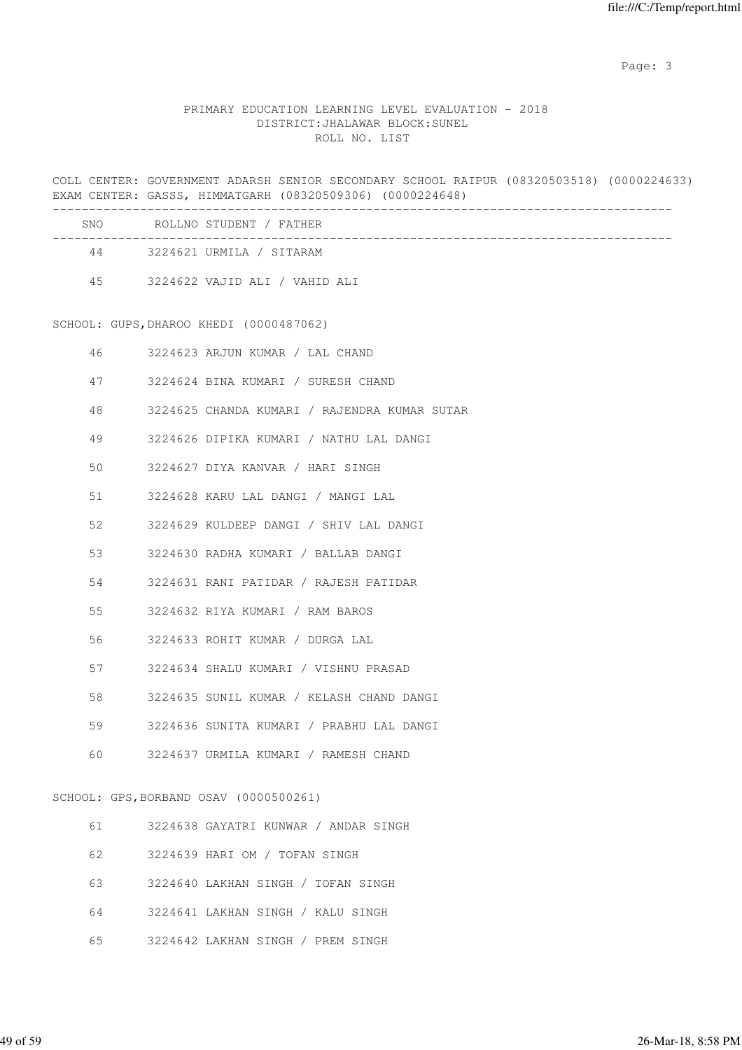PRIMARY EDUCATION LEARNING LEVEL EVALUATION - 2018
DISTRICT:JHALAWAR BLOCK:SUNEL
ROLL NO. LIST

COLL CENTER: GOVERNMENT ADARSH SENIOR SECONDARY SCHOOL RAIPUR (08320503518) (0000224633)
EXAM CENTER: GASSS, HIMMATGARH (08320509306) (0000224648)

| SNO | ROLLNO | STUDENT / FATHER |
|---|---|---|
| 44 | 3224621 | URMILA / SITARAM |
| 45 | 3224622 | VAJID ALI / VAHID ALI |

SCHOOL: GUPS,DHAROO KHEDI (0000487062)

| SNO | ROLLNO | STUDENT / FATHER |
|---|---|---|
| 46 | 3224623 | ARJUN KUMAR / LAL CHAND |
| 47 | 3224624 | BINA KUMARI / SURESH CHAND |
| 48 | 3224625 | CHANDA KUMARI / RAJENDRA KUMAR SUTAR |
| 49 | 3224626 | DIPIKA KUMARI / NATHU LAL DANGI |
| 50 | 3224627 | DIYA KANVAR / HARI SINGH |
| 51 | 3224628 | KARU LAL DANGI / MANGI LAL |
| 52 | 3224629 | KULDEEP DANGI / SHIV LAL DANGI |
| 53 | 3224630 | RADHA KUMARI / BALLAB DANGI |
| 54 | 3224631 | RANI PATIDAR / RAJESH PATIDAR |
| 55 | 3224632 | RIYA KUMARI / RAM BAROS |
| 56 | 3224633 | ROHIT KUMAR / DURGA LAL |
| 57 | 3224634 | SHALU KUMARI / VISHNU PRASAD |
| 58 | 3224635 | SUNIL KUMAR / KELASH CHAND DANGI |
| 59 | 3224636 | SUNITA KUMARI / PRABHU LAL DANGI |
| 60 | 3224637 | URMILA KUMARI / RAMESH CHAND |

SCHOOL: GPS,BORBAND OSAV (0000500261)

| SNO | ROLLNO | STUDENT / FATHER |
|---|---|---|
| 61 | 3224638 | GAYATRI KUNWAR / ANDAR SINGH |
| 62 | 3224639 | HARI OM / TOFAN SINGH |
| 63 | 3224640 | LAKHAN SINGH / TOFAN SINGH |
| 64 | 3224641 | LAKHAN SINGH / KALU SINGH |
| 65 | 3224642 | LAKHAN SINGH / PREM SINGH |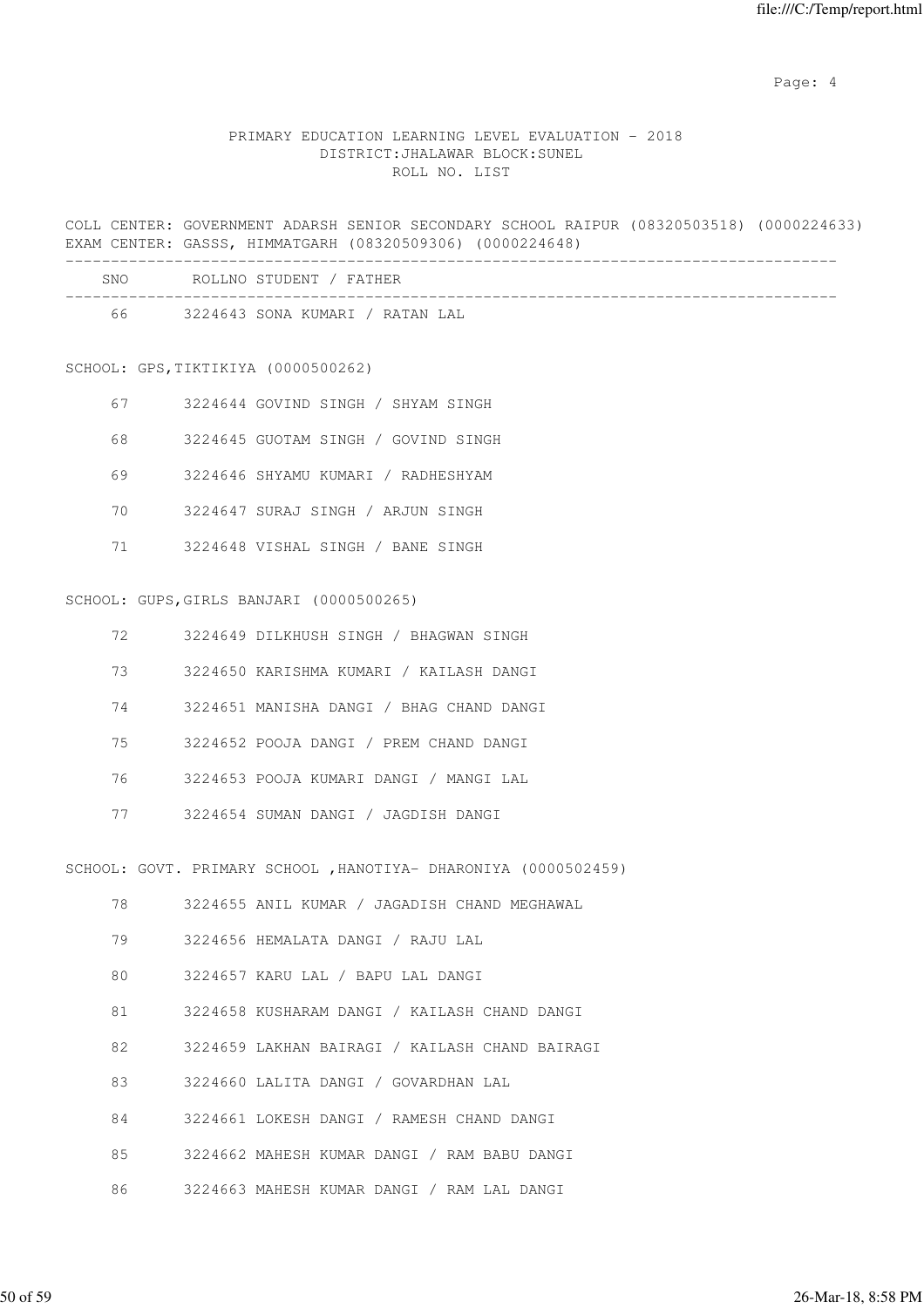PRIMARY EDUCATION LEARNING LEVEL EVALUATION - 2018
DISTRICT:JHALAWAR BLOCK:SUNEL
ROLL NO. LIST

COLL CENTER: GOVERNMENT ADARSH SENIOR SECONDARY SCHOOL RAIPUR (08320503518) (0000224633)
EXAM CENTER: GASSS, HIMMATGARH (08320509306) (0000224648)

| SNO | ROLLNO | STUDENT / FATHER |
|---|---|---|
| 66 | 3224643 | SONA KUMARI / RATAN LAL |

SCHOOL: GPS,TIKTIKIYA (0000500262)

| SNO | ROLLNO | STUDENT / FATHER |
|---|---|---|
| 67 | 3224644 | GOVIND SINGH / SHYAM SINGH |
| 68 | 3224645 | GUOTAM SINGH / GOVIND SINGH |
| 69 | 3224646 | SHYAMU KUMARI / RADHESHYAM |
| 70 | 3224647 | SURAJ SINGH / ARJUN SINGH |
| 71 | 3224648 | VISHAL SINGH / BANE SINGH |

SCHOOL: GUPS,GIRLS BANJARI (0000500265)

| SNO | ROLLNO | STUDENT / FATHER |
|---|---|---|
| 72 | 3224649 | DILKHUSH SINGH / BHAGWAN SINGH |
| 73 | 3224650 | KARISHMA KUMARI / KAILASH DANGI |
| 74 | 3224651 | MANISHA DANGI / BHAG CHAND DANGI |
| 75 | 3224652 | POOJA DANGI / PREM CHAND DANGI |
| 76 | 3224653 | POOJA KUMARI DANGI / MANGI LAL |
| 77 | 3224654 | SUMAN DANGI / JAGDISH DANGI |

SCHOOL: GOVT. PRIMARY SCHOOL ,HANOTIYA- DHARONIYA (0000502459)

| SNO | ROLLNO | STUDENT / FATHER |
|---|---|---|
| 78 | 3224655 | ANIL KUMAR / JAGADISH CHAND MEGHAWAL |
| 79 | 3224656 | HEMALATA DANGI / RAJU LAL |
| 80 | 3224657 | KARU LAL / BAPU LAL DANGI |
| 81 | 3224658 | KUSHARAM DANGI / KAILASH CHAND DANGI |
| 82 | 3224659 | LAKHAN BAIRAGI / KAILASH CHAND BAIRAGI |
| 83 | 3224660 | LALITA DANGI / GOVARDHAN LAL |
| 84 | 3224661 | LOKESH DANGI / RAMESH CHAND DANGI |
| 85 | 3224662 | MAHESH KUMAR DANGI / RAM BABU DANGI |
| 86 | 3224663 | MAHESH KUMAR DANGI / RAM LAL DANGI |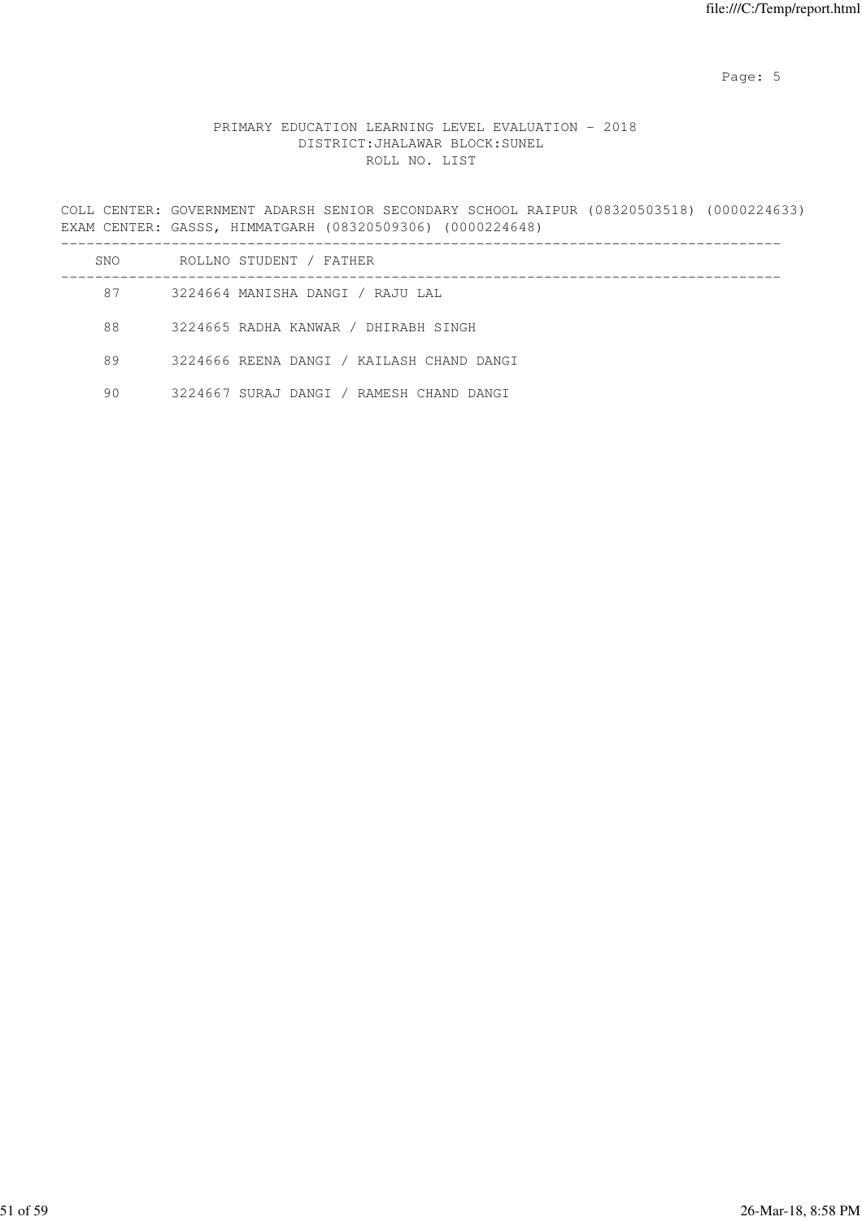PRIMARY EDUCATION LEARNING LEVEL EVALUATION - 2018
DISTRICT:JHALAWAR BLOCK:SUNEL
ROLL NO. LIST

COLL CENTER: GOVERNMENT ADARSH SENIOR SECONDARY SCHOOL RAIPUR (08320503518) (0000224633)
EXAM CENTER: GASSS, HIMMATGARH (08320509306) (0000224648)

| SNO | ROLLNO | STUDENT / FATHER |
|---|---|---|
| 87 | 3224664 | MANISHA DANGI / RAJU LAL |
| 88 | 3224665 | RADHA KANWAR / DHIRABH SINGH |
| 89 | 3224666 | REENA DANGI / KAILASH CHAND DANGI |
| 90 | 3224667 | SURAJ DANGI / RAMESH CHAND DANGI |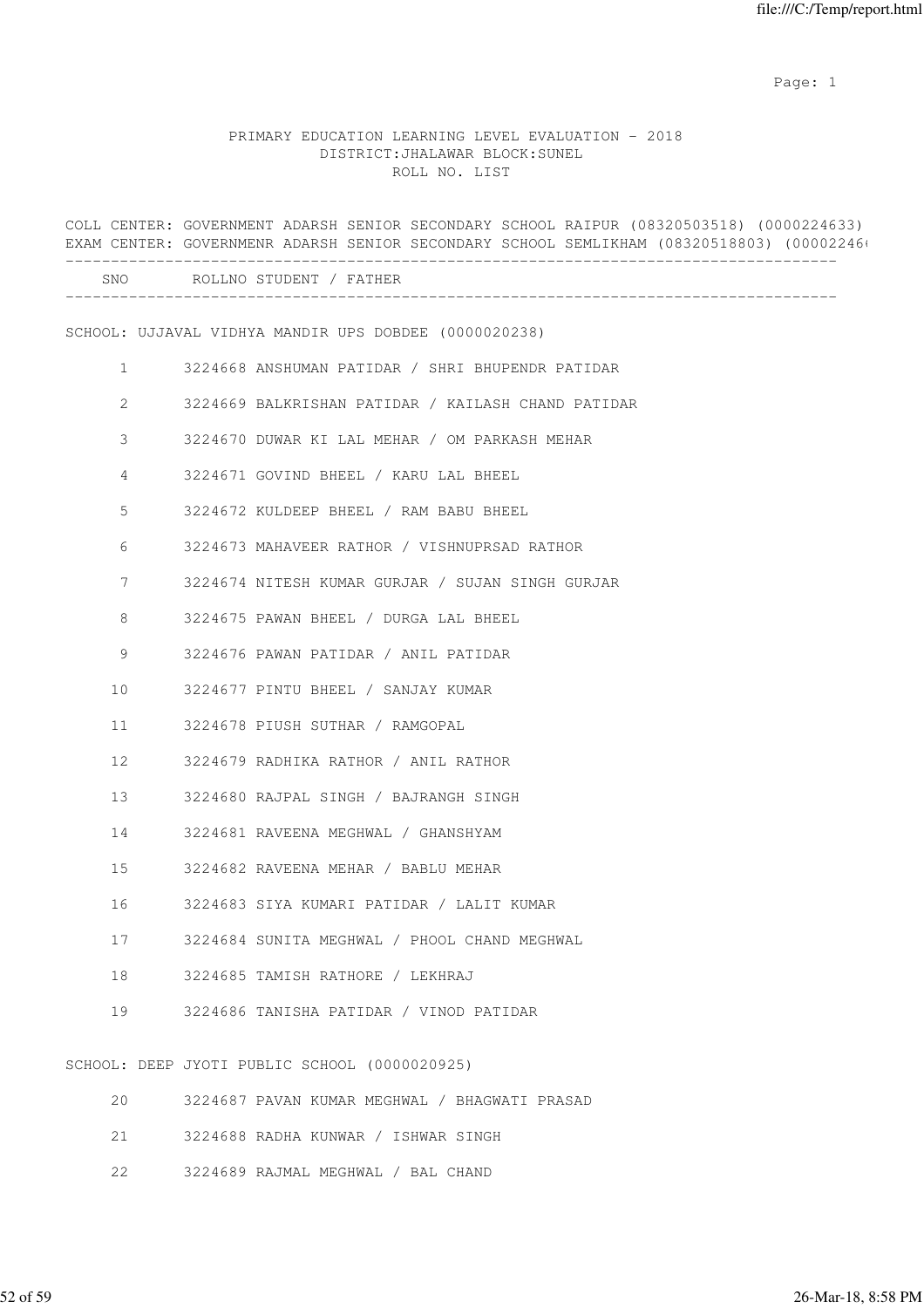PRIMARY EDUCATION LEARNING LEVEL EVALUATION - 2018
DISTRICT:JHALAWAR BLOCK:SUNEL
ROLL NO. LIST

COLL CENTER: GOVERNMENT ADARSH SENIOR SECONDARY SCHOOL RAIPUR (08320503518) (0000224633)
EXAM CENTER: GOVERNMENR ADARSH SENIOR SECONDARY SCHOOL SEMLIKHAM (08320518803) (00002246

| SNO | ROLLNO | STUDENT / FATHER |
|---|---|---|

SCHOOL: UJJAVAL VIDHYA MANDIR UPS DOBDEE (0000020238)

| SNO | ROLLNO | STUDENT / FATHER |
|---|---|---|
| 1 | 3224668 | ANSHUMAN PATIDAR / SHRI BHUPENDR PATIDAR |
| 2 | 3224669 | BALKRISHAN PATIDAR / KAILASH CHAND PATIDAR |
| 3 | 3224670 | DUWAR KI LAL MEHAR / OM PARKASH MEHAR |
| 4 | 3224671 | GOVIND BHEEL / KARU LAL BHEEL |
| 5 | 3224672 | KULDEEP BHEEL / RAM BABU BHEEL |
| 6 | 3224673 | MAHAVEER RATHOR / VISHNUPRSAD RATHOR |
| 7 | 3224674 | NITESH KUMAR GURJAR / SUJAN SINGH GURJAR |
| 8 | 3224675 | PAWAN BHEEL / DURGA LAL BHEEL |
| 9 | 3224676 | PAWAN PATIDAR / ANIL PATIDAR |
| 10 | 3224677 | PINTU BHEEL / SANJAY KUMAR |
| 11 | 3224678 | PIUSH SUTHAR / RAMGOPAL |
| 12 | 3224679 | RADHIKA RATHOR / ANIL RATHOR |
| 13 | 3224680 | RAJPAL SINGH / BAJRANGH SINGH |
| 14 | 3224681 | RAVEENA MEGHWAL / GHANSHYAM |
| 15 | 3224682 | RAVEENA MEHAR / BABLU MEHAR |
| 16 | 3224683 | SIYA KUMARI PATIDAR / LALIT KUMAR |
| 17 | 3224684 | SUNITA MEGHWAL / PHOOL CHAND MEGHWAL |
| 18 | 3224685 | TAMISH RATHORE / LEKHRAJ |
| 19 | 3224686 | TANISHA PATIDAR / VINOD PATIDAR |

SCHOOL: DEEP JYOTI PUBLIC SCHOOL (0000020925)

| SNO | ROLLNO | STUDENT / FATHER |
|---|---|---|
| 20 | 3224687 | PAVAN KUMAR MEGHWAL / BHAGWATI PRASAD |
| 21 | 3224688 | RADHA KUNWAR / ISHWAR SINGH |
| 22 | 3224689 | RAJMAL MEGHWAL / BAL CHAND |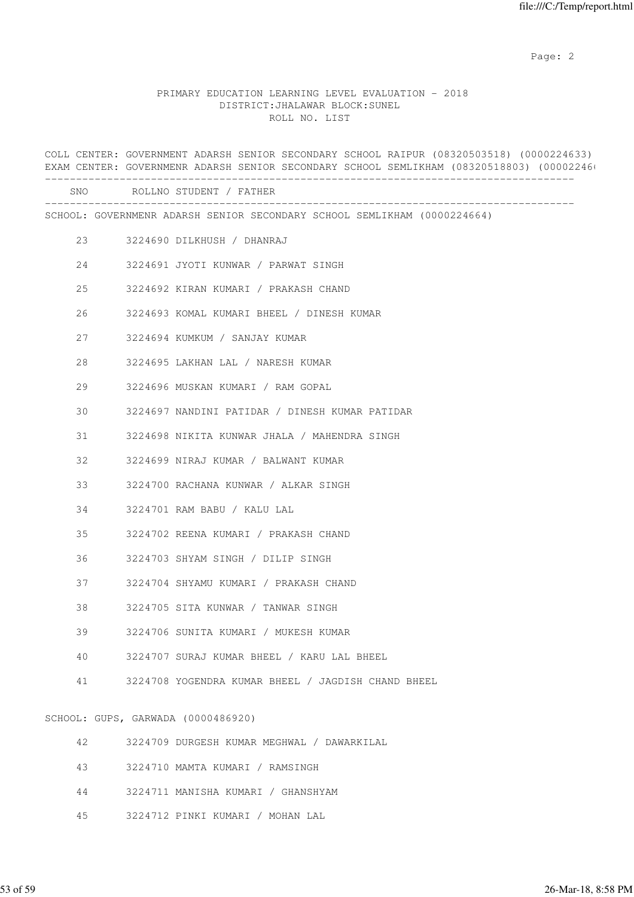PRIMARY EDUCATION LEARNING LEVEL EVALUATION - 2018
DISTRICT:JHALAWAR BLOCK:SUNEL
ROLL NO. LIST

COLL CENTER: GOVERNMENT ADARSH SENIOR SECONDARY SCHOOL RAIPUR (08320503518) (0000224633)
EXAM CENTER: GOVERNMENR ADARSH SENIOR SECONDARY SCHOOL SEMLIKHAM (08320518803) (00002246

| SNO | ROLLNO | STUDENT / FATHER |
|---|---|---|
| **SCHOOL: GOVERNMENR ADARSH SENIOR SECONDARY SCHOOL SEMLIKHAM (0000224664)** | | |
| 23 | 3224690 | DILKHUSH / DHANRAJ |
| 24 | 3224691 | JYOTI KUNWAR / PARWAT SINGH |
| 25 | 3224692 | KIRAN KUMARI / PRAKASH CHAND |
| 26 | 3224693 | KOMAL KUMARI BHEEL / DINESH KUMAR |
| 27 | 3224694 | KUMKUM / SANJAY KUMAR |
| 28 | 3224695 | LAKHAN LAL / NARESH KUMAR |
| 29 | 3224696 | MUSKAN KUMARI / RAM GOPAL |
| 30 | 3224697 | NANDINI PATIDAR / DINESH KUMAR PATIDAR |
| 31 | 3224698 | NIKITA KUNWAR JHALA / MAHENDRA SINGH |
| 32 | 3224699 | NIRAJ KUMAR / BALWANT KUMAR |
| 33 | 3224700 | RACHANA KUNWAR / ALKAR SINGH |
| 34 | 3224701 | RAM BABU / KALU LAL |
| 35 | 3224702 | REENA KUMARI / PRAKASH CHAND |
| 36 | 3224703 | SHYAM SINGH / DILIP SINGH |
| 37 | 3224704 | SHYAMU KUMARI / PRAKASH CHAND |
| 38 | 3224705 | SITA KUNWAR / TANWAR SINGH |
| 39 | 3224706 | SUNITA KUMARI / MUKESH KUMAR |
| 40 | 3224707 | SURAJ KUMAR BHEEL / KARU LAL BHEEL |
| 41 | 3224708 | YOGENDRA KUMAR BHEEL / JAGDISH CHAND BHEEL |
| **SCHOOL: GUPS, GARWADA (0000486920)** | | |
| 42 | 3224709 | DURGESH KUMAR MEGHWAL / DAWARKILAL |
| 43 | 3224710 | MAMTA KUMARI / RAMSINGH |
| 44 | 3224711 | MANISHA KUMARI / GHANSHYAM |
| 45 | 3224712 | PINKI KUMARI / MOHAN LAL |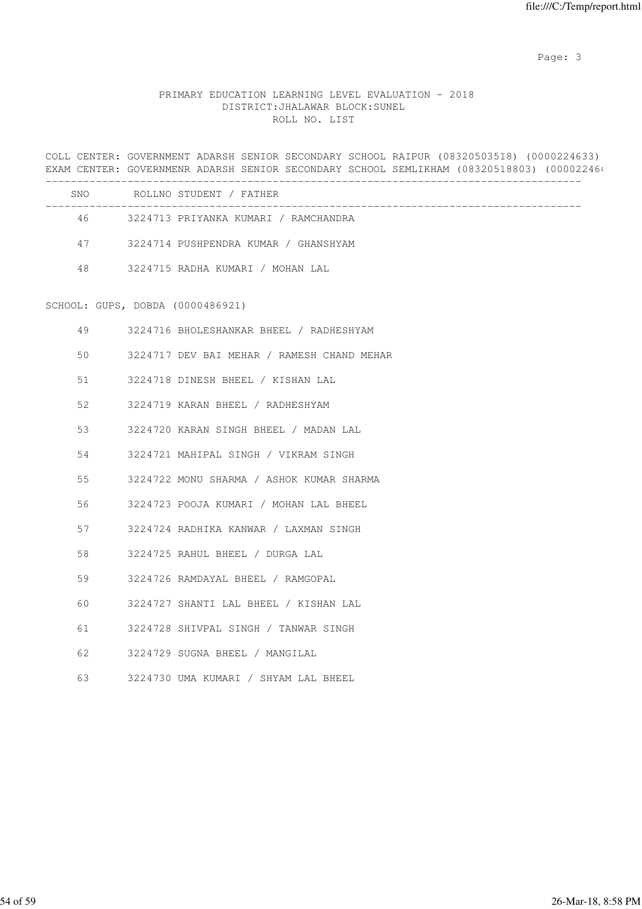PRIMARY EDUCATION LEARNING LEVEL EVALUATION - 2018
DISTRICT:JHALAWAR BLOCK:SUNEL
ROLL NO. LIST

COLL CENTER: GOVERNMENT ADARSH SENIOR SECONDARY SCHOOL RAIPUR (08320503518) (0000224633)
EXAM CENTER: GOVERNMENR ADARSH SENIOR SECONDARY SCHOOL SEMLIKHAM (08320518803) (00002246

| SNO | ROLLNO STUDENT / FATHER |
|---|---|
| 46 | 3224713 PRIYANKA KUMARI / RAMCHANDRA |
| 47 | 3224714 PUSHPENDRA KUMAR / GHANSHYAM |
| 48 | 3224715 RADHA KUMARI / MOHAN LAL |

SCHOOL: GUPS, DOBDA (0000486921)

| SNO | ROLLNO STUDENT / FATHER |
|---|---|
| 49 | 3224716 BHOLESHANKAR BHEEL / RADHESHYAM |
| 50 | 3224717 DEV BAI MEHAR / RAMESH CHAND MEHAR |
| 51 | 3224718 DINESH BHEEL / KISHAN LAL |
| 52 | 3224719 KARAN BHEEL / RADHESHYAM |
| 53 | 3224720 KARAN SINGH BHEEL / MADAN LAL |
| 54 | 3224721 MAHIPAL SINGH / VIKRAM SINGH |
| 55 | 3224722 MONU SHARMA / ASHOK KUMAR SHARMA |
| 56 | 3224723 POOJA KUMARI / MOHAN LAL BHEEL |
| 57 | 3224724 RADHIKA KANWAR / LAXMAN SINGH |
| 58 | 3224725 RAHUL BHEEL / DURGA LAL |
| 59 | 3224726 RAMDAYAL BHEEL / RAMGOPAL |
| 60 | 3224727 SHANTI LAL BHEEL / KISHAN LAL |
| 61 | 3224728 SHIVPAL SINGH / TANWAR SINGH |
| 62 | 3224729 SUGNA BHEEL / MANGILAL |
| 63 | 3224730 UMA KUMARI / SHYAM LAL BHEEL |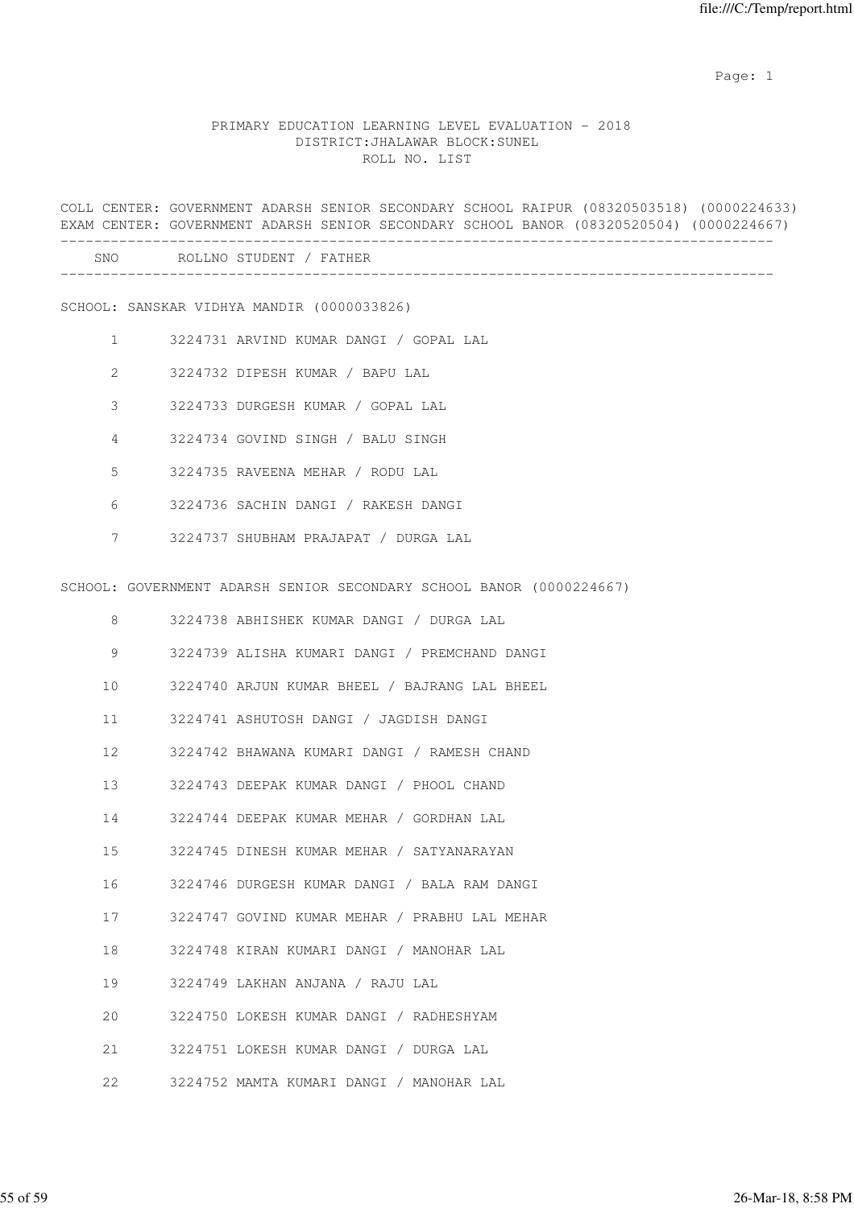# PRIMARY EDUCATION LEARNING LEVEL EVALUATION - 2018
## DISTRICT:JHALAWAR BLOCK:SUNEL
## ROLL NO. LIST

COLL CENTER: GOVERNMENT ADARSH SENIOR SECONDARY SCHOOL RAIPUR (08320503518) (0000224633)
EXAM CENTER: GOVERNMENT ADARSH SENIOR SECONDARY SCHOOL BANOR (08320520504) (0000224667)

SCHOOL: SANSKAR VIDHYA MANDIR (0000033826)

| SNO | ROLLNO | STUDENT / FATHER |
|---|---|---|
| 1 | 3224731 | ARVIND KUMAR DANGI / GOPAL LAL |
| 2 | 3224732 | DIPESH KUMAR / BAPU LAL |
| 3 | 3224733 | DURGESH KUMAR / GOPAL LAL |
| 4 | 3224734 | GOVIND SINGH / BALU SINGH |
| 5 | 3224735 | RAVEENA MEHAR / RODU LAL |
| 6 | 3224736 | SACHIN DANGI / RAKESH DANGI |
| 7 | 3224737 | SHUBHAM PRAJAPAT / DURGA LAL |

SCHOOL: GOVERNMENT ADARSH SENIOR SECONDARY SCHOOL BANOR (0000224667)

| SNO | ROLLNO | STUDENT / FATHER |
|---|---|---|
| 8 | 3224738 | ABHISHEK KUMAR DANGI / DURGA LAL |
| 9 | 3224739 | ALISHA KUMARI DANGI / PREMCHAND DANGI |
| 10 | 3224740 | ARJUN KUMAR BHEEL / BAJRANG LAL BHEEL |
| 11 | 3224741 | ASHUTOSH DANGI / JAGDISH DANGI |
| 12 | 3224742 | BHAWANA KUMARI DANGI / RAMESH CHAND |
| 13 | 3224743 | DEEPAK KUMAR DANGI / PHOOL CHAND |
| 14 | 3224744 | DEEPAK KUMAR MEHAR / GORDHAN LAL |
| 15 | 3224745 | DINESH KUMAR MEHAR / SATYANARAYAN |
| 16 | 3224746 | DURGESH KUMAR DANGI / BALA RAM DANGI |
| 17 | 3224747 | GOVIND KUMAR MEHAR / PRABHU LAL MEHAR |
| 18 | 3224748 | KIRAN KUMARI DANGI / MANOHAR LAL |
| 19 | 3224749 | LAKHAN ANJANA / RAJU LAL |
| 20 | 3224750 | LOKESH KUMAR DANGI / RADHESHYAM |
| 21 | 3224751 | LOKESH KUMAR DANGI / DURGA LAL |
| 22 | 3224752 | MAMTA KUMARI DANGI / MANOHAR LAL |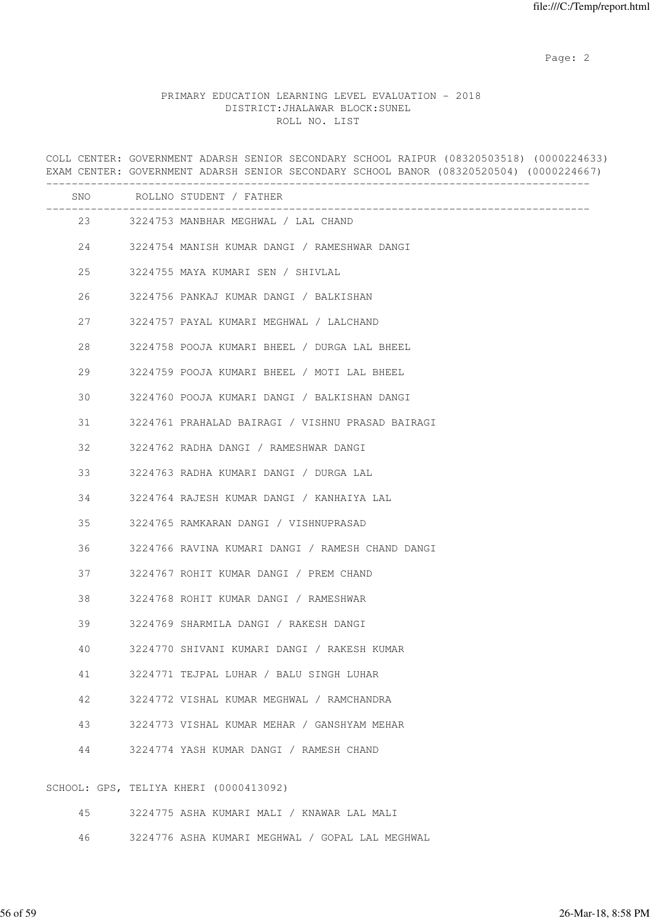PRIMARY EDUCATION LEARNING LEVEL EVALUATION - 2018
DISTRICT:JHALAWAR BLOCK:SUNEL
ROLL NO. LIST

COLL CENTER: GOVERNMENT ADARSH SENIOR SECONDARY SCHOOL RAIPUR (08320503518) (0000224633)
EXAM CENTER: GOVERNMENT ADARSH SENIOR SECONDARY SCHOOL BANOR (08320520504) (0000224667)

| SNO | ROLLNO | STUDENT / FATHER |
|---|---|---|
| 23 | 3224753 | MANBHAR MEGHWAL / LAL CHAND |
| 24 | 3224754 | MANISH KUMAR DANGI / RAMESHWAR DANGI |
| 25 | 3224755 | MAYA KUMARI SEN / SHIVLAL |
| 26 | 3224756 | PANKAJ KUMAR DANGI / BALKISHAN |
| 27 | 3224757 | PAYAL KUMARI MEGHWAL / LALCHAND |
| 28 | 3224758 | POOJA KUMARI BHEEL / DURGA LAL BHEEL |
| 29 | 3224759 | POOJA KUMARI BHEEL / MOTI LAL BHEEL |
| 30 | 3224760 | POOJA KUMARI DANGI / BALKISHAN DANGI |
| 31 | 3224761 | PRAHALAD BAIRAGI / VISHNU PRASAD BAIRAGI |
| 32 | 3224762 | RADHA DANGI / RAMESHWAR DANGI |
| 33 | 3224763 | RADHA KUMARI DANGI / DURGA LAL |
| 34 | 3224764 | RAJESH KUMAR DANGI / KANHAIYA LAL |
| 35 | 3224765 | RAMKARAN DANGI / VISHNUPRASAD |
| 36 | 3224766 | RAVINA KUMARI DANGI / RAMESH CHAND DANGI |
| 37 | 3224767 | ROHIT KUMAR DANGI / PREM CHAND |
| 38 | 3224768 | ROHIT KUMAR DANGI / RAMESHWAR |
| 39 | 3224769 | SHARMILA DANGI / RAKESH DANGI |
| 40 | 3224770 | SHIVANI KUMARI DANGI / RAKESH KUMAR |
| 41 | 3224771 | TEJPAL LUHAR / BALU SINGH LUHAR |
| 42 | 3224772 | VISHAL KUMAR MEGHWAL / RAMCHANDRA |
| 43 | 3224773 | VISHAL KUMAR MEHAR / GANSHYAM MEHAR |
| 44 | 3224774 | YASH KUMAR DANGI / RAMESH CHAND |

SCHOOL: GPS, TELIYA KHERI (0000413092)

| SNO | ROLLNO | STUDENT / FATHER |
|---|---|---|
| 45 | 3224775 | ASHA KUMARI MALI / KNAWAR LAL MALI |
| 46 | 3224776 | ASHA KUMARI MEGHWAL / GOPAL LAL MEGHWAL |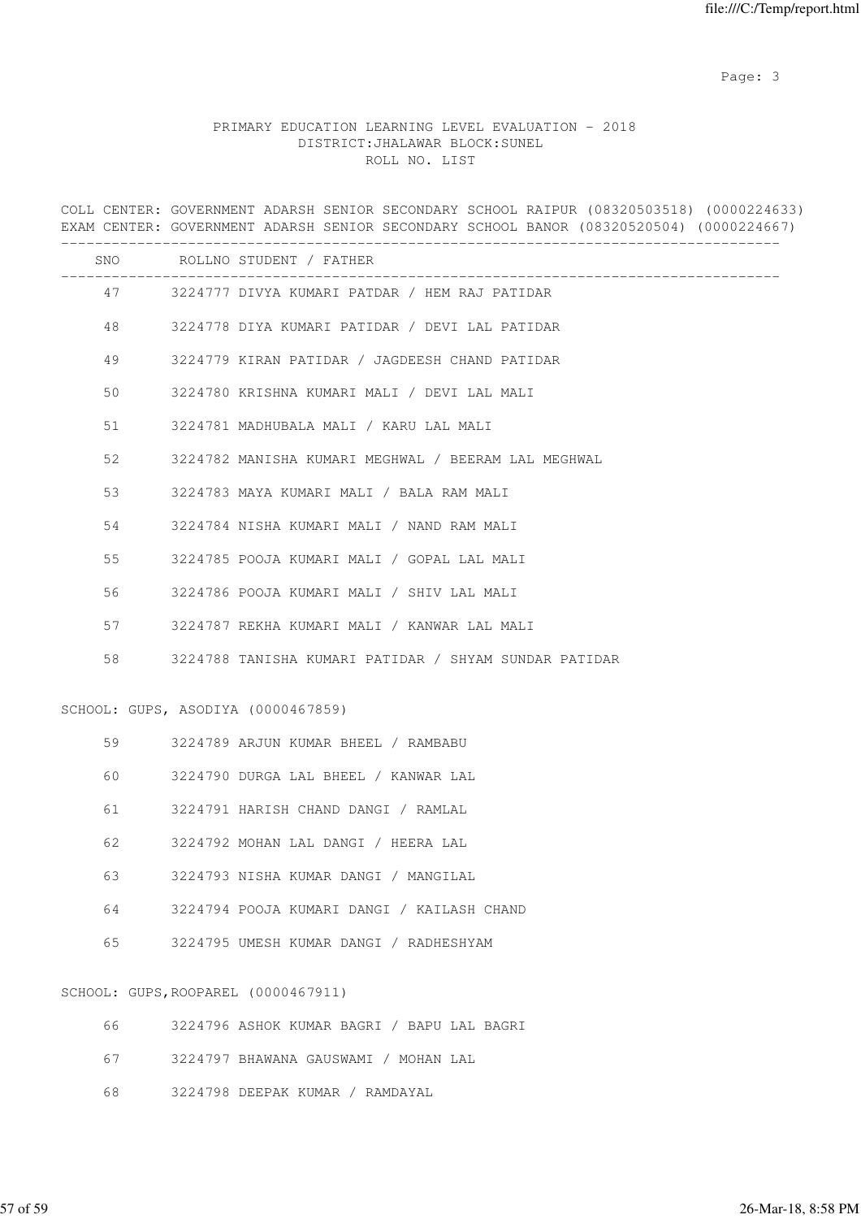PRIMARY EDUCATION LEARNING LEVEL EVALUATION - 2018
DISTRICT:JHALAWAR BLOCK:SUNEL
ROLL NO. LIST

COLL CENTER: GOVERNMENT ADARSH SENIOR SECONDARY SCHOOL RAIPUR (08320503518) (0000224633)
EXAM CENTER: GOVERNMENT ADARSH SENIOR SECONDARY SCHOOL BANOR (08320520504) (0000224667)

| SNO | ROLLNO | STUDENT / FATHER |
|---|---|---|
| 47 | 3224777 | DIVYA KUMARI PATDAR / HEM RAJ PATIDAR |
| 48 | 3224778 | DIYA KUMARI PATIDAR / DEVI LAL PATIDAR |
| 49 | 3224779 | KIRAN PATIDAR / JAGDEESH CHAND PATIDAR |
| 50 | 3224780 | KRISHNA KUMARI MALI / DEVI LAL MALI |
| 51 | 3224781 | MADHUBALA MALI / KARU LAL MALI |
| 52 | 3224782 | MANISHA KUMARI MEGHWAL / BEERAM LAL MEGHWAL |
| 53 | 3224783 | MAYA KUMARI MALI / BALA RAM MALI |
| 54 | 3224784 | NISHA KUMARI MALI / NAND RAM MALI |
| 55 | 3224785 | POOJA KUMARI MALI / GOPAL LAL MALI |
| 56 | 3224786 | POOJA KUMARI MALI / SHIV LAL MALI |
| 57 | 3224787 | REKHA KUMARI MALI / KANWAR LAL MALI |
| 58 | 3224788 | TANISHA KUMARI PATIDAR / SHYAM SUNDAR PATIDAR |

SCHOOL: GUPS, ASODIYA (0000467859)

| SNO | ROLLNO | STUDENT / FATHER |
|---|---|---|
| 59 | 3224789 | ARJUN KUMAR BHEEL / RAMBABU |
| 60 | 3224790 | DURGA LAL BHEEL / KANWAR LAL |
| 61 | 3224791 | HARISH CHAND DANGI / RAMLAL |
| 62 | 3224792 | MOHAN LAL DANGI / HEERA LAL |
| 63 | 3224793 | NISHA KUMAR DANGI / MANGILAL |
| 64 | 3224794 | POOJA KUMARI DANGI / KAILASH CHAND |
| 65 | 3224795 | UMESH KUMAR DANGI / RADHESHYAM |

SCHOOL: GUPS,ROOPAREL (0000467911)

| SNO | ROLLNO | STUDENT / FATHER |
|---|---|---|
| 66 | 3224796 | ASHOK KUMAR BAGRI / BAPU LAL BAGRI |
| 67 | 3224797 | BHAWANA GAUSWAMI / MOHAN LAL |
| 68 | 3224798 | DEEPAK KUMAR / RAMDAYAL |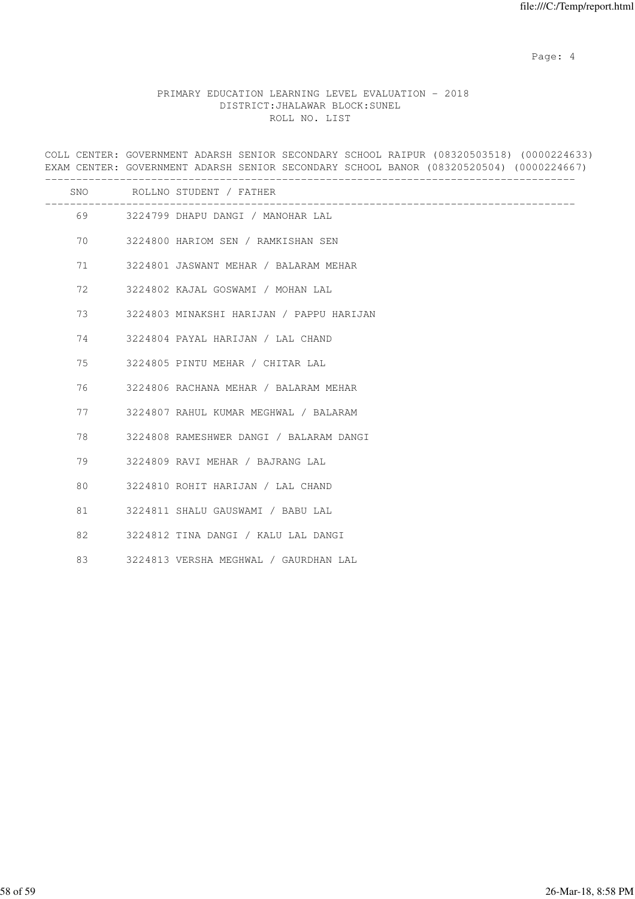PRIMARY EDUCATION LEARNING LEVEL EVALUATION - 2018
DISTRICT:JHALAWAR BLOCK:SUNEL
ROLL NO. LIST

COLL CENTER: GOVERNMENT ADARSH SENIOR SECONDARY SCHOOL RAIPUR (08320503518) (0000224633)
EXAM CENTER: GOVERNMENT ADARSH SENIOR SECONDARY SCHOOL BANOR (08320520504) (0000224667)

| SNO | ROLLNO | STUDENT / FATHER |
|---|---|---|
| 69 | 3224799 | DHAPU DANGI / MANOHAR LAL |
| 70 | 3224800 | HARIOM SEN / RAMKISHAN SEN |
| 71 | 3224801 | JASWANT MEHAR / BALARAM MEHAR |
| 72 | 3224802 | KAJAL GOSWAMI / MOHAN LAL |
| 73 | 3224803 | MINAKSHI HARIJAN / PAPPU HARIJAN |
| 74 | 3224804 | PAYAL HARIJAN / LAL CHAND |
| 75 | 3224805 | PINTU MEHAR / CHITAR LAL |
| 76 | 3224806 | RACHANA MEHAR / BALARAM MEHAR |
| 77 | 3224807 | RAHUL KUMAR MEGHWAL / BALARAM |
| 78 | 3224808 | RAMESHWER DANGI / BALARAM DANGI |
| 79 | 3224809 | RAVI MEHAR / BAJRANG LAL |
| 80 | 3224810 | ROHIT HARIJAN / LAL CHAND |
| 81 | 3224811 | SHALU GAUSWAMI / BABU LAL |
| 82 | 3224812 | TINA DANGI / KALU LAL DANGI |
| 83 | 3224813 | VERSHA MEGHWAL / GAURDHAN LAL |